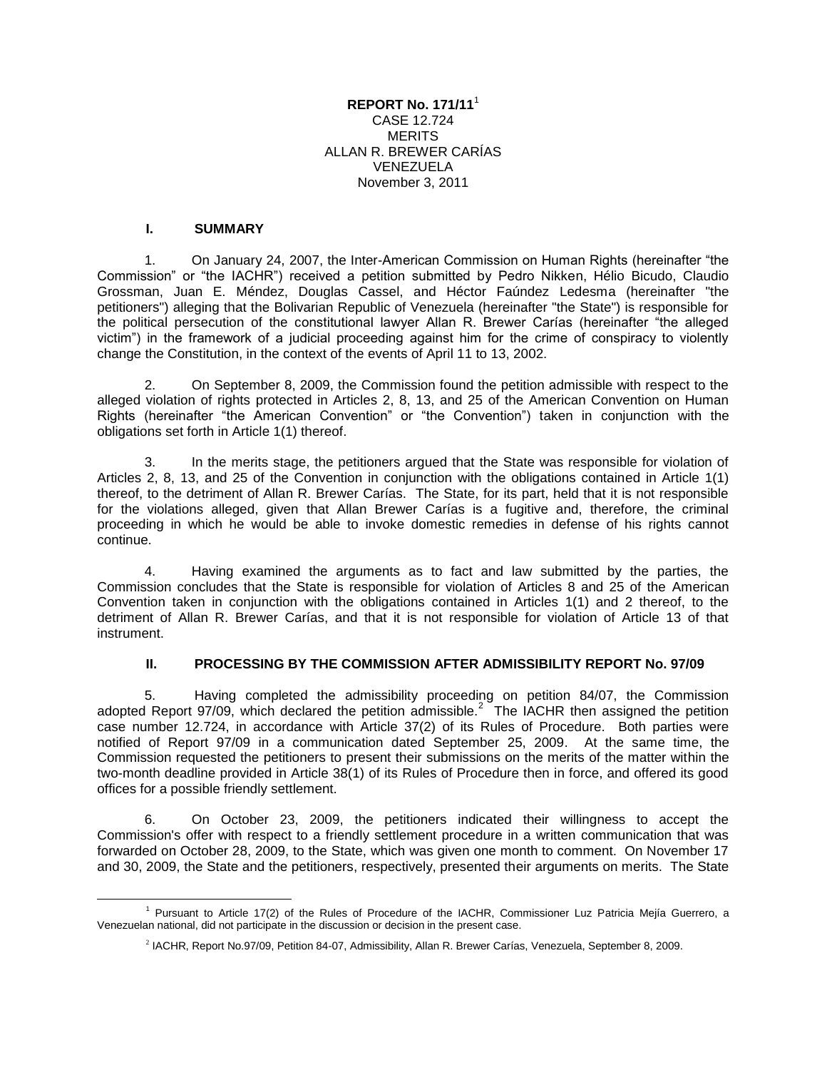**REPORT No. 171/11**[1]
CASE 12.724
MERITS
ALLAN R. BREWER CARÍAS
VENEZUELA
November 3, 2011

## I. SUMMARY

1. On January 24, 2007, the Inter-American Commission on Human Rights (hereinafter "the Commission" or "the IACHR") received a petition submitted by Pedro Nikken, Hélio Bicudo, Claudio Grossman, Juan E. Méndez, Douglas Cassel, and Héctor Faúndez Ledesma (hereinafter "the petitioners") alleging that the Bolivarian Republic of Venezuela (hereinafter "the State") is responsible for the political persecution of the constitutional lawyer Allan R. Brewer Carías (hereinafter "the alleged victim") in the framework of a judicial proceeding against him for the crime of conspiracy to violently change the Constitution, in the context of the events of April 11 to 13, 2002.

2. On September 8, 2009, the Commission found the petition admissible with respect to the alleged violation of rights protected in Articles 2, 8, 13, and 25 of the American Convention on Human Rights (hereinafter "the American Convention" or "the Convention") taken in conjunction with the obligations set forth in Article 1(1) thereof.

3. In the merits stage, the petitioners argued that the State was responsible for violation of Articles 2, 8, 13, and 25 of the Convention in conjunction with the obligations contained in Article 1(1) thereof, to the detriment of Allan R. Brewer Carías. The State, for its part, held that it is not responsible for the violations alleged, given that Allan Brewer Carías is a fugitive and, therefore, the criminal proceeding in which he would be able to invoke domestic remedies in defense of his rights cannot continue.

4. Having examined the arguments as to fact and law submitted by the parties, the Commission concludes that the State is responsible for violation of Articles 8 and 25 of the American Convention taken in conjunction with the obligations contained in Articles 1(1) and 2 thereof, to the detriment of Allan R. Brewer Carías, and that it is not responsible for violation of Article 13 of that instrument.

## II. PROCESSING BY THE COMMISSION AFTER ADMISSIBILITY REPORT No. 97/09

5. Having completed the admissibility proceeding on petition 84/07, the Commission adopted Report 97/09, which declared the petition admissible.[2] The IACHR then assigned the petition case number 12.724, in accordance with Article 37(2) of its Rules of Procedure. Both parties were notified of Report 97/09 in a communication dated September 25, 2009. At the same time, the Commission requested the petitioners to present their submissions on the merits of the matter within the two-month deadline provided in Article 38(1) of its Rules of Procedure then in force, and offered its good offices for a possible friendly settlement.

6. On October 23, 2009, the petitioners indicated their willingness to accept the Commission's offer with respect to a friendly settlement procedure in a written communication that was forwarded on October 28, 2009, to the State, which was given one month to comment. On November 17 and 30, 2009, the State and the petitioners, respectively, presented their arguments on merits. The State

[1] Pursuant to Article 17(2) of the Rules of Procedure of the IACHR, Commissioner Luz Patricia Mejía Guerrero, a Venezuelan national, did not participate in the discussion or decision in the present case.

[2] IACHR, Report No.97/09, Petition 84-07, Admissibility, Allan R. Brewer Carías, Venezuela, September 8, 2009.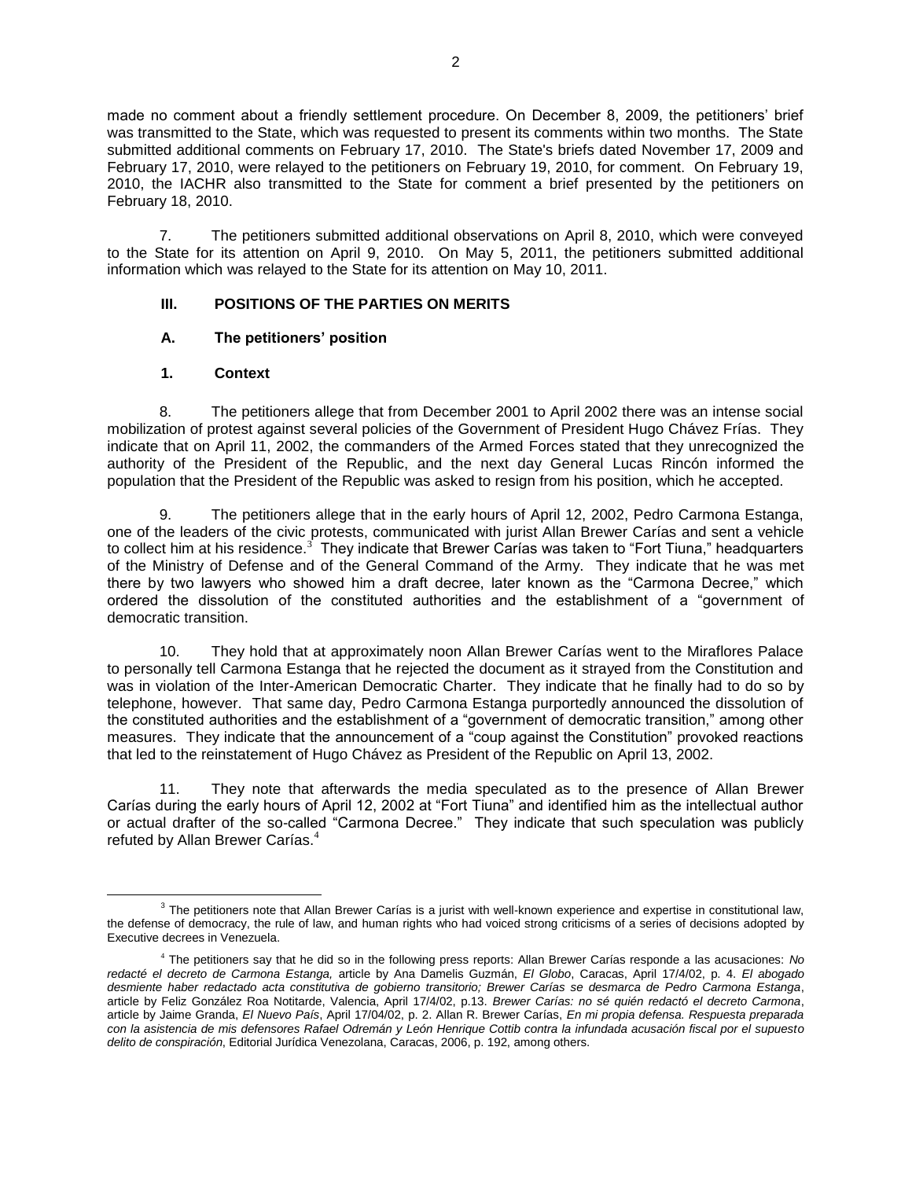made no comment about a friendly settlement procedure. On December 8, 2009, the petitioners' brief was transmitted to the State, which was requested to present its comments within two months. The State submitted additional comments on February 17, 2010. The State's briefs dated November 17, 2009 and February 17, 2010, were relayed to the petitioners on February 19, 2010, for comment. On February 19, 2010, the IACHR also transmitted to the State for comment a brief presented by the petitioners on February 18, 2010.

7. The petitioners submitted additional observations on April 8, 2010, which were conveyed to the State for its attention on April 9, 2010. On May 5, 2011, the petitioners submitted additional information which was relayed to the State for its attention on May 10, 2011.

## III. POSITIONS OF THE PARTIES ON MERITS

### A. The petitioners' position

#### 1. Context

8. The petitioners allege that from December 2001 to April 2002 there was an intense social mobilization of protest against several policies of the Government of President Hugo Chávez Frías. They indicate that on April 11, 2002, the commanders of the Armed Forces stated that they unrecognized the authority of the President of the Republic, and the next day General Lucas Rincón informed the population that the President of the Republic was asked to resign from his position, which he accepted.

9. The petitioners allege that in the early hours of April 12, 2002, Pedro Carmona Estanga, one of the leaders of the civic protests, communicated with jurist Allan Brewer Carías and sent a vehicle to collect him at his residence.[3] They indicate that Brewer Carías was taken to "Fort Tiuna," headquarters of the Ministry of Defense and of the General Command of the Army. They indicate that he was met there by two lawyers who showed him a draft decree, later known as the "Carmona Decree," which ordered the dissolution of the constituted authorities and the establishment of a "government of democratic transition.

10. They hold that at approximately noon Allan Brewer Carías went to the Miraflores Palace to personally tell Carmona Estanga that he rejected the document as it strayed from the Constitution and was in violation of the Inter-American Democratic Charter. They indicate that he finally had to do so by telephone, however. That same day, Pedro Carmona Estanga purportedly announced the dissolution of the constituted authorities and the establishment of a "government of democratic transition," among other measures. They indicate that the announcement of a "coup against the Constitution" provoked reactions that led to the reinstatement of Hugo Chávez as President of the Republic on April 13, 2002.

11. They note that afterwards the media speculated as to the presence of Allan Brewer Carías during the early hours of April 12, 2002 at "Fort Tiuna" and identified him as the intellectual author or actual drafter of the so-called "Carmona Decree." They indicate that such speculation was publicly refuted by Allan Brewer Carías.[4]

---

[3] The petitioners note that Allan Brewer Carías is a jurist with well-known experience and expertise in constitutional law, the defense of democracy, the rule of law, and human rights who had voiced strong criticisms of a series of decisions adopted by Executive decrees in Venezuela.

[4] The petitioners say that he did so in the following press reports: Allan Brewer Carías responde a las acusaciones: *No redacté el decreto de Carmona Estanga,* article by Ana Damelis Guzmán, *El Globo*, Caracas, April 17/4/02, p. 4. *El abogado desmiente haber redactado acta constitutiva de gobierno transitorio; Brewer Carías se desmarca de Pedro Carmona Estanga*, article by Feliz González Roa Notitarde, Valencia, April 17/4/02, p.13. *Brewer Carías: no sé quién redactó el decreto Carmona*, article by Jaime Granda, *El Nuevo País*, April 17/04/02, p. 2. Allan R. Brewer Carías, *En mi propia defensa. Respuesta preparada con la asistencia de mis defensores Rafael Odremán y León Henrique Cottib contra la infundada acusación fiscal por el supuesto delito de conspiración*, Editorial Jurídica Venezolana, Caracas, 2006, p. 192, among others.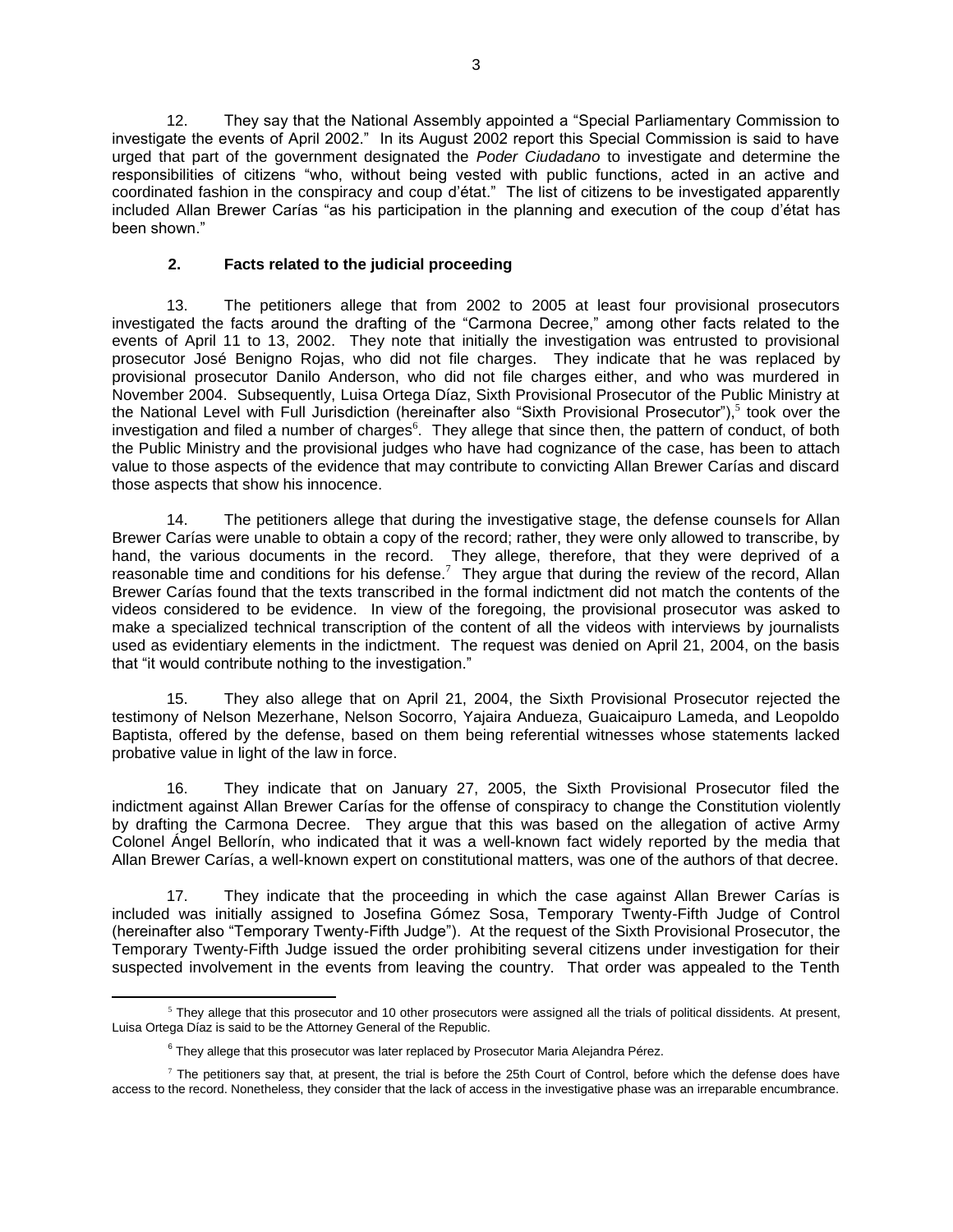12. They say that the National Assembly appointed a "Special Parliamentary Commission to investigate the events of April 2002." In its August 2002 report this Special Commission is said to have urged that part of the government designated the *Poder Ciudadano* to investigate and determine the responsibilities of citizens "who, without being vested with public functions, acted in an active and coordinated fashion in the conspiracy and coup d'état." The list of citizens to be investigated apparently included Allan Brewer Carías "as his participation in the planning and execution of the coup d'état has been shown."

## 2. Facts related to the judicial proceeding

13. The petitioners allege that from 2002 to 2005 at least four provisional prosecutors investigated the facts around the drafting of the "Carmona Decree," among other facts related to the events of April 11 to 13, 2002. They note that initially the investigation was entrusted to provisional prosecutor José Benigno Rojas, who did not file charges. They indicate that he was replaced by provisional prosecutor Danilo Anderson, who did not file charges either, and who was murdered in November 2004. Subsequently, Luisa Ortega Díaz, Sixth Provisional Prosecutor of the Public Ministry at the National Level with Full Jurisdiction (hereinafter also "Sixth Provisional Prosecutor"),[5] took over the investigation and filed a number of charges[6]. They allege that since then, the pattern of conduct, of both the Public Ministry and the provisional judges who have had cognizance of the case, has been to attach value to those aspects of the evidence that may contribute to convicting Allan Brewer Carías and discard those aspects that show his innocence.

14. The petitioners allege that during the investigative stage, the defense counsels for Allan Brewer Carías were unable to obtain a copy of the record; rather, they were only allowed to transcribe, by hand, the various documents in the record. They allege, therefore, that they were deprived of a reasonable time and conditions for his defense.[7] They argue that during the review of the record, Allan Brewer Carías found that the texts transcribed in the formal indictment did not match the contents of the videos considered to be evidence. In view of the foregoing, the provisional prosecutor was asked to make a specialized technical transcription of the content of all the videos with interviews by journalists used as evidentiary elements in the indictment. The request was denied on April 21, 2004, on the basis that "it would contribute nothing to the investigation."

15. They also allege that on April 21, 2004, the Sixth Provisional Prosecutor rejected the testimony of Nelson Mezerhane, Nelson Socorro, Yajaira Andueza, Guaicaipuro Lameda, and Leopoldo Baptista, offered by the defense, based on them being referential witnesses whose statements lacked probative value in light of the law in force.

16. They indicate that on January 27, 2005, the Sixth Provisional Prosecutor filed the indictment against Allan Brewer Carías for the offense of conspiracy to change the Constitution violently by drafting the Carmona Decree. They argue that this was based on the allegation of active Army Colonel Ángel Bellorín, who indicated that it was a well-known fact widely reported by the media that Allan Brewer Carías, a well-known expert on constitutional matters, was one of the authors of that decree.

17. They indicate that the proceeding in which the case against Allan Brewer Carías is included was initially assigned to Josefina Gómez Sosa, Temporary Twenty-Fifth Judge of Control (hereinafter also "Temporary Twenty-Fifth Judge"). At the request of the Sixth Provisional Prosecutor, the Temporary Twenty-Fifth Judge issued the order prohibiting several citizens under investigation for their suspected involvement in the events from leaving the country. That order was appealed to the Tenth

---

[5] They allege that this prosecutor and 10 other prosecutors were assigned all the trials of political dissidents. At present, Luisa Ortega Díaz is said to be the Attorney General of the Republic.

[6] They allege that this prosecutor was later replaced by Prosecutor Maria Alejandra Pérez.

[7] The petitioners say that, at present, the trial is before the 25th Court of Control, before which the defense does have access to the record. Nonetheless, they consider that the lack of access in the investigative phase was an irreparable encumbrance.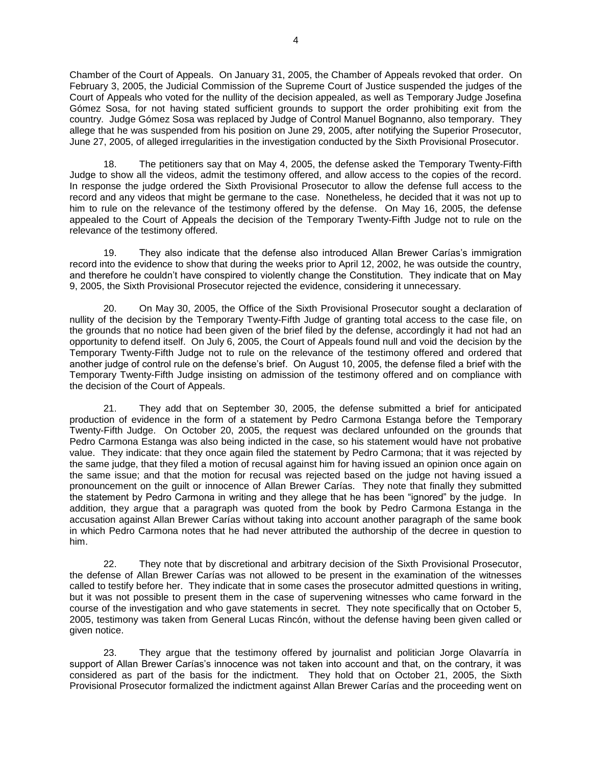Chamber of the Court of Appeals. On January 31, 2005, the Chamber of Appeals revoked that order. On February 3, 2005, the Judicial Commission of the Supreme Court of Justice suspended the judges of the Court of Appeals who voted for the nullity of the decision appealed, as well as Temporary Judge Josefina Gómez Sosa, for not having stated sufficient grounds to support the order prohibiting exit from the country. Judge Gómez Sosa was replaced by Judge of Control Manuel Bognanno, also temporary. They allege that he was suspended from his position on June 29, 2005, after notifying the Superior Prosecutor, June 27, 2005, of alleged irregularities in the investigation conducted by the Sixth Provisional Prosecutor.

18. The petitioners say that on May 4, 2005, the defense asked the Temporary Twenty-Fifth Judge to show all the videos, admit the testimony offered, and allow access to the copies of the record. In response the judge ordered the Sixth Provisional Prosecutor to allow the defense full access to the record and any videos that might be germane to the case. Nonetheless, he decided that it was not up to him to rule on the relevance of the testimony offered by the defense. On May 16, 2005, the defense appealed to the Court of Appeals the decision of the Temporary Twenty-Fifth Judge not to rule on the relevance of the testimony offered.

19. They also indicate that the defense also introduced Allan Brewer Carías's immigration record into the evidence to show that during the weeks prior to April 12, 2002, he was outside the country, and therefore he couldn't have conspired to violently change the Constitution. They indicate that on May 9, 2005, the Sixth Provisional Prosecutor rejected the evidence, considering it unnecessary.

20. On May 30, 2005, the Office of the Sixth Provisional Prosecutor sought a declaration of nullity of the decision by the Temporary Twenty-Fifth Judge of granting total access to the case file, on the grounds that no notice had been given of the brief filed by the defense, accordingly it had not had an opportunity to defend itself. On July 6, 2005, the Court of Appeals found null and void the decision by the Temporary Twenty-Fifth Judge not to rule on the relevance of the testimony offered and ordered that another judge of control rule on the defense's brief. On August 10, 2005, the defense filed a brief with the Temporary Twenty-Fifth Judge insisting on admission of the testimony offered and on compliance with the decision of the Court of Appeals.

21. They add that on September 30, 2005, the defense submitted a brief for anticipated production of evidence in the form of a statement by Pedro Carmona Estanga before the Temporary Twenty-Fifth Judge. On October 20, 2005, the request was declared unfounded on the grounds that Pedro Carmona Estanga was also being indicted in the case, so his statement would have not probative value. They indicate: that they once again filed the statement by Pedro Carmona; that it was rejected by the same judge, that they filed a motion of recusal against him for having issued an opinion once again on the same issue; and that the motion for recusal was rejected based on the judge not having issued a pronouncement on the guilt or innocence of Allan Brewer Carías. They note that finally they submitted the statement by Pedro Carmona in writing and they allege that he has been "ignored" by the judge. In addition, they argue that a paragraph was quoted from the book by Pedro Carmona Estanga in the accusation against Allan Brewer Carías without taking into account another paragraph of the same book in which Pedro Carmona notes that he had never attributed the authorship of the decree in question to him.

22. They note that by discretional and arbitrary decision of the Sixth Provisional Prosecutor, the defense of Allan Brewer Carías was not allowed to be present in the examination of the witnesses called to testify before her. They indicate that in some cases the prosecutor admitted questions in writing, but it was not possible to present them in the case of supervening witnesses who came forward in the course of the investigation and who gave statements in secret. They note specifically that on October 5, 2005, testimony was taken from General Lucas Rincón, without the defense having been given called or given notice.

23. They argue that the testimony offered by journalist and politician Jorge Olavarría in support of Allan Brewer Carías's innocence was not taken into account and that, on the contrary, it was considered as part of the basis for the indictment. They hold that on October 21, 2005, the Sixth Provisional Prosecutor formalized the indictment against Allan Brewer Carías and the proceeding went on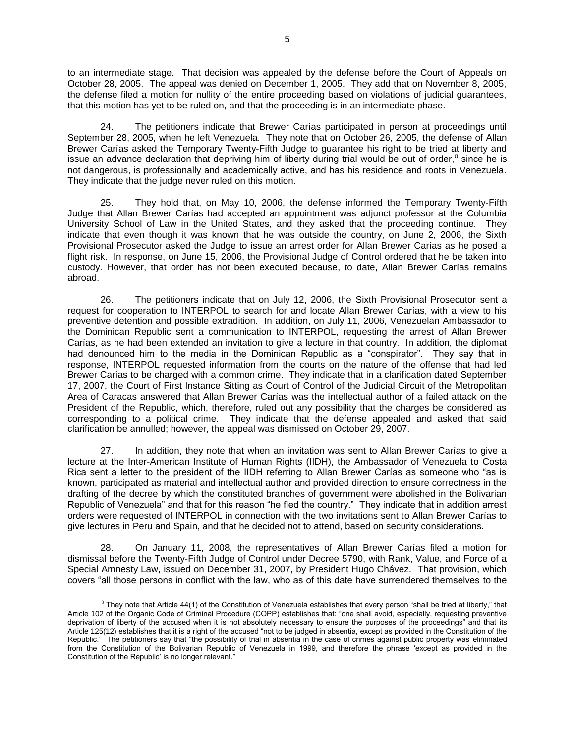to an intermediate stage. That decision was appealed by the defense before the Court of Appeals on October 28, 2005. The appeal was denied on December 1, 2005. They add that on November 8, 2005, the defense filed a motion for nullity of the entire proceeding based on violations of judicial guarantees, that this motion has yet to be ruled on, and that the proceeding is in an intermediate phase.

24. The petitioners indicate that Brewer Carías participated in person at proceedings until September 28, 2005, when he left Venezuela. They note that on October 26, 2005, the defense of Allan Brewer Carías asked the Temporary Twenty-Fifth Judge to guarantee his right to be tried at liberty and issue an advance declaration that depriving him of liberty during trial would be out of order,[8] since he is not dangerous, is professionally and academically active, and has his residence and roots in Venezuela. They indicate that the judge never ruled on this motion.

25. They hold that, on May 10, 2006, the defense informed the Temporary Twenty-Fifth Judge that Allan Brewer Carías had accepted an appointment was adjunct professor at the Columbia University School of Law in the United States, and they asked that the proceeding continue. They indicate that even though it was known that he was outside the country, on June 2, 2006, the Sixth Provisional Prosecutor asked the Judge to issue an arrest order for Allan Brewer Carías as he posed a flight risk. In response, on June 15, 2006, the Provisional Judge of Control ordered that he be taken into custody. However, that order has not been executed because, to date, Allan Brewer Carías remains abroad.

26. The petitioners indicate that on July 12, 2006, the Sixth Provisional Prosecutor sent a request for cooperation to INTERPOL to search for and locate Allan Brewer Carías, with a view to his preventive detention and possible extradition. In addition, on July 11, 2006, Venezuelan Ambassador to the Dominican Republic sent a communication to INTERPOL, requesting the arrest of Allan Brewer Carías, as he had been extended an invitation to give a lecture in that country. In addition, the diplomat had denounced him to the media in the Dominican Republic as a "conspirator". They say that in response, INTERPOL requested information from the courts on the nature of the offense that had led Brewer Carías to be charged with a common crime. They indicate that in a clarification dated September 17, 2007, the Court of First Instance Sitting as Court of Control of the Judicial Circuit of the Metropolitan Area of Caracas answered that Allan Brewer Carías was the intellectual author of a failed attack on the President of the Republic, which, therefore, ruled out any possibility that the charges be considered as corresponding to a political crime. They indicate that the defense appealed and asked that said clarification be annulled; however, the appeal was dismissed on October 29, 2007.

27. In addition, they note that when an invitation was sent to Allan Brewer Carías to give a lecture at the Inter-American Institute of Human Rights (IIDH), the Ambassador of Venezuela to Costa Rica sent a letter to the president of the IIDH referring to Allan Brewer Carías as someone who "as is known, participated as material and intellectual author and provided direction to ensure correctness in the drafting of the decree by which the constituted branches of government were abolished in the Bolivarian Republic of Venezuela" and that for this reason "he fled the country." They indicate that in addition arrest orders were requested of INTERPOL in connection with the two invitations sent to Allan Brewer Carías to give lectures in Peru and Spain, and that he decided not to attend, based on security considerations.

28. On January 11, 2008, the representatives of Allan Brewer Carías filed a motion for dismissal before the Twenty-Fifth Judge of Control under Decree 5790, with Rank, Value, and Force of a Special Amnesty Law, issued on December 31, 2007, by President Hugo Chávez. That provision, which covers "all those persons in conflict with the law, who as of this date have surrendered themselves to the

[8] They note that Article 44(1) of the Constitution of Venezuela establishes that every person "shall be tried at liberty," that Article 102 of the Organic Code of Criminal Procedure (COPP) establishes that: "one shall avoid, especially, requesting preventive deprivation of liberty of the accused when it is not absolutely necessary to ensure the purposes of the proceedings" and that its Article 125(12) establishes that it is a right of the accused "not to be judged in absentia, except as provided in the Constitution of the Republic." The petitioners say that "the possibility of trial in absentia in the case of crimes against public property was eliminated from the Constitution of the Bolivarian Republic of Venezuela in 1999, and therefore the phrase 'except as provided in the Constitution of the Republic' is no longer relevant."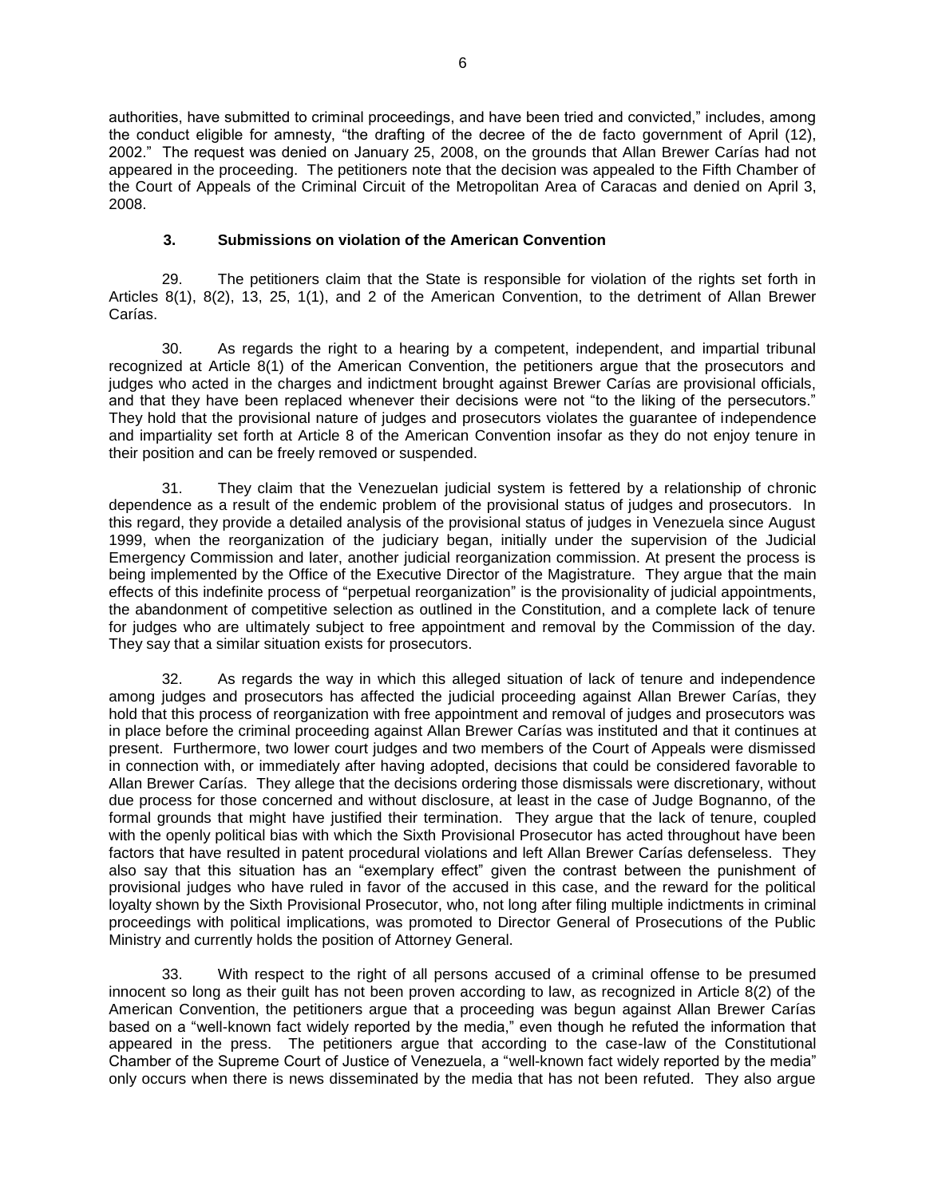authorities, have submitted to criminal proceedings, and have been tried and convicted," includes, among the conduct eligible for amnesty, "the drafting of the decree of the de facto government of April (12), 2002." The request was denied on January 25, 2008, on the grounds that Allan Brewer Carías had not appeared in the proceeding. The petitioners note that the decision was appealed to the Fifth Chamber of the Court of Appeals of the Criminal Circuit of the Metropolitan Area of Caracas and denied on April 3, 2008.

### 3. Submissions on violation of the American Convention

29. The petitioners claim that the State is responsible for violation of the rights set forth in Articles 8(1), 8(2), 13, 25, 1(1), and 2 of the American Convention, to the detriment of Allan Brewer Carías.

30. As regards the right to a hearing by a competent, independent, and impartial tribunal recognized at Article 8(1) of the American Convention, the petitioners argue that the prosecutors and judges who acted in the charges and indictment brought against Brewer Carías are provisional officials, and that they have been replaced whenever their decisions were not "to the liking of the persecutors." They hold that the provisional nature of judges and prosecutors violates the guarantee of independence and impartiality set forth at Article 8 of the American Convention insofar as they do not enjoy tenure in their position and can be freely removed or suspended.

31. They claim that the Venezuelan judicial system is fettered by a relationship of chronic dependence as a result of the endemic problem of the provisional status of judges and prosecutors. In this regard, they provide a detailed analysis of the provisional status of judges in Venezuela since August 1999, when the reorganization of the judiciary began, initially under the supervision of the Judicial Emergency Commission and later, another judicial reorganization commission. At present the process is being implemented by the Office of the Executive Director of the Magistrature. They argue that the main effects of this indefinite process of "perpetual reorganization" is the provisionality of judicial appointments, the abandonment of competitive selection as outlined in the Constitution, and a complete lack of tenure for judges who are ultimately subject to free appointment and removal by the Commission of the day. They say that a similar situation exists for prosecutors.

32. As regards the way in which this alleged situation of lack of tenure and independence among judges and prosecutors has affected the judicial proceeding against Allan Brewer Carías, they hold that this process of reorganization with free appointment and removal of judges and prosecutors was in place before the criminal proceeding against Allan Brewer Carías was instituted and that it continues at present. Furthermore, two lower court judges and two members of the Court of Appeals were dismissed in connection with, or immediately after having adopted, decisions that could be considered favorable to Allan Brewer Carías. They allege that the decisions ordering those dismissals were discretionary, without due process for those concerned and without disclosure, at least in the case of Judge Bognanno, of the formal grounds that might have justified their termination. They argue that the lack of tenure, coupled with the openly political bias with which the Sixth Provisional Prosecutor has acted throughout have been factors that have resulted in patent procedural violations and left Allan Brewer Carías defenseless. They also say that this situation has an "exemplary effect" given the contrast between the punishment of provisional judges who have ruled in favor of the accused in this case, and the reward for the political loyalty shown by the Sixth Provisional Prosecutor, who, not long after filing multiple indictments in criminal proceedings with political implications, was promoted to Director General of Prosecutions of the Public Ministry and currently holds the position of Attorney General.

33. With respect to the right of all persons accused of a criminal offense to be presumed innocent so long as their guilt has not been proven according to law, as recognized in Article 8(2) of the American Convention, the petitioners argue that a proceeding was begun against Allan Brewer Carías based on a "well-known fact widely reported by the media," even though he refuted the information that appeared in the press. The petitioners argue that according to the case-law of the Constitutional Chamber of the Supreme Court of Justice of Venezuela, a "well-known fact widely reported by the media" only occurs when there is news disseminated by the media that has not been refuted. They also argue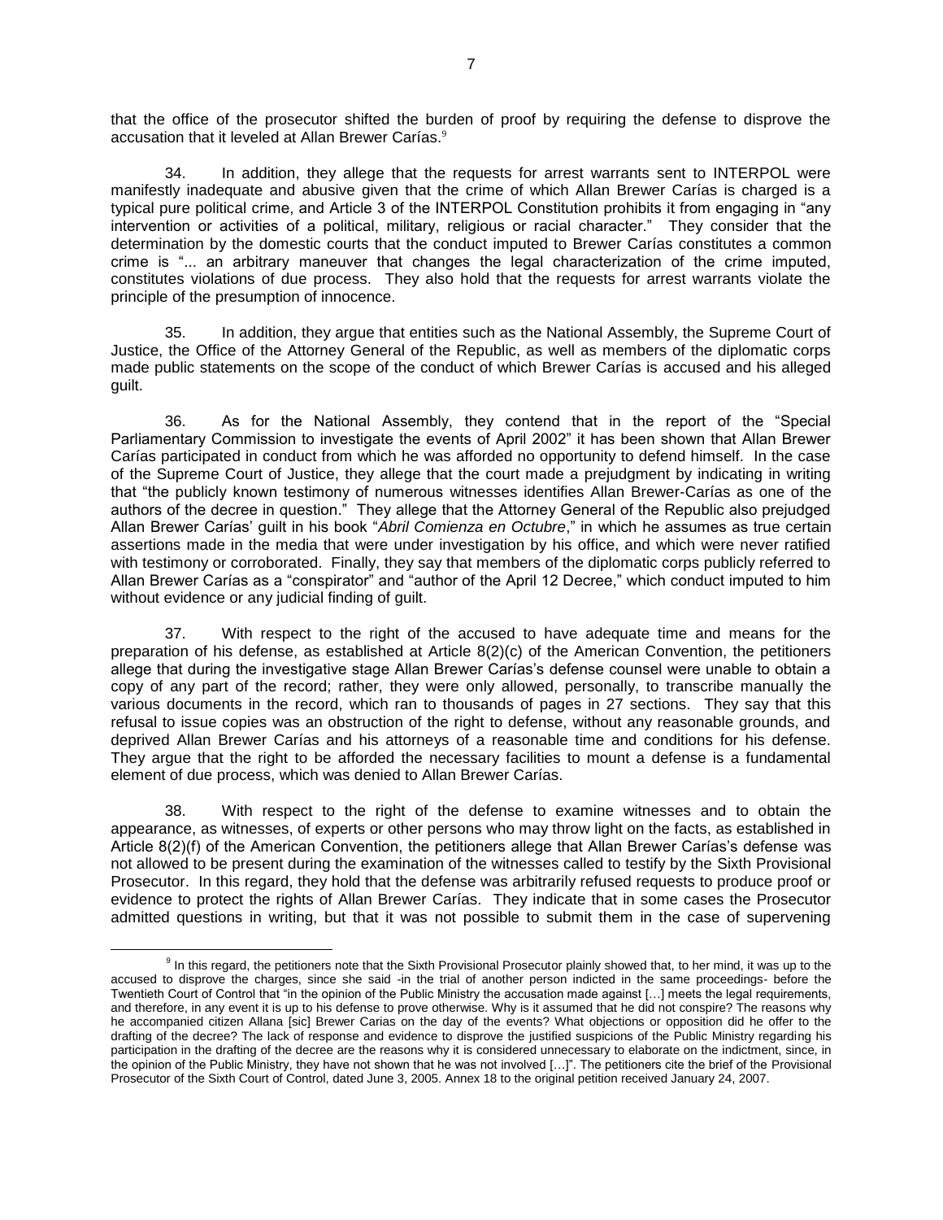that the office of the prosecutor shifted the burden of proof by requiring the defense to disprove the accusation that it leveled at Allan Brewer Carías.[9]

34. In addition, they allege that the requests for arrest warrants sent to INTERPOL were manifestly inadequate and abusive given that the crime of which Allan Brewer Carías is charged is a typical pure political crime, and Article 3 of the INTERPOL Constitution prohibits it from engaging in "any intervention or activities of a political, military, religious or racial character." They consider that the determination by the domestic courts that the conduct imputed to Brewer Carías constitutes a common crime is "... an arbitrary maneuver that changes the legal characterization of the crime imputed, constitutes violations of due process. They also hold that the requests for arrest warrants violate the principle of the presumption of innocence.

35. In addition, they argue that entities such as the National Assembly, the Supreme Court of Justice, the Office of the Attorney General of the Republic, as well as members of the diplomatic corps made public statements on the scope of the conduct of which Brewer Carías is accused and his alleged guilt.

36. As for the National Assembly, they contend that in the report of the "Special Parliamentary Commission to investigate the events of April 2002" it has been shown that Allan Brewer Carías participated in conduct from which he was afforded no opportunity to defend himself. In the case of the Supreme Court of Justice, they allege that the court made a prejudgment by indicating in writing that "the publicly known testimony of numerous witnesses identifies Allan Brewer-Carías as one of the authors of the decree in question." They allege that the Attorney General of the Republic also prejudged Allan Brewer Carías' guilt in his book "*Abril Comienza en Octubre*," in which he assumes as true certain assertions made in the media that were under investigation by his office, and which were never ratified with testimony or corroborated. Finally, they say that members of the diplomatic corps publicly referred to Allan Brewer Carías as a "conspirator" and "author of the April 12 Decree," which conduct imputed to him without evidence or any judicial finding of guilt.

37. With respect to the right of the accused to have adequate time and means for the preparation of his defense, as established at Article 8(2)(c) of the American Convention, the petitioners allege that during the investigative stage Allan Brewer Carías's defense counsel were unable to obtain a copy of any part of the record; rather, they were only allowed, personally, to transcribe manually the various documents in the record, which ran to thousands of pages in 27 sections. They say that this refusal to issue copies was an obstruction of the right to defense, without any reasonable grounds, and deprived Allan Brewer Carías and his attorneys of a reasonable time and conditions for his defense. They argue that the right to be afforded the necessary facilities to mount a defense is a fundamental element of due process, which was denied to Allan Brewer Carías.

38. With respect to the right of the defense to examine witnesses and to obtain the appearance, as witnesses, of experts or other persons who may throw light on the facts, as established in Article 8(2)(f) of the American Convention, the petitioners allege that Allan Brewer Carías's defense was not allowed to be present during the examination of the witnesses called to testify by the Sixth Provisional Prosecutor. In this regard, they hold that the defense was arbitrarily refused requests to produce proof or evidence to protect the rights of Allan Brewer Carías. They indicate that in some cases the Prosecutor admitted questions in writing, but that it was not possible to submit them in the case of supervening

---

[9] In this regard, the petitioners note that the Sixth Provisional Prosecutor plainly showed that, to her mind, it was up to the accused to disprove the charges, since she said -in the trial of another person indicted in the same proceedings- before the Twentieth Court of Control that "in the opinion of the Public Ministry the accusation made against […] meets the legal requirements, and therefore, in any event it is up to his defense to prove otherwise. Why is it assumed that he did not conspire? The reasons why he accompanied citizen Allana [sic] Brewer Carias on the day of the events? What objections or opposition did he offer to the drafting of the decree? The lack of response and evidence to disprove the justified suspicions of the Public Ministry regarding his participation in the drafting of the decree are the reasons why it is considered unnecessary to elaborate on the indictment, since, in the opinion of the Public Ministry, they have not shown that he was not involved […]". The petitioners cite the brief of the Provisional Prosecutor of the Sixth Court of Control, dated June 3, 2005. Annex 18 to the original petition received January 24, 2007.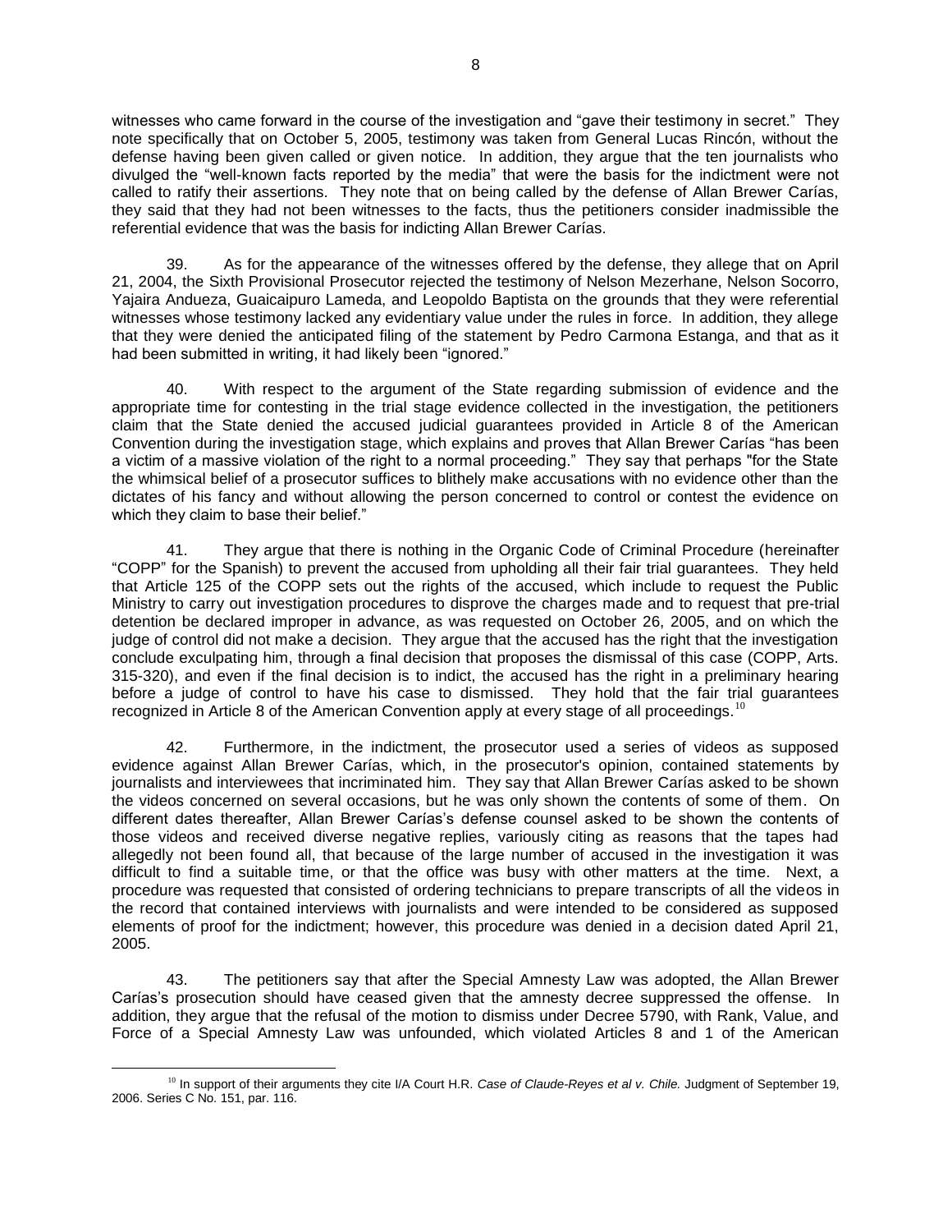witnesses who came forward in the course of the investigation and "gave their testimony in secret." They note specifically that on October 5, 2005, testimony was taken from General Lucas Rincón, without the defense having been given called or given notice. In addition, they argue that the ten journalists who divulged the "well-known facts reported by the media" that were the basis for the indictment were not called to ratify their assertions. They note that on being called by the defense of Allan Brewer Carías, they said that they had not been witnesses to the facts, thus the petitioners consider inadmissible the referential evidence that was the basis for indicting Allan Brewer Carías.

39. As for the appearance of the witnesses offered by the defense, they allege that on April 21, 2004, the Sixth Provisional Prosecutor rejected the testimony of Nelson Mezerhane, Nelson Socorro, Yajaira Andueza, Guaicaipuro Lameda, and Leopoldo Baptista on the grounds that they were referential witnesses whose testimony lacked any evidentiary value under the rules in force. In addition, they allege that they were denied the anticipated filing of the statement by Pedro Carmona Estanga, and that as it had been submitted in writing, it had likely been "ignored."

40. With respect to the argument of the State regarding submission of evidence and the appropriate time for contesting in the trial stage evidence collected in the investigation, the petitioners claim that the State denied the accused judicial guarantees provided in Article 8 of the American Convention during the investigation stage, which explains and proves that Allan Brewer Carías "has been a victim of a massive violation of the right to a normal proceeding." They say that perhaps "for the State the whimsical belief of a prosecutor suffices to blithely make accusations with no evidence other than the dictates of his fancy and without allowing the person concerned to control or contest the evidence on which they claim to base their belief."

41. They argue that there is nothing in the Organic Code of Criminal Procedure (hereinafter "COPP" for the Spanish) to prevent the accused from upholding all their fair trial guarantees. They held that Article 125 of the COPP sets out the rights of the accused, which include to request the Public Ministry to carry out investigation procedures to disprove the charges made and to request that pre-trial detention be declared improper in advance, as was requested on October 26, 2005, and on which the judge of control did not make a decision. They argue that the accused has the right that the investigation conclude exculpating him, through a final decision that proposes the dismissal of this case (COPP, Arts. 315-320), and even if the final decision is to indict, the accused has the right in a preliminary hearing before a judge of control to have his case to dismissed. They hold that the fair trial guarantees recognized in Article 8 of the American Convention apply at every stage of all proceedings.[10]

42. Furthermore, in the indictment, the prosecutor used a series of videos as supposed evidence against Allan Brewer Carías, which, in the prosecutor's opinion, contained statements by journalists and interviewees that incriminated him. They say that Allan Brewer Carías asked to be shown the videos concerned on several occasions, but he was only shown the contents of some of them. On different dates thereafter, Allan Brewer Carías's defense counsel asked to be shown the contents of those videos and received diverse negative replies, variously citing as reasons that the tapes had allegedly not been found all, that because of the large number of accused in the investigation it was difficult to find a suitable time, or that the office was busy with other matters at the time. Next, a procedure was requested that consisted of ordering technicians to prepare transcripts of all the videos in the record that contained interviews with journalists and were intended to be considered as supposed elements of proof for the indictment; however, this procedure was denied in a decision dated April 21, 2005.

43. The petitioners say that after the Special Amnesty Law was adopted, the Allan Brewer Carías's prosecution should have ceased given that the amnesty decree suppressed the offense. In addition, they argue that the refusal of the motion to dismiss under Decree 5790, with Rank, Value, and Force of a Special Amnesty Law was unfounded, which violated Articles 8 and 1 of the American

---

[10] In support of their arguments they cite I/A Court H.R. *Case of Claude-Reyes et al v. Chile.* Judgment of September 19, 2006. Series C No. 151, par. 116.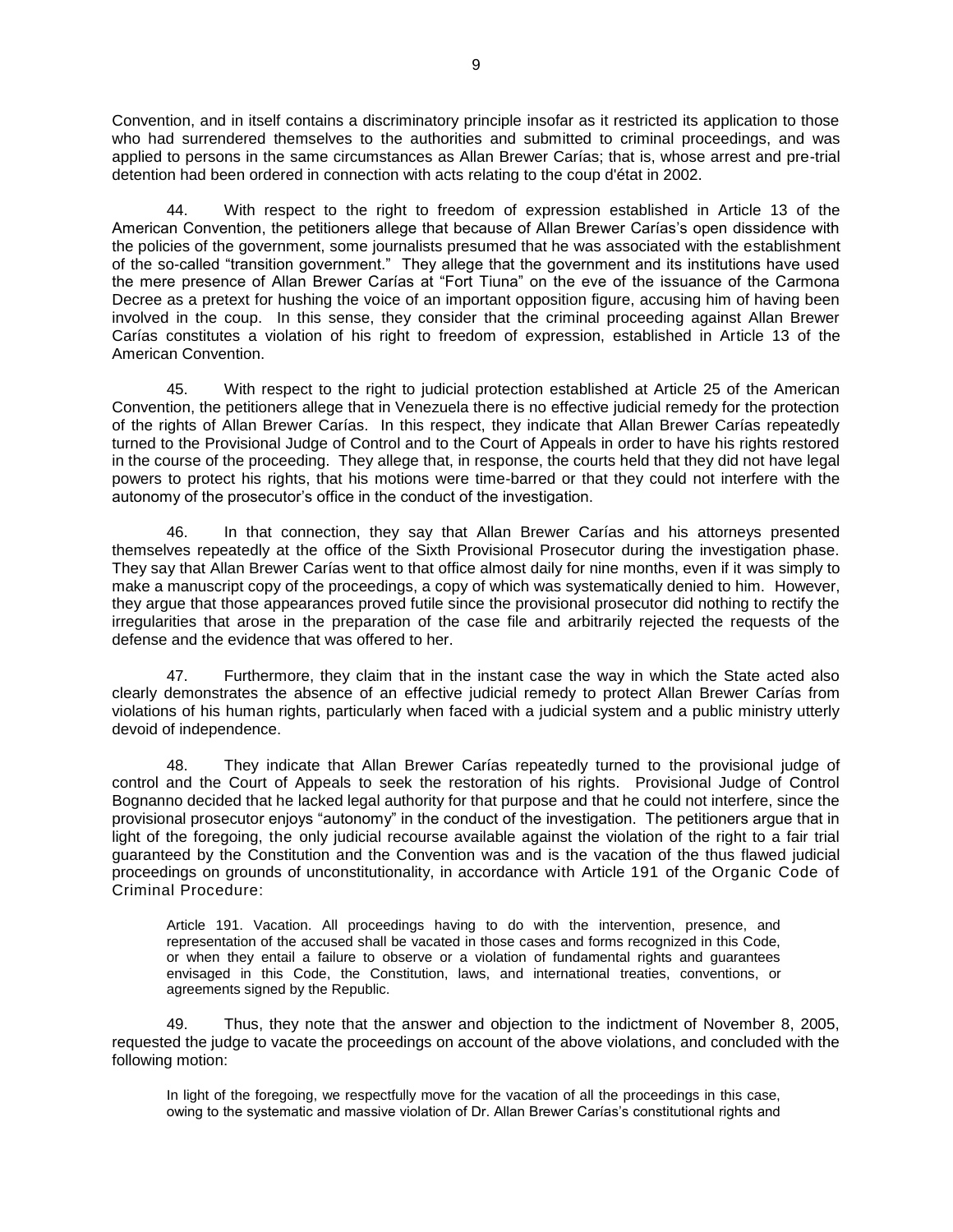Convention, and in itself contains a discriminatory principle insofar as it restricted its application to those who had surrendered themselves to the authorities and submitted to criminal proceedings, and was applied to persons in the same circumstances as Allan Brewer Carías; that is, whose arrest and pre-trial detention had been ordered in connection with acts relating to the coup d'état in 2002.

44. With respect to the right to freedom of expression established in Article 13 of the American Convention, the petitioners allege that because of Allan Brewer Carías's open dissidence with the policies of the government, some journalists presumed that he was associated with the establishment of the so-called "transition government." They allege that the government and its institutions have used the mere presence of Allan Brewer Carías at "Fort Tiuna" on the eve of the issuance of the Carmona Decree as a pretext for hushing the voice of an important opposition figure, accusing him of having been involved in the coup. In this sense, they consider that the criminal proceeding against Allan Brewer Carías constitutes a violation of his right to freedom of expression, established in Article 13 of the American Convention.

45. With respect to the right to judicial protection established at Article 25 of the American Convention, the petitioners allege that in Venezuela there is no effective judicial remedy for the protection of the rights of Allan Brewer Carías. In this respect, they indicate that Allan Brewer Carías repeatedly turned to the Provisional Judge of Control and to the Court of Appeals in order to have his rights restored in the course of the proceeding. They allege that, in response, the courts held that they did not have legal powers to protect his rights, that his motions were time-barred or that they could not interfere with the autonomy of the prosecutor's office in the conduct of the investigation.

46. In that connection, they say that Allan Brewer Carías and his attorneys presented themselves repeatedly at the office of the Sixth Provisional Prosecutor during the investigation phase. They say that Allan Brewer Carías went to that office almost daily for nine months, even if it was simply to make a manuscript copy of the proceedings, a copy of which was systematically denied to him. However, they argue that those appearances proved futile since the provisional prosecutor did nothing to rectify the irregularities that arose in the preparation of the case file and arbitrarily rejected the requests of the defense and the evidence that was offered to her.

47. Furthermore, they claim that in the instant case the way in which the State acted also clearly demonstrates the absence of an effective judicial remedy to protect Allan Brewer Carías from violations of his human rights, particularly when faced with a judicial system and a public ministry utterly devoid of independence.

48. They indicate that Allan Brewer Carías repeatedly turned to the provisional judge of control and the Court of Appeals to seek the restoration of his rights. Provisional Judge of Control Bognanno decided that he lacked legal authority for that purpose and that he could not interfere, since the provisional prosecutor enjoys "autonomy" in the conduct of the investigation. The petitioners argue that in light of the foregoing, the only judicial recourse available against the violation of the right to a fair trial guaranteed by the Constitution and the Convention was and is the vacation of the thus flawed judicial proceedings on grounds of unconstitutionality, in accordance with Article 191 of the Organic Code of Criminal Procedure:

> Article 191. Vacation. All proceedings having to do with the intervention, presence, and representation of the accused shall be vacated in those cases and forms recognized in this Code, or when they entail a failure to observe or a violation of fundamental rights and guarantees envisaged in this Code, the Constitution, laws, and international treaties, conventions, or agreements signed by the Republic.

49. Thus, they note that the answer and objection to the indictment of November 8, 2005, requested the judge to vacate the proceedings on account of the above violations, and concluded with the following motion:

> In light of the foregoing, we respectfully move for the vacation of all the proceedings in this case, owing to the systematic and massive violation of Dr. Allan Brewer Carías's constitutional rights and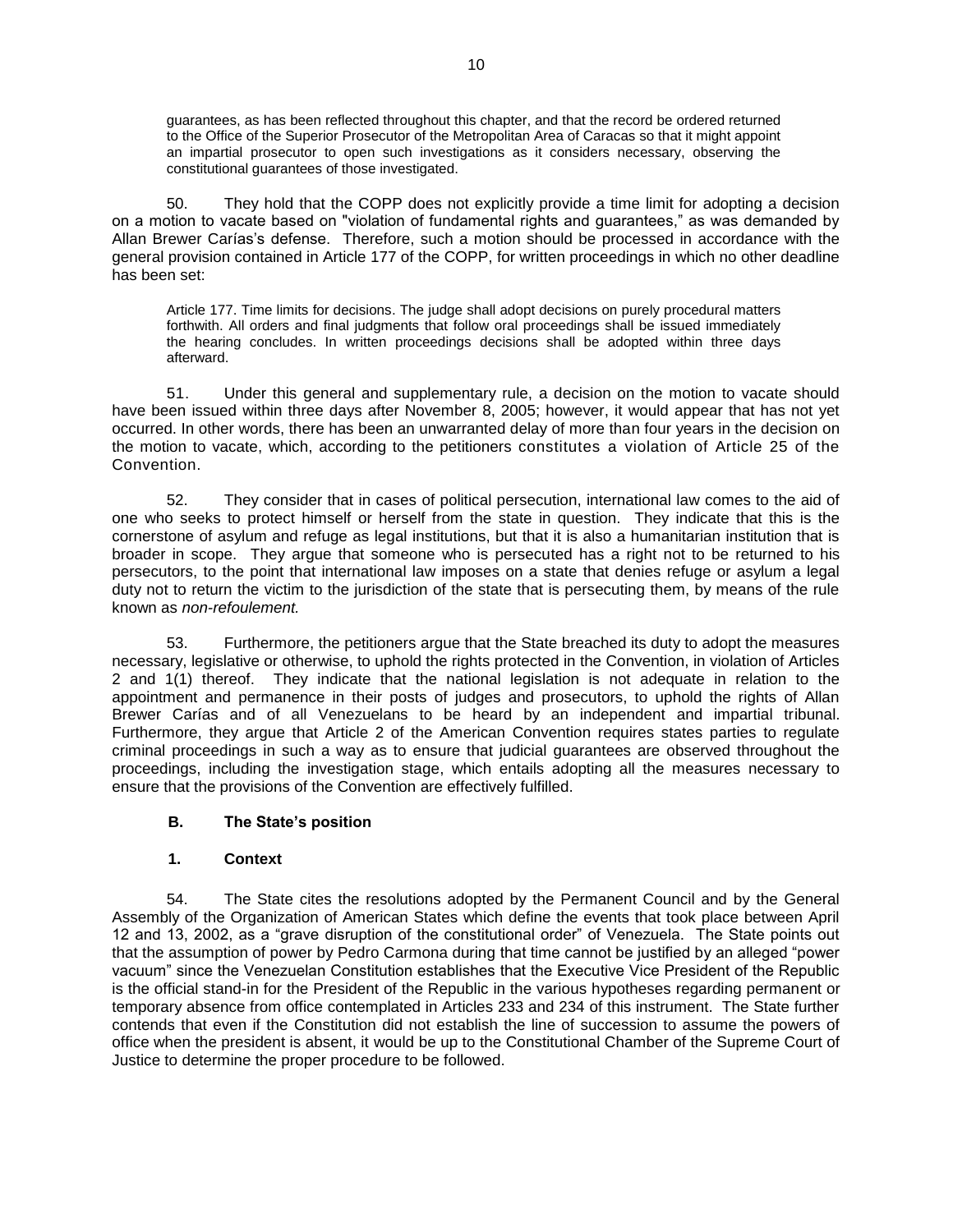guarantees, as has been reflected throughout this chapter, and that the record be ordered returned to the Office of the Superior Prosecutor of the Metropolitan Area of Caracas so that it might appoint an impartial prosecutor to open such investigations as it considers necessary, observing the constitutional guarantees of those investigated.

50. They hold that the COPP does not explicitly provide a time limit for adopting a decision on a motion to vacate based on "violation of fundamental rights and guarantees," as was demanded by Allan Brewer Carías's defense. Therefore, such a motion should be processed in accordance with the general provision contained in Article 177 of the COPP, for written proceedings in which no other deadline has been set:

> Article 177. Time limits for decisions. The judge shall adopt decisions on purely procedural matters forthwith. All orders and final judgments that follow oral proceedings shall be issued immediately the hearing concludes. In written proceedings decisions shall be adopted within three days afterward.

51. Under this general and supplementary rule, a decision on the motion to vacate should have been issued within three days after November 8, 2005; however, it would appear that has not yet occurred. In other words, there has been an unwarranted delay of more than four years in the decision on the motion to vacate, which, according to the petitioners constitutes a violation of Article 25 of the Convention.

52. They consider that in cases of political persecution, international law comes to the aid of one who seeks to protect himself or herself from the state in question. They indicate that this is the cornerstone of asylum and refuge as legal institutions, but that it is also a humanitarian institution that is broader in scope. They argue that someone who is persecuted has a right not to be returned to his persecutors, to the point that international law imposes on a state that denies refuge or asylum a legal duty not to return the victim to the jurisdiction of the state that is persecuting them, by means of the rule known as *non-refoulement.*

53. Furthermore, the petitioners argue that the State breached its duty to adopt the measures necessary, legislative or otherwise, to uphold the rights protected in the Convention, in violation of Articles 2 and 1(1) thereof. They indicate that the national legislation is not adequate in relation to the appointment and permanence in their posts of judges and prosecutors, to uphold the rights of Allan Brewer Carías and of all Venezuelans to be heard by an independent and impartial tribunal. Furthermore, they argue that Article 2 of the American Convention requires states parties to regulate criminal proceedings in such a way as to ensure that judicial guarantees are observed throughout the proceedings, including the investigation stage, which entails adopting all the measures necessary to ensure that the provisions of the Convention are effectively fulfilled.

### B. The State's position

#### 1. Context

54. The State cites the resolutions adopted by the Permanent Council and by the General Assembly of the Organization of American States which define the events that took place between April 12 and 13, 2002, as a "grave disruption of the constitutional order" of Venezuela. The State points out that the assumption of power by Pedro Carmona during that time cannot be justified by an alleged "power vacuum" since the Venezuelan Constitution establishes that the Executive Vice President of the Republic is the official stand-in for the President of the Republic in the various hypotheses regarding permanent or temporary absence from office contemplated in Articles 233 and 234 of this instrument. The State further contends that even if the Constitution did not establish the line of succession to assume the powers of office when the president is absent, it would be up to the Constitutional Chamber of the Supreme Court of Justice to determine the proper procedure to be followed.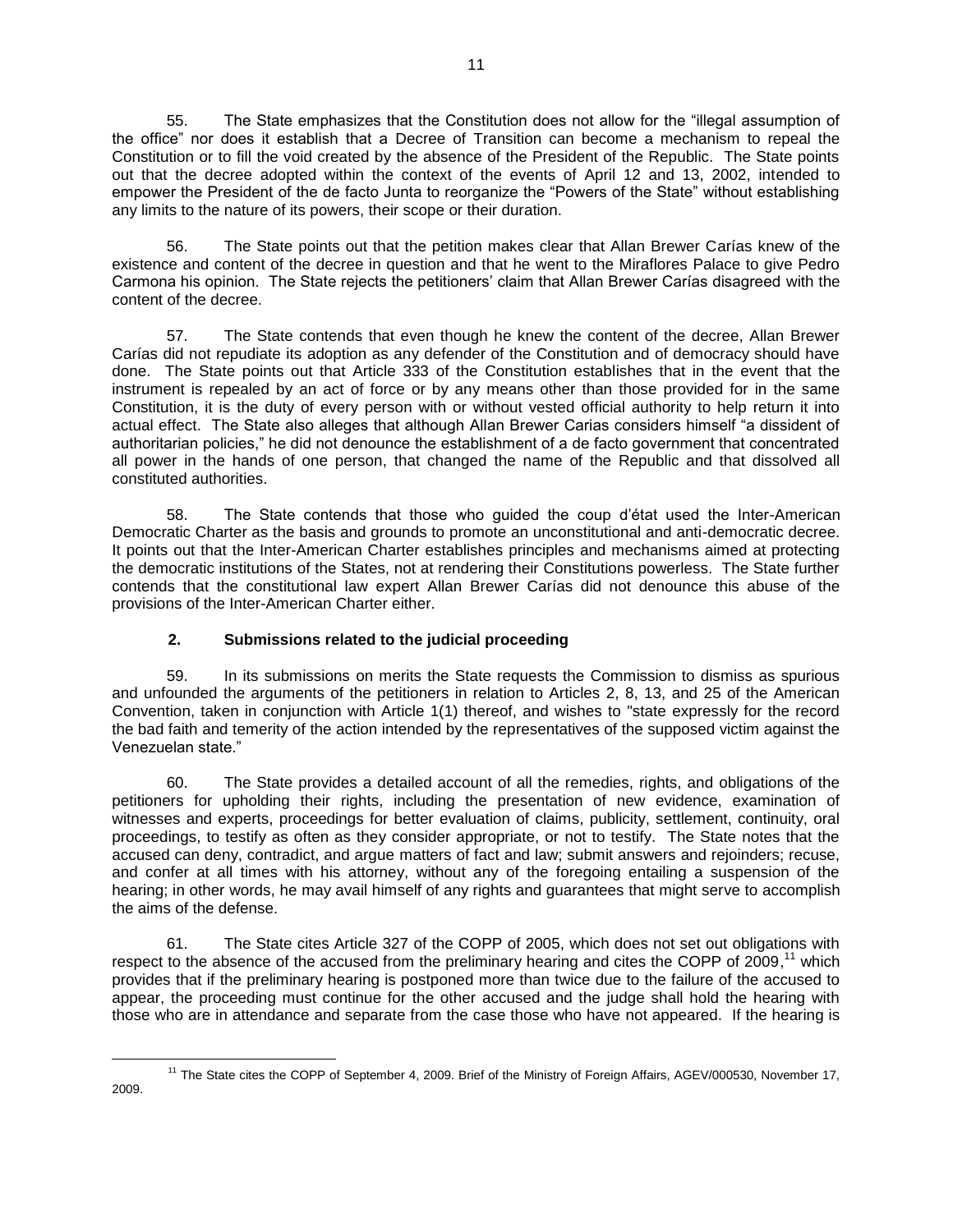55. The State emphasizes that the Constitution does not allow for the "illegal assumption of the office" nor does it establish that a Decree of Transition can become a mechanism to repeal the Constitution or to fill the void created by the absence of the President of the Republic. The State points out that the decree adopted within the context of the events of April 12 and 13, 2002, intended to empower the President of the de facto Junta to reorganize the "Powers of the State" without establishing any limits to the nature of its powers, their scope or their duration.

56. The State points out that the petition makes clear that Allan Brewer Carías knew of the existence and content of the decree in question and that he went to the Miraflores Palace to give Pedro Carmona his opinion. The State rejects the petitioners' claim that Allan Brewer Carías disagreed with the content of the decree.

57. The State contends that even though he knew the content of the decree, Allan Brewer Carías did not repudiate its adoption as any defender of the Constitution and of democracy should have done. The State points out that Article 333 of the Constitution establishes that in the event that the instrument is repealed by an act of force or by any means other than those provided for in the same Constitution, it is the duty of every person with or without vested official authority to help return it into actual effect. The State also alleges that although Allan Brewer Carias considers himself "a dissident of authoritarian policies," he did not denounce the establishment of a de facto government that concentrated all power in the hands of one person, that changed the name of the Republic and that dissolved all constituted authorities.

58. The State contends that those who guided the coup d'état used the Inter-American Democratic Charter as the basis and grounds to promote an unconstitutional and anti-democratic decree. It points out that the Inter-American Charter establishes principles and mechanisms aimed at protecting the democratic institutions of the States, not at rendering their Constitutions powerless. The State further contends that the constitutional law expert Allan Brewer Carías did not denounce this abuse of the provisions of the Inter-American Charter either.

### 2. Submissions related to the judicial proceeding

59. In its submissions on merits the State requests the Commission to dismiss as spurious and unfounded the arguments of the petitioners in relation to Articles 2, 8, 13, and 25 of the American Convention, taken in conjunction with Article 1(1) thereof, and wishes to "state expressly for the record the bad faith and temerity of the action intended by the representatives of the supposed victim against the Venezuelan state."

60. The State provides a detailed account of all the remedies, rights, and obligations of the petitioners for upholding their rights, including the presentation of new evidence, examination of witnesses and experts, proceedings for better evaluation of claims, publicity, settlement, continuity, oral proceedings, to testify as often as they consider appropriate, or not to testify. The State notes that the accused can deny, contradict, and argue matters of fact and law; submit answers and rejoinders; recuse, and confer at all times with his attorney, without any of the foregoing entailing a suspension of the hearing; in other words, he may avail himself of any rights and guarantees that might serve to accomplish the aims of the defense.

61. The State cites Article 327 of the COPP of 2005, which does not set out obligations with respect to the absence of the accused from the preliminary hearing and cites the COPP of 2009,[11] which provides that if the preliminary hearing is postponed more than twice due to the failure of the accused to appear, the proceeding must continue for the other accused and the judge shall hold the hearing with those who are in attendance and separate from the case those who have not appeared. If the hearing is

[11] The State cites the COPP of September 4, 2009. Brief of the Ministry of Foreign Affairs, AGEV/000530, November 17, 2009.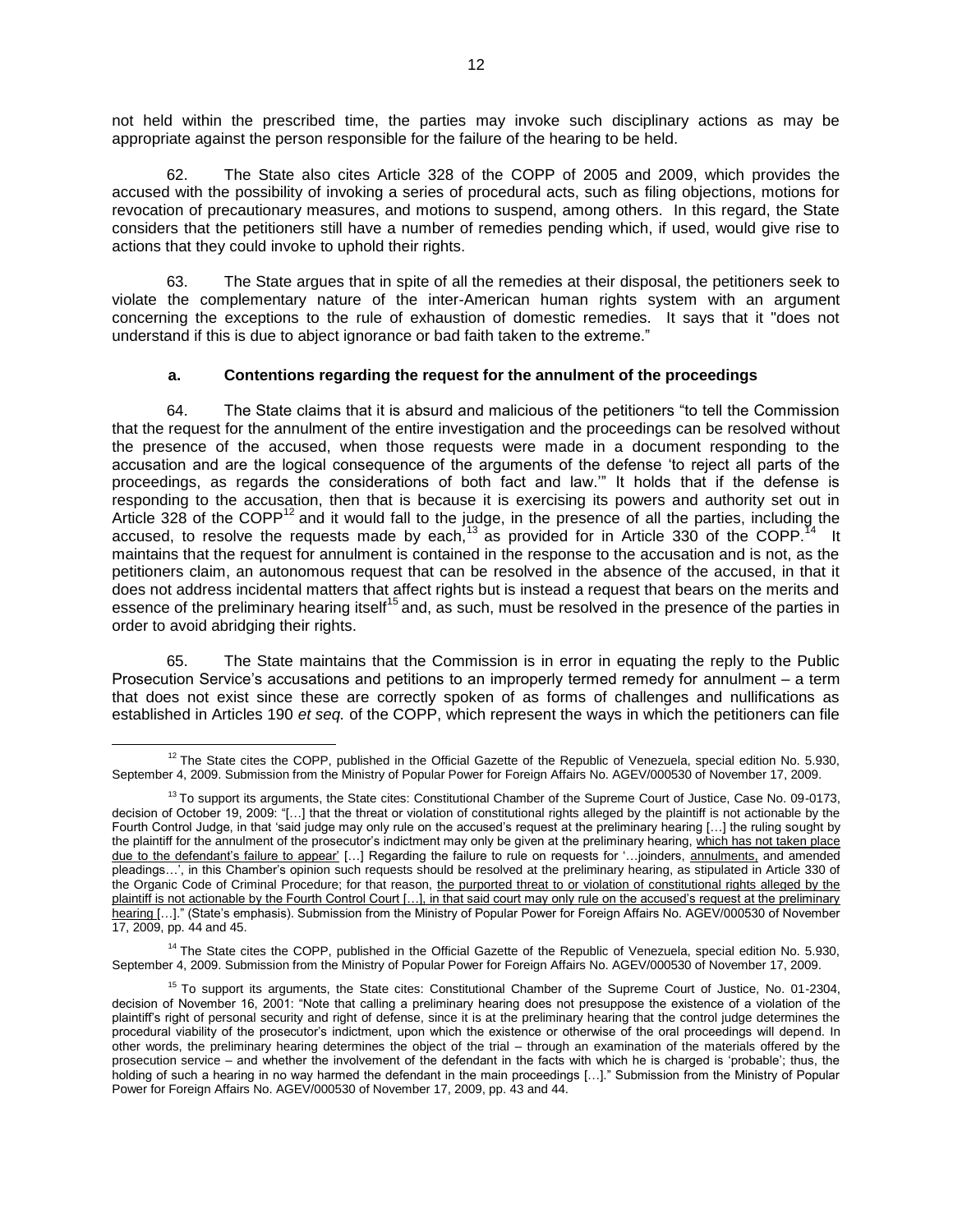not held within the prescribed time, the parties may invoke such disciplinary actions as may be appropriate against the person responsible for the failure of the hearing to be held.

62. The State also cites Article 328 of the COPP of 2005 and 2009, which provides the accused with the possibility of invoking a series of procedural acts, such as filing objections, motions for revocation of precautionary measures, and motions to suspend, among others. In this regard, the State considers that the petitioners still have a number of remedies pending which, if used, would give rise to actions that they could invoke to uphold their rights.

63. The State argues that in spite of all the remedies at their disposal, the petitioners seek to violate the complementary nature of the inter-American human rights system with an argument concerning the exceptions to the rule of exhaustion of domestic remedies. It says that it "does not understand if this is due to abject ignorance or bad faith taken to the extreme."

### a. Contentions regarding the request for the annulment of the proceedings

64. The State claims that it is absurd and malicious of the petitioners "to tell the Commission that the request for the annulment of the entire investigation and the proceedings can be resolved without the presence of the accused, when those requests were made in a document responding to the accusation and are the logical consequence of the arguments of the defense 'to reject all parts of the proceedings, as regards the considerations of both fact and law.'" It holds that if the defense is responding to the accusation, then that is because it is exercising its powers and authority set out in Article 328 of the COPP[12] and it would fall to the judge, in the presence of all the parties, including the accused, to resolve the requests made by each,[13] as provided for in Article 330 of the COPP.[14] It maintains that the request for annulment is contained in the response to the accusation and is not, as the petitioners claim, an autonomous request that can be resolved in the absence of the accused, in that it does not address incidental matters that affect rights but is instead a request that bears on the merits and essence of the preliminary hearing itself[15] and, as such, must be resolved in the presence of the parties in order to avoid abridging their rights.

65. The State maintains that the Commission is in error in equating the reply to the Public Prosecution Service's accusations and petitions to an improperly termed remedy for annulment – a term that does not exist since these are correctly spoken of as forms of challenges and nullifications as established in Articles 190 *et seq.* of the COPP, which represent the ways in which the petitioners can file

---

[12] The State cites the COPP, published in the Official Gazette of the Republic of Venezuela, special edition No. 5.930, September 4, 2009. Submission from the Ministry of Popular Power for Foreign Affairs No. AGEV/000530 of November 17, 2009.

[13] To support its arguments, the State cites: Constitutional Chamber of the Supreme Court of Justice, Case No. 09-0173, decision of October 19, 2009: "[…] that the threat or violation of constitutional rights alleged by the plaintiff is not actionable by the Fourth Control Judge, in that 'said judge may only rule on the accused's request at the preliminary hearing […] the ruling sought by the plaintiff for the annulment of the prosecutor's indictment may only be given at the preliminary hearing, <u>which has not taken place due to the defendant's failure to appear'</u> […] Regarding the failure to rule on requests for '…joinders, <u>annulments,</u> and amended pleadings…', in this Chamber's opinion such requests should be resolved at the preliminary hearing, as stipulated in Article 330 of the Organic Code of Criminal Procedure; for that reason, <u>the purported threat to or violation of constitutional rights alleged by the plaintiff is not actionable by the Fourth Control Court […], in that said court may only rule on the accused's request at the preliminary hearing</u> […]." (State's emphasis). Submission from the Ministry of Popular Power for Foreign Affairs No. AGEV/000530 of November 17, 2009, pp. 44 and 45.

[14] The State cites the COPP, published in the Official Gazette of the Republic of Venezuela, special edition No. 5.930, September 4, 2009. Submission from the Ministry of Popular Power for Foreign Affairs No. AGEV/000530 of November 17, 2009.

[15] To support its arguments, the State cites: Constitutional Chamber of the Supreme Court of Justice, No. 01-2304, decision of November 16, 2001: "Note that calling a preliminary hearing does not presuppose the existence of a violation of the plaintiff's right of personal security and right of defense, since it is at the preliminary hearing that the control judge determines the procedural viability of the prosecutor's indictment, upon which the existence or otherwise of the oral proceedings will depend. In other words, the preliminary hearing determines the object of the trial – through an examination of the materials offered by the prosecution service – and whether the involvement of the defendant in the facts with which he is charged is 'probable'; thus, the holding of such a hearing in no way harmed the defendant in the main proceedings […]." Submission from the Ministry of Popular Power for Foreign Affairs No. AGEV/000530 of November 17, 2009, pp. 43 and 44.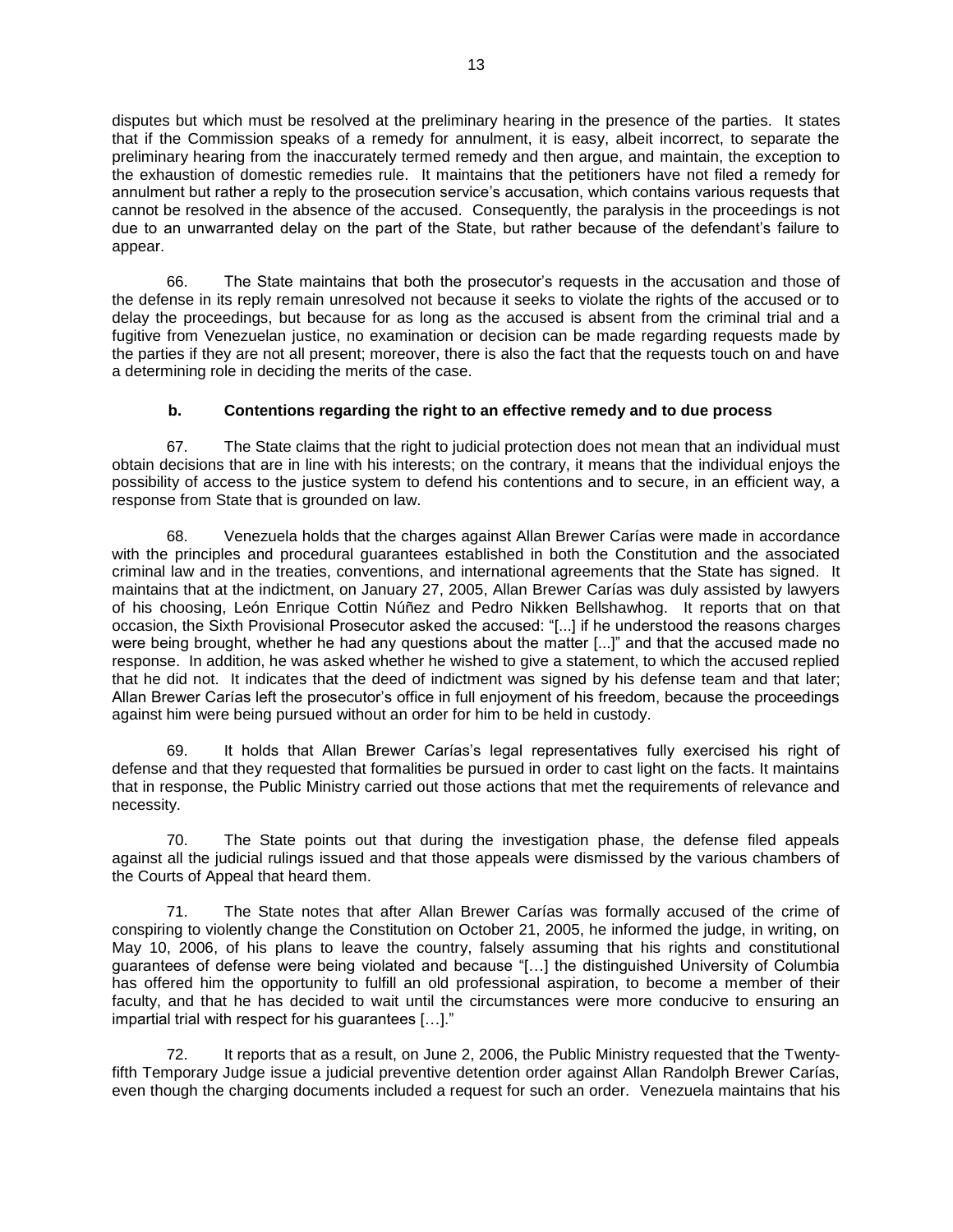disputes but which must be resolved at the preliminary hearing in the presence of the parties. It states that if the Commission speaks of a remedy for annulment, it is easy, albeit incorrect, to separate the preliminary hearing from the inaccurately termed remedy and then argue, and maintain, the exception to the exhaustion of domestic remedies rule. It maintains that the petitioners have not filed a remedy for annulment but rather a reply to the prosecution service's accusation, which contains various requests that cannot be resolved in the absence of the accused. Consequently, the paralysis in the proceedings is not due to an unwarranted delay on the part of the State, but rather because of the defendant's failure to appear.

66. The State maintains that both the prosecutor's requests in the accusation and those of the defense in its reply remain unresolved not because it seeks to violate the rights of the accused or to delay the proceedings, but because for as long as the accused is absent from the criminal trial and a fugitive from Venezuelan justice, no examination or decision can be made regarding requests made by the parties if they are not all present; moreover, there is also the fact that the requests touch on and have a determining role in deciding the merits of the case.

### b. Contentions regarding the right to an effective remedy and to due process

67. The State claims that the right to judicial protection does not mean that an individual must obtain decisions that are in line with his interests; on the contrary, it means that the individual enjoys the possibility of access to the justice system to defend his contentions and to secure, in an efficient way, a response from State that is grounded on law.

68. Venezuela holds that the charges against Allan Brewer Carías were made in accordance with the principles and procedural guarantees established in both the Constitution and the associated criminal law and in the treaties, conventions, and international agreements that the State has signed. It maintains that at the indictment, on January 27, 2005, Allan Brewer Carías was duly assisted by lawyers of his choosing, León Enrique Cottin Núñez and Pedro Nikken Bellshawhog. It reports that on that occasion, the Sixth Provisional Prosecutor asked the accused: "[...] if he understood the reasons charges were being brought, whether he had any questions about the matter [...]" and that the accused made no response. In addition, he was asked whether he wished to give a statement, to which the accused replied that he did not. It indicates that the deed of indictment was signed by his defense team and that later; Allan Brewer Carías left the prosecutor's office in full enjoyment of his freedom, because the proceedings against him were being pursued without an order for him to be held in custody.

69. It holds that Allan Brewer Carías's legal representatives fully exercised his right of defense and that they requested that formalities be pursued in order to cast light on the facts. It maintains that in response, the Public Ministry carried out those actions that met the requirements of relevance and necessity.

70. The State points out that during the investigation phase, the defense filed appeals against all the judicial rulings issued and that those appeals were dismissed by the various chambers of the Courts of Appeal that heard them.

71. The State notes that after Allan Brewer Carías was formally accused of the crime of conspiring to violently change the Constitution on October 21, 2005, he informed the judge, in writing, on May 10, 2006, of his plans to leave the country, falsely assuming that his rights and constitutional guarantees of defense were being violated and because "[…] the distinguished University of Columbia has offered him the opportunity to fulfill an old professional aspiration, to become a member of their faculty, and that he has decided to wait until the circumstances were more conducive to ensuring an impartial trial with respect for his guarantees […]."

72. It reports that as a result, on June 2, 2006, the Public Ministry requested that the Twenty-fifth Temporary Judge issue a judicial preventive detention order against Allan Randolph Brewer Carías, even though the charging documents included a request for such an order. Venezuela maintains that his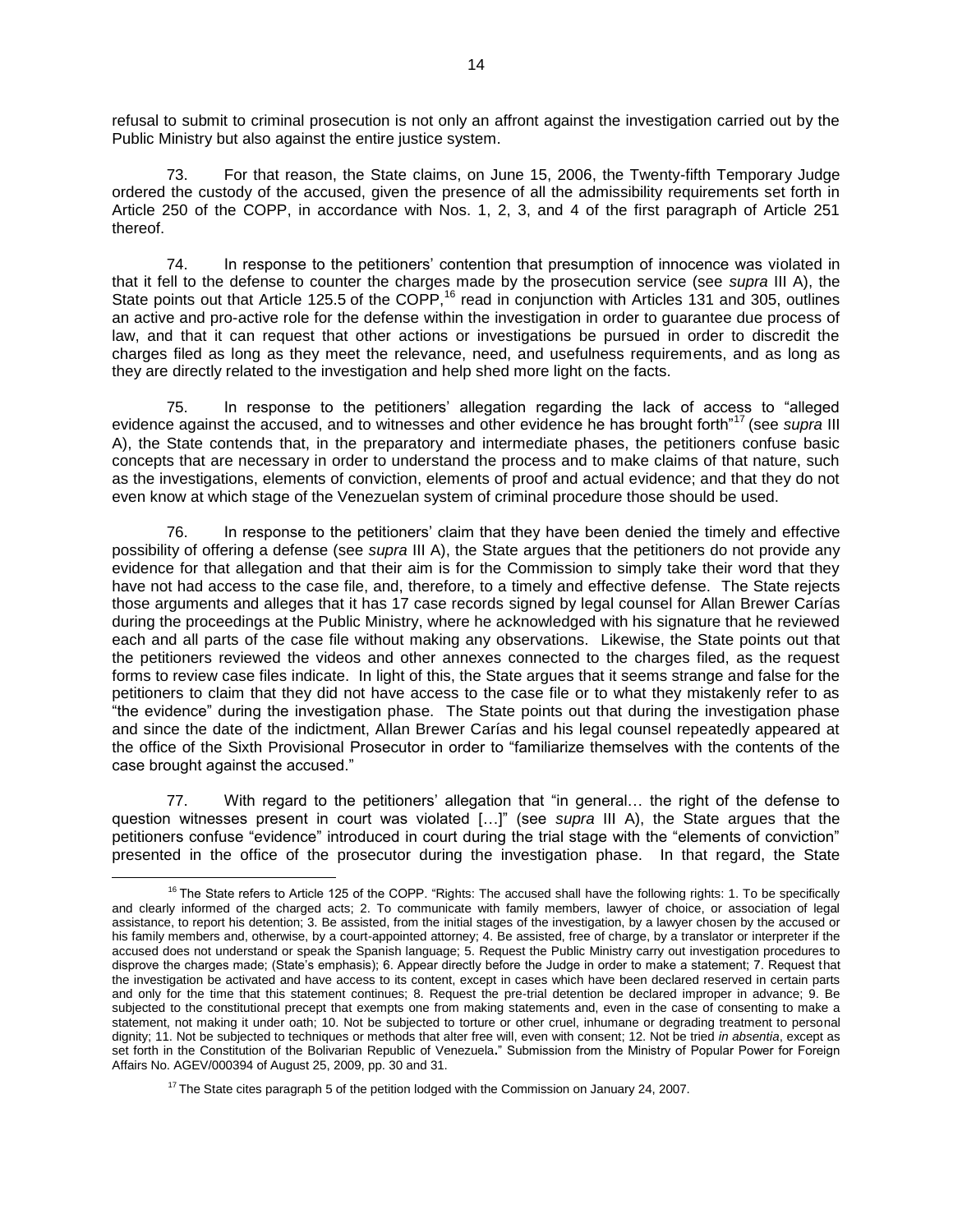refusal to submit to criminal prosecution is not only an affront against the investigation carried out by the Public Ministry but also against the entire justice system.

73. For that reason, the State claims, on June 15, 2006, the Twenty-fifth Temporary Judge ordered the custody of the accused, given the presence of all the admissibility requirements set forth in Article 250 of the COPP, in accordance with Nos. 1, 2, 3, and 4 of the first paragraph of Article 251 thereof.

74. In response to the petitioners' contention that presumption of innocence was violated in that it fell to the defense to counter the charges made by the prosecution service (see *supra* III A), the State points out that Article 125.5 of the COPP,[16] read in conjunction with Articles 131 and 305, outlines an active and pro-active role for the defense within the investigation in order to guarantee due process of law, and that it can request that other actions or investigations be pursued in order to discredit the charges filed as long as they meet the relevance, need, and usefulness requirements, and as long as they are directly related to the investigation and help shed more light on the facts.

75. In response to the petitioners' allegation regarding the lack of access to "alleged evidence against the accused, and to witnesses and other evidence he has brought forth"[17] (see *supra* III A), the State contends that, in the preparatory and intermediate phases, the petitioners confuse basic concepts that are necessary in order to understand the process and to make claims of that nature, such as the investigations, elements of conviction, elements of proof and actual evidence; and that they do not even know at which stage of the Venezuelan system of criminal procedure those should be used.

76. In response to the petitioners' claim that they have been denied the timely and effective possibility of offering a defense (see *supra* III A), the State argues that the petitioners do not provide any evidence for that allegation and that their aim is for the Commission to simply take their word that they have not had access to the case file, and, therefore, to a timely and effective defense. The State rejects those arguments and alleges that it has 17 case records signed by legal counsel for Allan Brewer Carías during the proceedings at the Public Ministry, where he acknowledged with his signature that he reviewed each and all parts of the case file without making any observations. Likewise, the State points out that the petitioners reviewed the videos and other annexes connected to the charges filed, as the request forms to review case files indicate. In light of this, the State argues that it seems strange and false for the petitioners to claim that they did not have access to the case file or to what they mistakenly refer to as "the evidence" during the investigation phase. The State points out that during the investigation phase and since the date of the indictment, Allan Brewer Carías and his legal counsel repeatedly appeared at the office of the Sixth Provisional Prosecutor in order to "familiarize themselves with the contents of the case brought against the accused."

77. With regard to the petitioners' allegation that "in general… the right of the defense to question witnesses present in court was violated […]" (see *supra* III A), the State argues that the petitioners confuse "evidence" introduced in court during the trial stage with the "elements of conviction" presented in the office of the prosecutor during the investigation phase. In that regard, the State

---

[16] The State refers to Article 125 of the COPP. "Rights: The accused shall have the following rights: 1. To be specifically and clearly informed of the charged acts; 2. To communicate with family members, lawyer of choice, or association of legal assistance, to report his detention; 3. Be assisted, from the initial stages of the investigation, by a lawyer chosen by the accused or his family members and, otherwise, by a court-appointed attorney; 4. Be assisted, free of charge, by a translator or interpreter if the accused does not understand or speak the Spanish language; 5. Request the Public Ministry carry out investigation procedures to disprove the charges made; (State's emphasis); 6. Appear directly before the Judge in order to make a statement; 7. Request that the investigation be activated and have access to its content, except in cases which have been declared reserved in certain parts and only for the time that this statement continues; 8. Request the pre-trial detention be declared improper in advance; 9. Be subjected to the constitutional precept that exempts one from making statements and, even in the case of consenting to make a statement, not making it under oath; 10. Not be subjected to torture or other cruel, inhumane or degrading treatment to personal dignity; 11. Not be subjected to techniques or methods that alter free will, even with consent; 12. Not be tried *in absentia*, except as set forth in the Constitution of the Bolivarian Republic of Venezuela**.**" Submission from the Ministry of Popular Power for Foreign Affairs No. AGEV/000394 of August 25, 2009, pp. 30 and 31.

[17] The State cites paragraph 5 of the petition lodged with the Commission on January 24, 2007.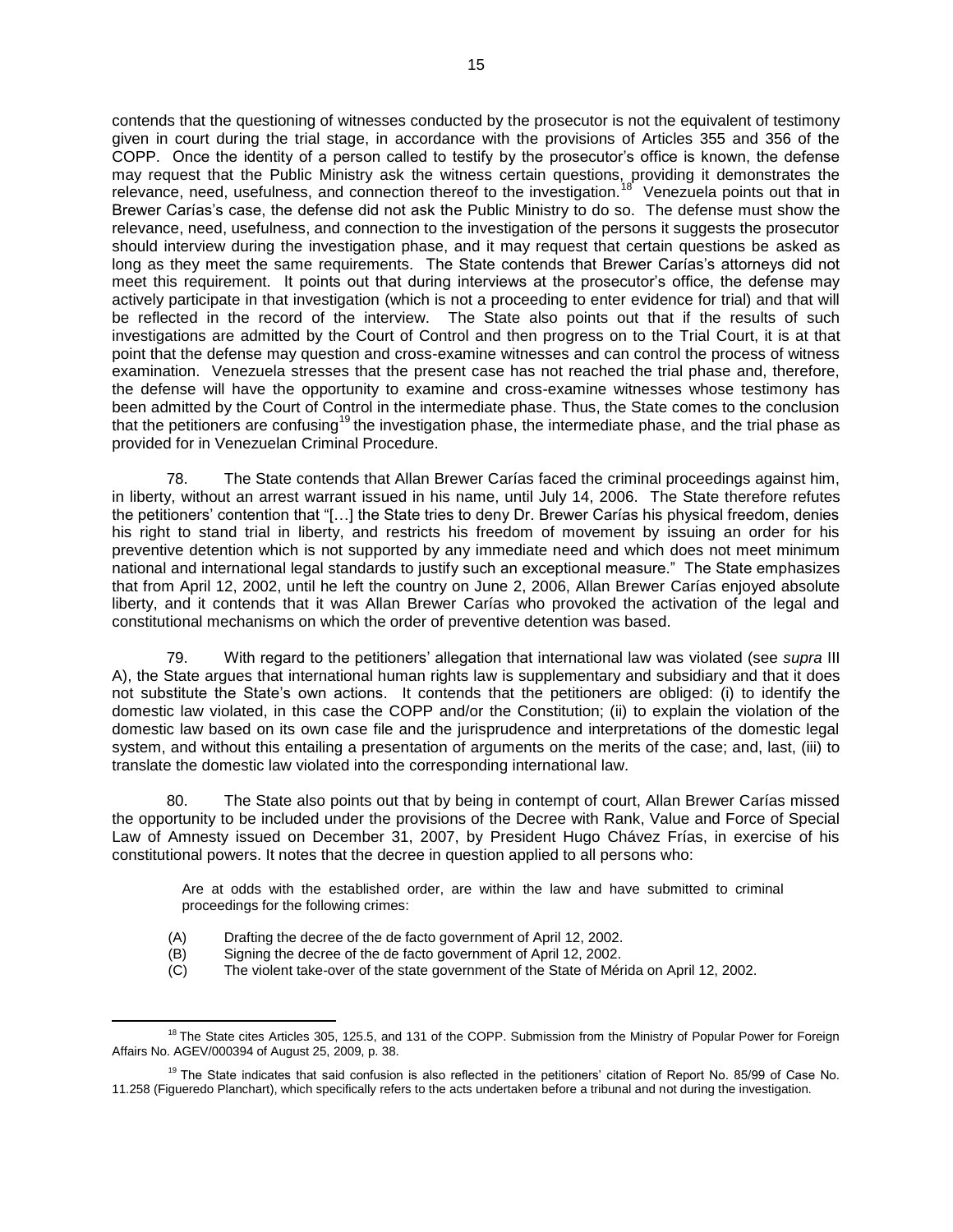contends that the questioning of witnesses conducted by the prosecutor is not the equivalent of testimony given in court during the trial stage, in accordance with the provisions of Articles 355 and 356 of the COPP. Once the identity of a person called to testify by the prosecutor's office is known, the defense may request that the Public Ministry ask the witness certain questions, providing it demonstrates the relevance, need, usefulness, and connection thereof to the investigation.[18] Venezuela points out that in Brewer Carías's case, the defense did not ask the Public Ministry to do so. The defense must show the relevance, need, usefulness, and connection to the investigation of the persons it suggests the prosecutor should interview during the investigation phase, and it may request that certain questions be asked as long as they meet the same requirements. The State contends that Brewer Carías's attorneys did not meet this requirement. It points out that during interviews at the prosecutor's office, the defense may actively participate in that investigation (which is not a proceeding to enter evidence for trial) and that will be reflected in the record of the interview. The State also points out that if the results of such investigations are admitted by the Court of Control and then progress on to the Trial Court, it is at that point that the defense may question and cross-examine witnesses and can control the process of witness examination. Venezuela stresses that the present case has not reached the trial phase and, therefore, the defense will have the opportunity to examine and cross-examine witnesses whose testimony has been admitted by the Court of Control in the intermediate phase. Thus, the State comes to the conclusion that the petitioners are confusing[19] the investigation phase, the intermediate phase, and the trial phase as provided for in Venezuelan Criminal Procedure.

78. The State contends that Allan Brewer Carías faced the criminal proceedings against him, in liberty, without an arrest warrant issued in his name, until July 14, 2006. The State therefore refutes the petitioners' contention that "[…] the State tries to deny Dr. Brewer Carías his physical freedom, denies his right to stand trial in liberty, and restricts his freedom of movement by issuing an order for his preventive detention which is not supported by any immediate need and which does not meet minimum national and international legal standards to justify such an exceptional measure." The State emphasizes that from April 12, 2002, until he left the country on June 2, 2006, Allan Brewer Carías enjoyed absolute liberty, and it contends that it was Allan Brewer Carías who provoked the activation of the legal and constitutional mechanisms on which the order of preventive detention was based.

79. With regard to the petitioners' allegation that international law was violated (see *supra* III A), the State argues that international human rights law is supplementary and subsidiary and that it does not substitute the State's own actions. It contends that the petitioners are obliged: (i) to identify the domestic law violated, in this case the COPP and/or the Constitution; (ii) to explain the violation of the domestic law based on its own case file and the jurisprudence and interpretations of the domestic legal system, and without this entailing a presentation of arguments on the merits of the case; and, last, (iii) to translate the domestic law violated into the corresponding international law.

80. The State also points out that by being in contempt of court, Allan Brewer Carías missed the opportunity to be included under the provisions of the Decree with Rank, Value and Force of Special Law of Amnesty issued on December 31, 2007, by President Hugo Chávez Frías, in exercise of his constitutional powers. It notes that the decree in question applied to all persons who:

> Are at odds with the established order, are within the law and have submitted to criminal proceedings for the following crimes:
>
> (A) Drafting the decree of the de facto government of April 12, 2002.
> (B) Signing the decree of the de facto government of April 12, 2002.
> (C) The violent take-over of the state government of the State of Mérida on April 12, 2002.

---

[18] The State cites Articles 305, 125.5, and 131 of the COPP. Submission from the Ministry of Popular Power for Foreign Affairs No. AGEV/000394 of August 25, 2009, p. 38.

[19] The State indicates that said confusion is also reflected in the petitioners' citation of Report No. 85/99 of Case No. 11.258 (Figueredo Planchart), which specifically refers to the acts undertaken before a tribunal and not during the investigation.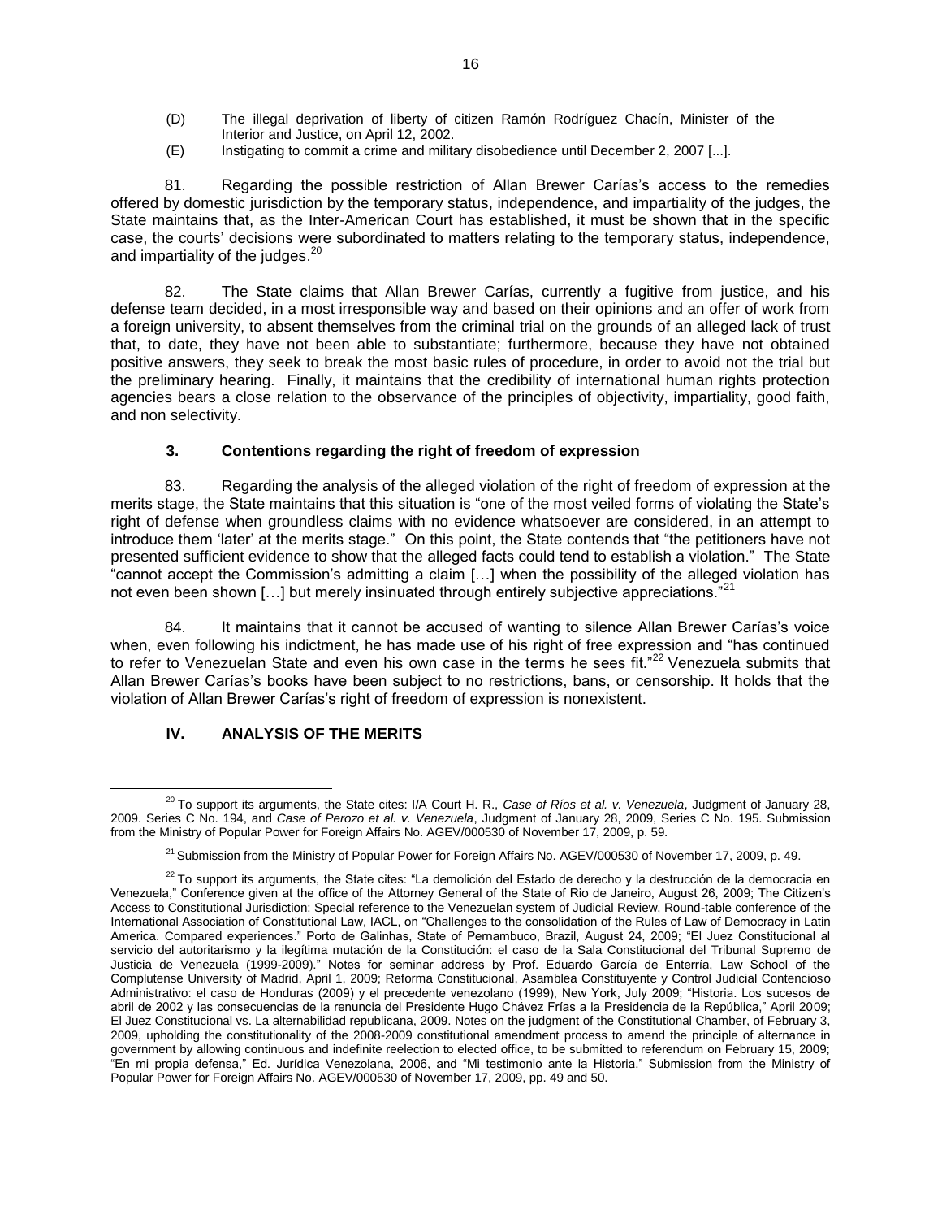(D) The illegal deprivation of liberty of citizen Ramón Rodríguez Chacín, Minister of the Interior and Justice, on April 12, 2002.

(E) Instigating to commit a crime and military disobedience until December 2, 2007 [...].

81. Regarding the possible restriction of Allan Brewer Carías's access to the remedies offered by domestic jurisdiction by the temporary status, independence, and impartiality of the judges, the State maintains that, as the Inter-American Court has established, it must be shown that in the specific case, the courts' decisions were subordinated to matters relating to the temporary status, independence, and impartiality of the judges.[20]

82. The State claims that Allan Brewer Carías, currently a fugitive from justice, and his defense team decided, in a most irresponsible way and based on their opinions and an offer of work from a foreign university, to absent themselves from the criminal trial on the grounds of an alleged lack of trust that, to date, they have not been able to substantiate; furthermore, because they have not obtained positive answers, they seek to break the most basic rules of procedure, in order to avoid not the trial but the preliminary hearing. Finally, it maintains that the credibility of international human rights protection agencies bears a close relation to the observance of the principles of objectivity, impartiality, good faith, and non selectivity.

### 3. Contentions regarding the right of freedom of expression

83. Regarding the analysis of the alleged violation of the right of freedom of expression at the merits stage, the State maintains that this situation is "one of the most veiled forms of violating the State's right of defense when groundless claims with no evidence whatsoever are considered, in an attempt to introduce them 'later' at the merits stage." On this point, the State contends that "the petitioners have not presented sufficient evidence to show that the alleged facts could tend to establish a violation." The State "cannot accept the Commission's admitting a claim […] when the possibility of the alleged violation has not even been shown […] but merely insinuated through entirely subjective appreciations."[21]

84. It maintains that it cannot be accused of wanting to silence Allan Brewer Carías's voice when, even following his indictment, he has made use of his right of free expression and "has continued to refer to Venezuelan State and even his own case in the terms he sees fit."[22] Venezuela submits that Allan Brewer Carías's books have been subject to no restrictions, bans, or censorship. It holds that the violation of Allan Brewer Carías's right of freedom of expression is nonexistent.

## IV. ANALYSIS OF THE MERITS

---

[20] To support its arguments, the State cites: I/A Court H. R., *Case of Ríos et al. v. Venezuela*, Judgment of January 28, 2009. Series C No. 194, and *Case of Perozo et al. v. Venezuela*, Judgment of January 28, 2009, Series C No. 195. Submission from the Ministry of Popular Power for Foreign Affairs No. AGEV/000530 of November 17, 2009, p. 59.

[21] Submission from the Ministry of Popular Power for Foreign Affairs No. AGEV/000530 of November 17, 2009, p. 49.

[22] To support its arguments, the State cites: "La demolición del Estado de derecho y la destrucción de la democracia en Venezuela," Conference given at the office of the Attorney General of the State of Rio de Janeiro, August 26, 2009; The Citizen's Access to Constitutional Jurisdiction: Special reference to the Venezuelan system of Judicial Review, Round-table conference of the International Association of Constitutional Law, IACL, on "Challenges to the consolidation of the Rules of Law of Democracy in Latin America. Compared experiences." Porto de Galinhas, State of Pernambuco, Brazil, August 24, 2009; "El Juez Constitucional al servicio del autoritarismo y la ilegítima mutación de la Constitución: el caso de la Sala Constitucional del Tribunal Supremo de Justicia de Venezuela (1999-2009)." Notes for seminar address by Prof. Eduardo García de Enterría, Law School of the Complutense University of Madrid, April 1, 2009; Reforma Constitucional, Asamblea Constituyente y Control Judicial Contencioso Administrativo: el caso de Honduras (2009) y el precedente venezolano (1999), New York, July 2009; "Historia. Los sucesos de abril de 2002 y las consecuencias de la renuncia del Presidente Hugo Chávez Frías a la Presidencia de la República," April 2009; El Juez Constitucional vs. La alternabilidad republicana, 2009. Notes on the judgment of the Constitutional Chamber, of February 3, 2009, upholding the constitutionality of the 2008-2009 constitutional amendment process to amend the principle of alternance in government by allowing continuous and indefinite reelection to elected office, to be submitted to referendum on February 15, 2009; "En mi propia defensa," Ed. Jurídica Venezolana, 2006, and "Mi testimonio ante la Historia." Submission from the Ministry of Popular Power for Foreign Affairs No. AGEV/000530 of November 17, 2009, pp. 49 and 50.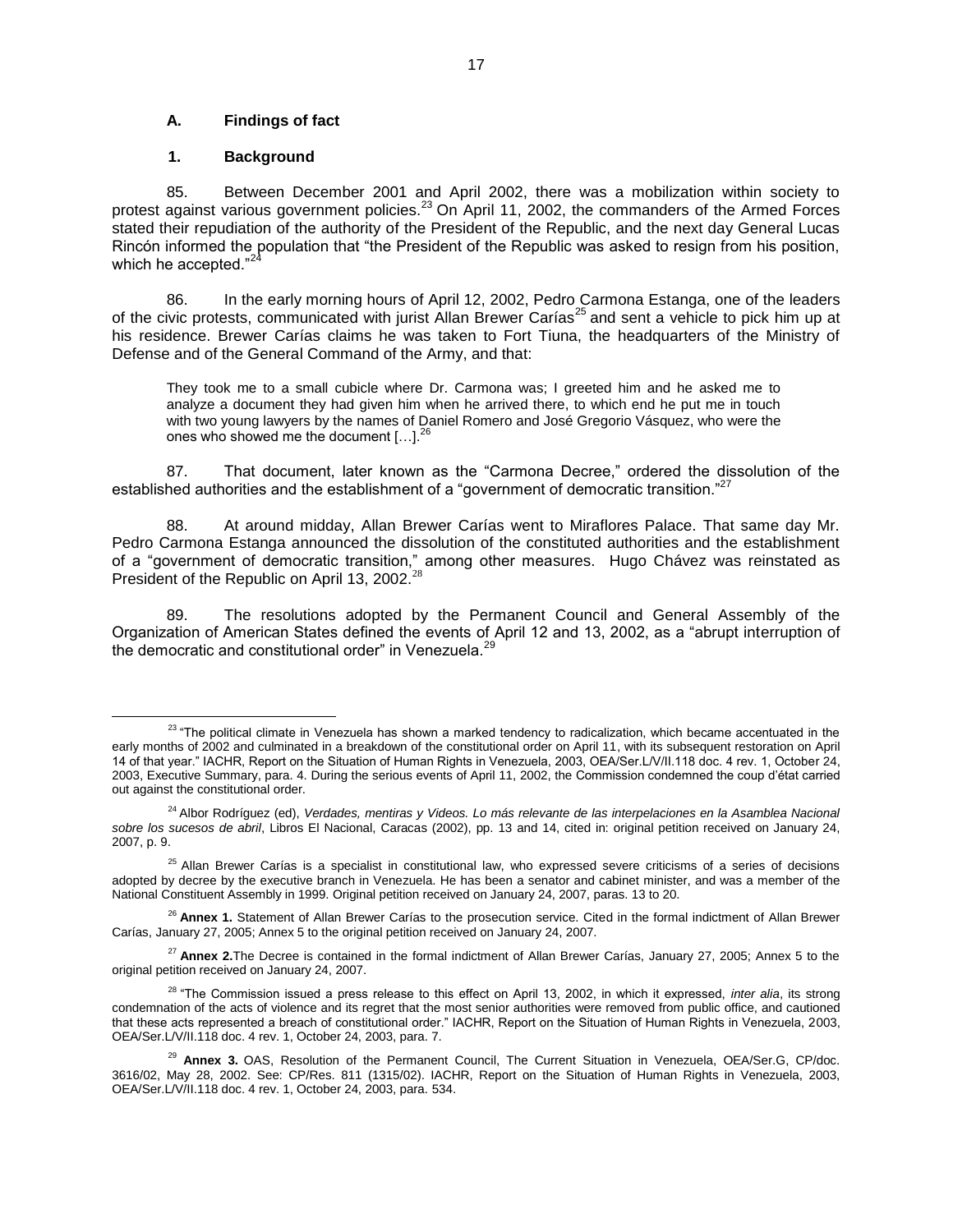### A. Findings of fact

#### 1. Background

85. Between December 2001 and April 2002, there was a mobilization within society to protest against various government policies.[23] On April 11, 2002, the commanders of the Armed Forces stated their repudiation of the authority of the President of the Republic, and the next day General Lucas Rincón informed the population that "the President of the Republic was asked to resign from his position, which he accepted."[24]

86. In the early morning hours of April 12, 2002, Pedro Carmona Estanga, one of the leaders of the civic protests, communicated with jurist Allan Brewer Carías[25] and sent a vehicle to pick him up at his residence. Brewer Carías claims he was taken to Fort Tiuna, the headquarters of the Ministry of Defense and of the General Command of the Army, and that:

> They took me to a small cubicle where Dr. Carmona was; I greeted him and he asked me to analyze a document they had given him when he arrived there, to which end he put me in touch with two young lawyers by the names of Daniel Romero and José Gregorio Vásquez, who were the ones who showed me the document […].[26]

87. That document, later known as the "Carmona Decree," ordered the dissolution of the established authorities and the establishment of a "government of democratic transition."[27]

88. At around midday, Allan Brewer Carías went to Miraflores Palace. That same day Mr. Pedro Carmona Estanga announced the dissolution of the constituted authorities and the establishment of a "government of democratic transition," among other measures. Hugo Chávez was reinstated as President of the Republic on April 13, 2002.[28]

89. The resolutions adopted by the Permanent Council and General Assembly of the Organization of American States defined the events of April 12 and 13, 2002, as a "abrupt interruption of the democratic and constitutional order" in Venezuela.[29]

---

[23] "The political climate in Venezuela has shown a marked tendency to radicalization, which became accentuated in the early months of 2002 and culminated in a breakdown of the constitutional order on April 11, with its subsequent restoration on April 14 of that year." IACHR, Report on the Situation of Human Rights in Venezuela, 2003, OEA/Ser.L/V/II.118 doc. 4 rev. 1, October 24, 2003, Executive Summary, para. 4. During the serious events of April 11, 2002, the Commission condemned the coup d'état carried out against the constitutional order.

[24] Albor Rodríguez (ed), *Verdades, mentiras y Videos. Lo más relevante de las interpelaciones en la Asamblea Nacional sobre los sucesos de abril*, Libros El Nacional, Caracas (2002), pp. 13 and 14, cited in: original petition received on January 24, 2007, p. 9.

[25] Allan Brewer Carías is a specialist in constitutional law, who expressed severe criticisms of a series of decisions adopted by decree by the executive branch in Venezuela. He has been a senator and cabinet minister, and was a member of the National Constituent Assembly in 1999. Original petition received on January 24, 2007, paras. 13 to 20.

[26] **Annex 1.** Statement of Allan Brewer Carías to the prosecution service. Cited in the formal indictment of Allan Brewer Carías, January 27, 2005; Annex 5 to the original petition received on January 24, 2007.

[27] **Annex 2.** The Decree is contained in the formal indictment of Allan Brewer Carías, January 27, 2005; Annex 5 to the original petition received on January 24, 2007.

[28] "The Commission issued a press release to this effect on April 13, 2002, in which it expressed, *inter alia*, its strong condemnation of the acts of violence and its regret that the most senior authorities were removed from public office, and cautioned that these acts represented a breach of constitutional order." IACHR, Report on the Situation of Human Rights in Venezuela, 2003, OEA/Ser.L/V/II.118 doc. 4 rev. 1, October 24, 2003, para. 7.

[29] **Annex 3.** OAS, Resolution of the Permanent Council, The Current Situation in Venezuela, OEA/Ser.G, CP/doc. 3616/02, May 28, 2002. See: CP/Res. 811 (1315/02). IACHR, Report on the Situation of Human Rights in Venezuela, 2003, OEA/Ser.L/V/II.118 doc. 4 rev. 1, October 24, 2003, para. 534.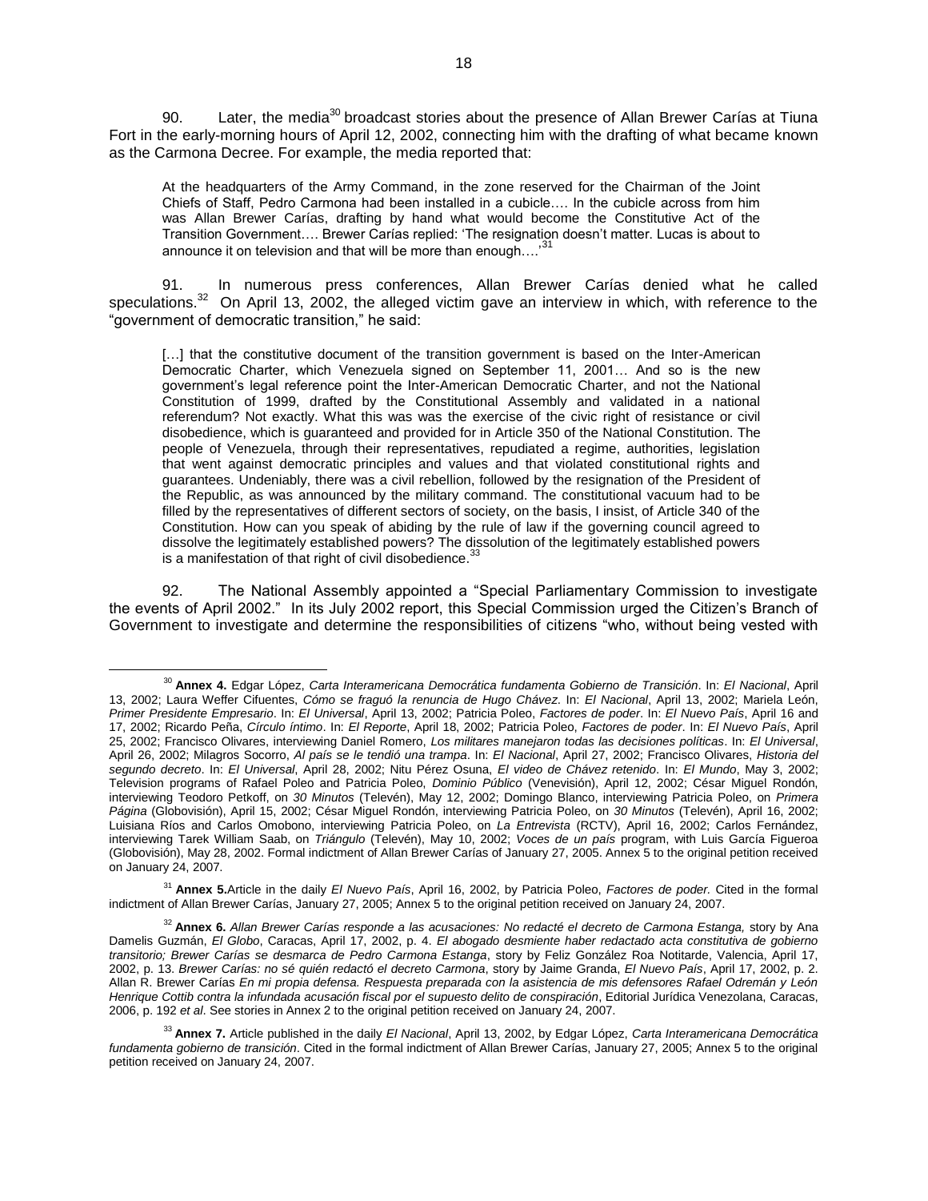90. Later, the media[30] broadcast stories about the presence of Allan Brewer Carías at Tiuna Fort in the early-morning hours of April 12, 2002, connecting him with the drafting of what became known as the Carmona Decree. For example, the media reported that:

> At the headquarters of the Army Command, in the zone reserved for the Chairman of the Joint Chiefs of Staff, Pedro Carmona had been installed in a cubicle…. In the cubicle across from him was Allan Brewer Carías, drafting by hand what would become the Constitutive Act of the Transition Government…. Brewer Carías replied: 'The resignation doesn't matter. Lucas is about to announce it on television and that will be more than enough….'[31]

91. In numerous press conferences, Allan Brewer Carías denied what he called speculations.[32] On April 13, 2002, the alleged victim gave an interview in which, with reference to the "government of democratic transition," he said:

> […] that the constitutive document of the transition government is based on the Inter-American Democratic Charter, which Venezuela signed on September 11, 2001… And so is the new government's legal reference point the Inter-American Democratic Charter, and not the National Constitution of 1999, drafted by the Constitutional Assembly and validated in a national referendum? Not exactly. What this was was the exercise of the civic right of resistance or civil disobedience, which is guaranteed and provided for in Article 350 of the National Constitution. The people of Venezuela, through their representatives, repudiated a regime, authorities, legislation that went against democratic principles and values and that violated constitutional rights and guarantees. Undeniably, there was a civil rebellion, followed by the resignation of the President of the Republic, as was announced by the military command. The constitutional vacuum had to be filled by the representatives of different sectors of society, on the basis, I insist, of Article 340 of the Constitution. How can you speak of abiding by the rule of law if the governing council agreed to dissolve the legitimately established powers? The dissolution of the legitimately established powers is a manifestation of that right of civil disobedience.[33]

92. The National Assembly appointed a "Special Parliamentary Commission to investigate the events of April 2002." In its July 2002 report, this Special Commission urged the Citizen's Branch of Government to investigate and determine the responsibilities of citizens "who, without being vested with

---

[30] **Annex 4.** Edgar López, *Carta Interamericana Democrática fundamenta Gobierno de Transición*. In: *El Nacional*, April 13, 2002; Laura Weffer Cifuentes, *Cómo se fraguó la renuncia de Hugo Chávez*. In: *El Nacional*, April 13, 2002; Mariela León, *Primer Presidente Empresario*. In: *El Universal*, April 13, 2002; Patricia Poleo, *Factores de poder*. In: *El Nuevo País*, April 16 and 17, 2002; Ricardo Peña, *Círculo íntimo*. In: *El Reporte*, April 18, 2002; Patricia Poleo, *Factores de poder*. In: *El Nuevo País*, April 25, 2002; Francisco Olivares, interviewing Daniel Romero, *Los militares manejaron todas las decisiones políticas*. In: *El Universal*, April 26, 2002; Milagros Socorro, *Al país se le tendió una trampa*. In: *El Nacional*, April 27, 2002; Francisco Olivares, *Historia del segundo decreto*. In: *El Universal*, April 28, 2002; Nitu Pérez Osuna, *El video de Chávez retenido*. In: *El Mundo*, May 3, 2002; Television programs of Rafael Poleo and Patricia Poleo, *Dominio Público* (Venevisión), April 12, 2002; César Miguel Rondón, interviewing Teodoro Petkoff, on *30 Minutos* (Televén), May 12, 2002; Domingo Blanco, interviewing Patricia Poleo, on *Primera Página* (Globovisión), April 15, 2002; César Miguel Rondón, interviewing Patricia Poleo, on *30 Minutos* (Televén), April 16, 2002; Luisiana Ríos and Carlos Omobono, interviewing Patricia Poleo, on *La Entrevista* (RCTV), April 16, 2002; Carlos Fernández, interviewing Tarek William Saab, on *Triángulo* (Televén), May 10, 2002; *Voces de un país* program, with Luis García Figueroa (Globovisión), May 28, 2002. Formal indictment of Allan Brewer Carías of January 27, 2005. Annex 5 to the original petition received on January 24, 2007.

[31] **Annex 5.** Article in the daily *El Nuevo País*, April 16, 2002, by Patricia Poleo, *Factores de poder.* Cited in the formal indictment of Allan Brewer Carías, January 27, 2005; Annex 5 to the original petition received on January 24, 2007.

[32] **Annex 6.** *Allan Brewer Carías responde a las acusaciones: No redacté el decreto de Carmona Estanga,* story by Ana Damelis Guzmán, *El Globo*, Caracas, April 17, 2002, p. 4. *El abogado desmiente haber redactado acta constitutiva de gobierno transitorio; Brewer Carías se desmarca de Pedro Carmona Estanga*, story by Feliz González Roa Notitarde, Valencia, April 17, 2002, p. 13. *Brewer Carías: no sé quién redactó el decreto Carmona*, story by Jaime Granda, *El Nuevo País*, April 17, 2002, p. 2. Allan R. Brewer Carías *En mi propia defensa. Respuesta preparada con la asistencia de mis defensores Rafael Odremán y León Henrique Cottib contra la infundada acusación fiscal por el supuesto delito de conspiración*, Editorial Jurídica Venezolana, Caracas, 2006, p. 192 *et al*. See stories in Annex 2 to the original petition received on January 24, 2007.

[33] **Annex 7.** Article published in the daily *El Nacional*, April 13, 2002, by Edgar López, *Carta Interamericana Democrática fundamenta gobierno de transición*. Cited in the formal indictment of Allan Brewer Carías, January 27, 2005; Annex 5 to the original petition received on January 24, 2007.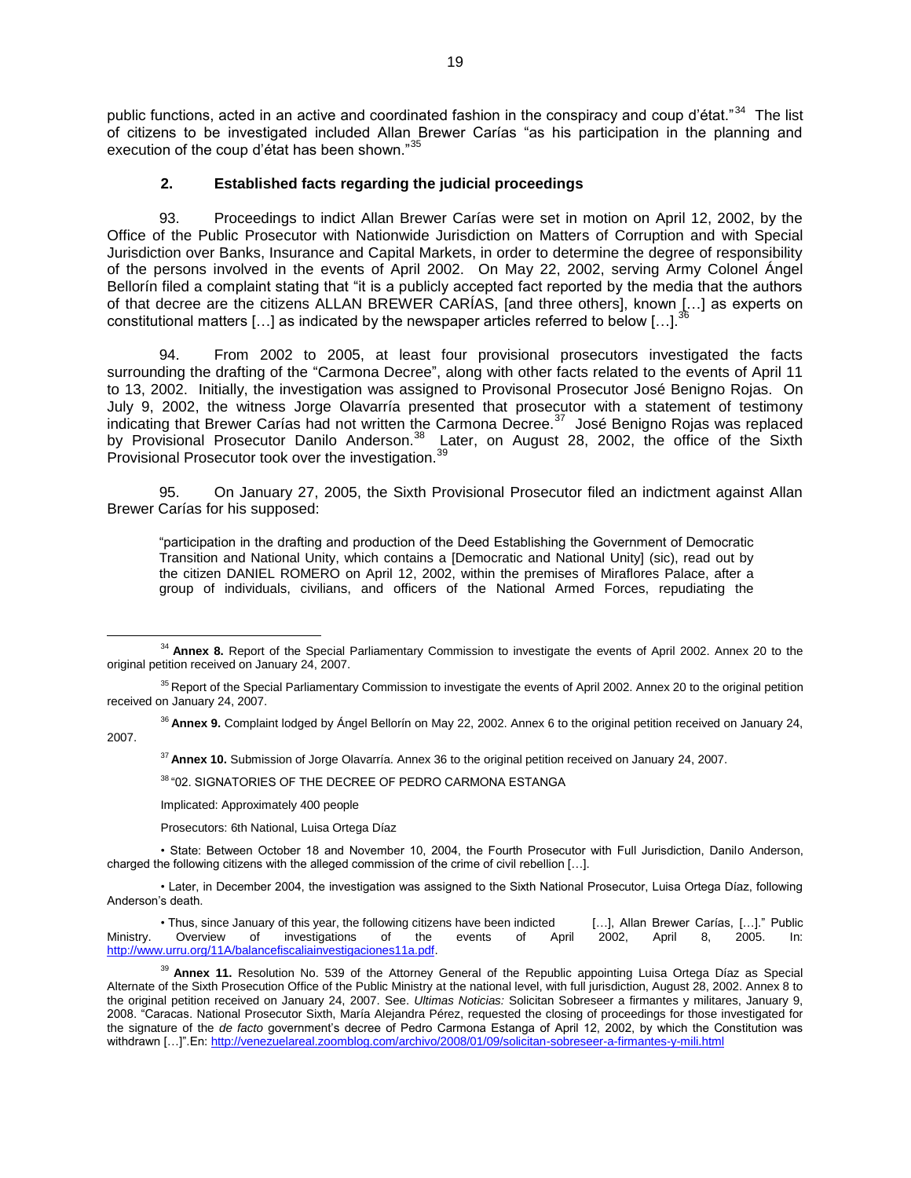public functions, acted in an active and coordinated fashion in the conspiracy and coup d'état."[34] The list of citizens to be investigated included Allan Brewer Carías "as his participation in the planning and execution of the coup d'état has been shown."[35]

### 2. Established facts regarding the judicial proceedings

93. Proceedings to indict Allan Brewer Carías were set in motion on April 12, 2002, by the Office of the Public Prosecutor with Nationwide Jurisdiction on Matters of Corruption and with Special Jurisdiction over Banks, Insurance and Capital Markets, in order to determine the degree of responsibility of the persons involved in the events of April 2002. On May 22, 2002, serving Army Colonel Ángel Bellorín filed a complaint stating that "it is a publicly accepted fact reported by the media that the authors of that decree are the citizens ALLAN BREWER CARÍAS, [and three others], known […] as experts on constitutional matters […] as indicated by the newspaper articles referred to below […].[36]

94. From 2002 to 2005, at least four provisional prosecutors investigated the facts surrounding the drafting of the "Carmona Decree", along with other facts related to the events of April 11 to 13, 2002. Initially, the investigation was assigned to Provisonal Prosecutor José Benigno Rojas. On July 9, 2002, the witness Jorge Olavarría presented that prosecutor with a statement of testimony indicating that Brewer Carías had not written the Carmona Decree.[37] José Benigno Rojas was replaced by Provisional Prosecutor Danilo Anderson.[38] Later, on August 28, 2002, the office of the Sixth Provisional Prosecutor took over the investigation.[39]

95. On January 27, 2005, the Sixth Provisional Prosecutor filed an indictment against Allan Brewer Carías for his supposed:

> "participation in the drafting and production of the Deed Establishing the Government of Democratic Transition and National Unity, which contains a [Democratic and National Unity] (sic), read out by the citizen DANIEL ROMERO on April 12, 2002, within the premises of Miraflores Palace, after a group of individuals, civilians, and officers of the National Armed Forces, repudiating the

---

[34] **Annex 8.** Report of the Special Parliamentary Commission to investigate the events of April 2002. Annex 20 to the original petition received on January 24, 2007.

[35] Report of the Special Parliamentary Commission to investigate the events of April 2002. Annex 20 to the original petition received on January 24, 2007.

[36] **Annex 9.** Complaint lodged by Ángel Bellorín on May 22, 2002. Annex 6 to the original petition received on January 24, 2007.

[37] **Annex 10.** Submission of Jorge Olavarría. Annex 36 to the original petition received on January 24, 2007.

[38] "02. SIGNATORIES OF THE DECREE OF PEDRO CARMONA ESTANGA

Implicated: Approximately 400 people

Prosecutors: 6th National, Luisa Ortega Díaz

• State: Between October 18 and November 10, 2004, the Fourth Prosecutor with Full Jurisdiction, Danilo Anderson, charged the following citizens with the alleged commission of the crime of civil rebellion […].

• Later, in December 2004, the investigation was assigned to the Sixth National Prosecutor, Luisa Ortega Díaz, following Anderson's death.

• Thus, since January of this year, the following citizens have been indicted […], Allan Brewer Carías, […]." Public Ministry. Overview of investigations of the events of April 2002, April 8, 2005. In: http://www.urru.org/11A/balancefiscaliainvestigaciones11a.pdf.

[39] **Annex 11.** Resolution No. 539 of the Attorney General of the Republic appointing Luisa Ortega Díaz as Special Alternate of the Sixth Prosecution Office of the Public Ministry at the national level, with full jurisdiction, August 28, 2002. Annex 8 to the original petition received on January 24, 2007. See. *Ultimas Noticias:* Solicitan Sobreseer a firmantes y militares, January 9, 2008. "Caracas. National Prosecutor Sixth, María Alejandra Pérez, requested the closing of proceedings for those investigated for the signature of the *de facto* government's decree of Pedro Carmona Estanga of April 12, 2002, by which the Constitution was withdrawn […]".En: http://venezuelareal.zoomblog.com/archivo/2008/01/09/solicitan-sobreseer-a-firmantes-y-mili.html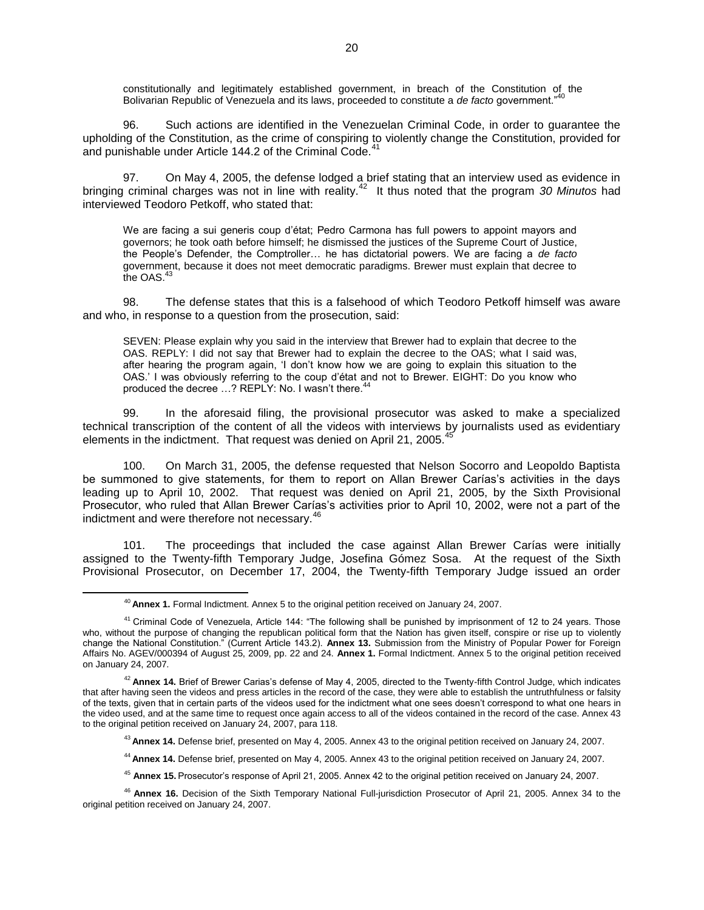constitutionally and legitimately established government, in breach of the Constitution of the Bolivarian Republic of Venezuela and its laws, proceeded to constitute a *de facto* government."[40]

96. Such actions are identified in the Venezuelan Criminal Code, in order to guarantee the upholding of the Constitution, as the crime of conspiring to violently change the Constitution, provided for and punishable under Article 144.2 of the Criminal Code.[41]

97. On May 4, 2005, the defense lodged a brief stating that an interview used as evidence in bringing criminal charges was not in line with reality.[42] It thus noted that the program *30 Minutos* had interviewed Teodoro Petkoff, who stated that:

> We are facing a sui generis coup d'état; Pedro Carmona has full powers to appoint mayors and governors; he took oath before himself; he dismissed the justices of the Supreme Court of Justice, the People's Defender, the Comptroller… he has dictatorial powers. We are facing a *de facto* government, because it does not meet democratic paradigms. Brewer must explain that decree to the OAS.[43]

98. The defense states that this is a falsehood of which Teodoro Petkoff himself was aware and who, in response to a question from the prosecution, said:

> SEVEN: Please explain why you said in the interview that Brewer had to explain that decree to the OAS. REPLY: I did not say that Brewer had to explain the decree to the OAS; what I said was, after hearing the program again, 'I don't know how we are going to explain this situation to the OAS.' I was obviously referring to the coup d'état and not to Brewer. EIGHT: Do you know who produced the decree …? REPLY: No. I wasn't there.[44]

99. In the aforesaid filing, the provisional prosecutor was asked to make a specialized technical transcription of the content of all the videos with interviews by journalists used as evidentiary elements in the indictment. That request was denied on April 21, 2005.[45]

100. On March 31, 2005, the defense requested that Nelson Socorro and Leopoldo Baptista be summoned to give statements, for them to report on Allan Brewer Carías's activities in the days leading up to April 10, 2002. That request was denied on April 21, 2005, by the Sixth Provisional Prosecutor, who ruled that Allan Brewer Carías's activities prior to April 10, 2002, were not a part of the indictment and were therefore not necessary.[46]

101. The proceedings that included the case against Allan Brewer Carías were initially assigned to the Twenty-fifth Temporary Judge, Josefina Gómez Sosa. At the request of the Sixth Provisional Prosecutor, on December 17, 2004, the Twenty-fifth Temporary Judge issued an order

---

[40] **Annex 1.** Formal Indictment. Annex 5 to the original petition received on January 24, 2007.

[41] Criminal Code of Venezuela, Article 144: "The following shall be punished by imprisonment of 12 to 24 years. Those who, without the purpose of changing the republican political form that the Nation has given itself, conspire or rise up to violently change the National Constitution." (Current Article 143.2). **Annex 13.** Submission from the Ministry of Popular Power for Foreign Affairs No. AGEV/000394 of August 25, 2009, pp. 22 and 24. **Annex 1.** Formal Indictment. Annex 5 to the original petition received on January 24, 2007.

[42] **Annex 14.** Brief of Brewer Carias's defense of May 4, 2005, directed to the Twenty-fifth Control Judge, which indicates that after having seen the videos and press articles in the record of the case, they were able to establish the untruthfulness or falsity of the texts, given that in certain parts of the videos used for the indictment what one sees doesn't correspond to what one hears in the video used, and at the same time to request once again access to all of the videos contained in the record of the case. Annex 43 to the original petition received on January 24, 2007, para 118.

[43] **Annex 14.** Defense brief, presented on May 4, 2005. Annex 43 to the original petition received on January 24, 2007.

[44] **Annex 14.** Defense brief, presented on May 4, 2005. Annex 43 to the original petition received on January 24, 2007.

[45] **Annex 15.** Prosecutor's response of April 21, 2005. Annex 42 to the original petition received on January 24, 2007.

[46] **Annex 16.** Decision of the Sixth Temporary National Full-jurisdiction Prosecutor of April 21, 2005. Annex 34 to the original petition received on January 24, 2007.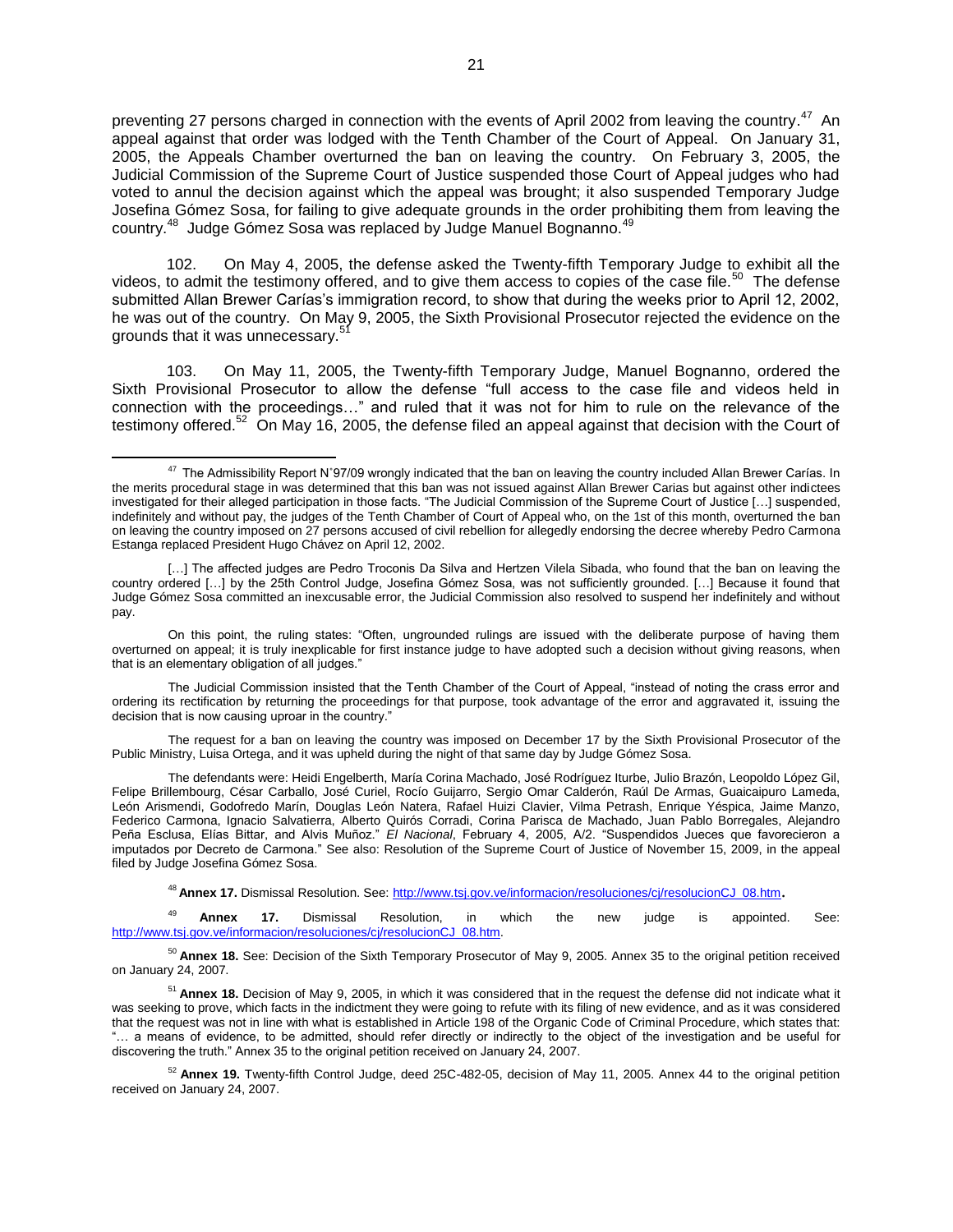preventing 27 persons charged in connection with the events of April 2002 from leaving the country.[47] An appeal against that order was lodged with the Tenth Chamber of the Court of Appeal. On January 31, 2005, the Appeals Chamber overturned the ban on leaving the country. On February 3, 2005, the Judicial Commission of the Supreme Court of Justice suspended those Court of Appeal judges who had voted to annul the decision against which the appeal was brought; it also suspended Temporary Judge Josefina Gómez Sosa, for failing to give adequate grounds in the order prohibiting them from leaving the country.[48] Judge Gómez Sosa was replaced by Judge Manuel Bognanno.[49]

102. On May 4, 2005, the defense asked the Twenty-fifth Temporary Judge to exhibit all the videos, to admit the testimony offered, and to give them access to copies of the case file.[50] The defense submitted Allan Brewer Carías's immigration record, to show that during the weeks prior to April 12, 2002, he was out of the country. On May 9, 2005, the Sixth Provisional Prosecutor rejected the evidence on the grounds that it was unnecessary.[51]

103. On May 11, 2005, the Twenty-fifth Temporary Judge, Manuel Bognanno, ordered the Sixth Provisional Prosecutor to allow the defense "full access to the case file and videos held in connection with the proceedings…" and ruled that it was not for him to rule on the relevance of the testimony offered.[52] On May 16, 2005, the defense filed an appeal against that decision with the Court of

---

[47] The Admissibility Report N°97/09 wrongly indicated that the ban on leaving the country included Allan Brewer Carías. In the merits procedural stage in was determined that this ban was not issued against Allan Brewer Carias but against other indictees investigated for their alleged participation in those facts. "The Judicial Commission of the Supreme Court of Justice […] suspended, indefinitely and without pay, the judges of the Tenth Chamber of Court of Appeal who, on the 1st of this month, overturned the ban on leaving the country imposed on 27 persons accused of civil rebellion for allegedly endorsing the decree whereby Pedro Carmona Estanga replaced President Hugo Chávez on April 12, 2002.

[…] The affected judges are Pedro Troconis Da Silva and Hertzen Vilela Sibada, who found that the ban on leaving the country ordered […] by the 25th Control Judge, Josefina Gómez Sosa, was not sufficiently grounded. […] Because it found that Judge Gómez Sosa committed an inexcusable error, the Judicial Commission also resolved to suspend her indefinitely and without pay.

On this point, the ruling states: "Often, ungrounded rulings are issued with the deliberate purpose of having them overturned on appeal; it is truly inexplicable for first instance judge to have adopted such a decision without giving reasons, when that is an elementary obligation of all judges."

The Judicial Commission insisted that the Tenth Chamber of the Court of Appeal, "instead of noting the crass error and ordering its rectification by returning the proceedings for that purpose, took advantage of the error and aggravated it, issuing the decision that is now causing uproar in the country."

The request for a ban on leaving the country was imposed on December 17 by the Sixth Provisional Prosecutor of the Public Ministry, Luisa Ortega, and it was upheld during the night of that same day by Judge Gómez Sosa.

The defendants were: Heidi Engelberth, María Corina Machado, José Rodríguez Iturbe, Julio Brazón, Leopoldo López Gil, Felipe Brillembourg, César Carballo, José Curiel, Rocío Guijarro, Sergio Omar Calderón, Raúl De Armas, Guaicaipuro Lameda, León Arismendi, Godofredo Marín, Douglas León Natera, Rafael Huizi Clavier, Vilma Petrash, Enrique Yéspica, Jaime Manzo, Federico Carmona, Ignacio Salvatierra, Alberto Quirós Corradi, Corina Parisca de Machado, Juan Pablo Borregales, Alejandro Peña Esclusa, Elías Bittar, and Alvis Muñoz." *El Nacional*, February 4, 2005, A/2. "Suspendidos Jueces que favorecieron a imputados por Decreto de Carmona." See also: Resolution of the Supreme Court of Justice of November 15, 2009, in the appeal filed by Judge Josefina Gómez Sosa.

[48] **Annex 17.** Dismissal Resolution. See: http://www.tsj.gov.ve/informacion/resoluciones/cj/resolucionCJ_08.htm**.**

[49] **Annex 17.** Dismissal Resolution, in which the new judge is appointed. See: http://www.tsj.gov.ve/informacion/resoluciones/cj/resolucionCJ_08.htm.

[50] **Annex 18.** See: Decision of the Sixth Temporary Prosecutor of May 9, 2005. Annex 35 to the original petition received on January 24, 2007.

[51] **Annex 18.** Decision of May 9, 2005, in which it was considered that in the request the defense did not indicate what it was seeking to prove, which facts in the indictment they were going to refute with its filing of new evidence, and as it was considered that the request was not in line with what is established in Article 198 of the Organic Code of Criminal Procedure, which states that: "… a means of evidence, to be admitted, should refer directly or indirectly to the object of the investigation and be useful for discovering the truth." Annex 35 to the original petition received on January 24, 2007.

[52] **Annex 19.** Twenty-fifth Control Judge, deed 25C-482-05, decision of May 11, 2005. Annex 44 to the original petition received on January 24, 2007.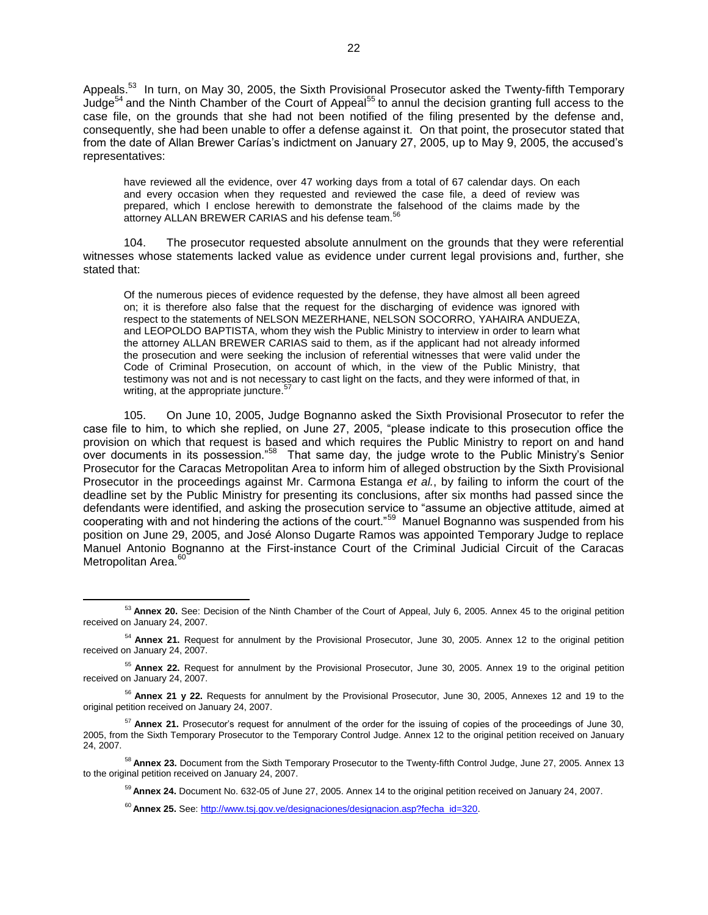Appeals.[53] In turn, on May 30, 2005, the Sixth Provisional Prosecutor asked the Twenty-fifth Temporary Judge[54] and the Ninth Chamber of the Court of Appeal[55] to annul the decision granting full access to the case file, on the grounds that she had not been notified of the filing presented by the defense and, consequently, she had been unable to offer a defense against it. On that point, the prosecutor stated that from the date of Allan Brewer Carías's indictment on January 27, 2005, up to May 9, 2005, the accused's representatives:

> have reviewed all the evidence, over 47 working days from a total of 67 calendar days. On each and every occasion when they requested and reviewed the case file, a deed of review was prepared, which I enclose herewith to demonstrate the falsehood of the claims made by the attorney ALLAN BREWER CARIAS and his defense team.[56]

104. The prosecutor requested absolute annulment on the grounds that they were referential witnesses whose statements lacked value as evidence under current legal provisions and, further, she stated that:

> Of the numerous pieces of evidence requested by the defense, they have almost all been agreed on; it is therefore also false that the request for the discharging of evidence was ignored with respect to the statements of NELSON MEZERHANE, NELSON SOCORRO, YAHAIRA ANDUEZA, and LEOPOLDO BAPTISTA, whom they wish the Public Ministry to interview in order to learn what the attorney ALLAN BREWER CARIAS said to them, as if the applicant had not already informed the prosecution and were seeking the inclusion of referential witnesses that were valid under the Code of Criminal Prosecution, on account of which, in the view of the Public Ministry, that testimony was not and is not necessary to cast light on the facts, and they were informed of that, in writing, at the appropriate juncture.[57]

105. On June 10, 2005, Judge Bognanno asked the Sixth Provisional Prosecutor to refer the case file to him, to which she replied, on June 27, 2005, "please indicate to this prosecution office the provision on which that request is based and which requires the Public Ministry to report on and hand over documents in its possession."[58] That same day, the judge wrote to the Public Ministry's Senior Prosecutor for the Caracas Metropolitan Area to inform him of alleged obstruction by the Sixth Provisional Prosecutor in the proceedings against Mr. Carmona Estanga *et al.*, by failing to inform the court of the deadline set by the Public Ministry for presenting its conclusions, after six months had passed since the defendants were identified, and asking the prosecution service to "assume an objective attitude, aimed at cooperating with and not hindering the actions of the court."[59] Manuel Bognanno was suspended from his position on June 29, 2005, and José Alonso Dugarte Ramos was appointed Temporary Judge to replace Manuel Antonio Bognanno at the First-instance Court of the Criminal Judicial Circuit of the Caracas Metropolitan Area.[60]

---

[53] **Annex 20.** See: Decision of the Ninth Chamber of the Court of Appeal, July 6, 2005. Annex 45 to the original petition received on January 24, 2007.

[54] **Annex 21.** Request for annulment by the Provisional Prosecutor, June 30, 2005. Annex 12 to the original petition received on January 24, 2007.

[55] **Annex 22.** Request for annulment by the Provisional Prosecutor, June 30, 2005. Annex 19 to the original petition received on January 24, 2007.

[56] **Annex 21 y 22.** Requests for annulment by the Provisional Prosecutor, June 30, 2005, Annexes 12 and 19 to the original petition received on January 24, 2007.

[57] **Annex 21.** Prosecutor's request for annulment of the order for the issuing of copies of the proceedings of June 30, 2005, from the Sixth Temporary Prosecutor to the Temporary Control Judge. Annex 12 to the original petition received on January 24, 2007.

[58] **Annex 23.** Document from the Sixth Temporary Prosecutor to the Twenty-fifth Control Judge, June 27, 2005. Annex 13 to the original petition received on January 24, 2007.

[59] **Annex 24.** Document No. 632-05 of June 27, 2005. Annex 14 to the original petition received on January 24, 2007.

[60] **Annex 25.** See: http://www.tsj.gov.ve/designaciones/designacion.asp?fecha_id=320.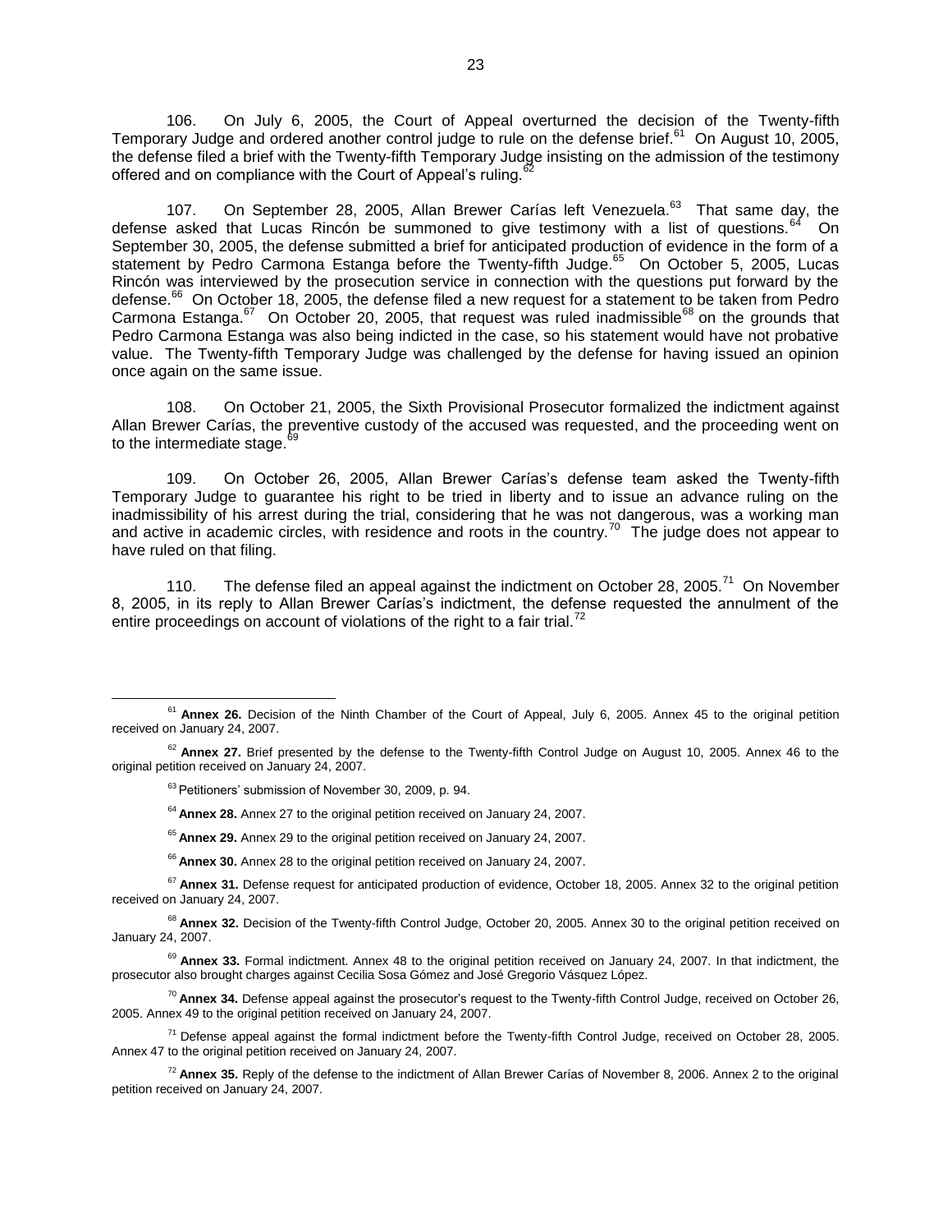106. On July 6, 2005, the Court of Appeal overturned the decision of the Twenty-fifth Temporary Judge and ordered another control judge to rule on the defense brief.[61] On August 10, 2005, the defense filed a brief with the Twenty-fifth Temporary Judge insisting on the admission of the testimony offered and on compliance with the Court of Appeal's ruling.[62]

107. On September 28, 2005, Allan Brewer Carías left Venezuela.[63] That same day, the defense asked that Lucas Rincón be summoned to give testimony with a list of questions.[64] On September 30, 2005, the defense submitted a brief for anticipated production of evidence in the form of a statement by Pedro Carmona Estanga before the Twenty-fifth Judge.[65] On October 5, 2005, Lucas Rincón was interviewed by the prosecution service in connection with the questions put forward by the defense.[66] On October 18, 2005, the defense filed a new request for a statement to be taken from Pedro Carmona Estanga.[67] On October 20, 2005, that request was ruled inadmissible[68] on the grounds that Pedro Carmona Estanga was also being indicted in the case, so his statement would have not probative value. The Twenty-fifth Temporary Judge was challenged by the defense for having issued an opinion once again on the same issue.

108. On October 21, 2005, the Sixth Provisional Prosecutor formalized the indictment against Allan Brewer Carías, the preventive custody of the accused was requested, and the proceeding went on to the intermediate stage.[69]

109. On October 26, 2005, Allan Brewer Carías's defense team asked the Twenty-fifth Temporary Judge to guarantee his right to be tried in liberty and to issue an advance ruling on the inadmissibility of his arrest during the trial, considering that he was not dangerous, was a working man and active in academic circles, with residence and roots in the country.[70] The judge does not appear to have ruled on that filing.

110. The defense filed an appeal against the indictment on October 28, 2005.[71] On November 8, 2005, in its reply to Allan Brewer Carías's indictment, the defense requested the annulment of the entire proceedings on account of violations of the right to a fair trial.[72]

---

[61] **Annex 26.** Decision of the Ninth Chamber of the Court of Appeal, July 6, 2005. Annex 45 to the original petition received on January 24, 2007.

[62] **Annex 27.** Brief presented by the defense to the Twenty-fifth Control Judge on August 10, 2005. Annex 46 to the original petition received on January 24, 2007.

[63] Petitioners' submission of November 30, 2009, p. 94.

[64] **Annex 28.** Annex 27 to the original petition received on January 24, 2007.

[65] **Annex 29.** Annex 29 to the original petition received on January 24, 2007.

[66] **Annex 30.** Annex 28 to the original petition received on January 24, 2007.

[67] **Annex 31.** Defense request for anticipated production of evidence, October 18, 2005. Annex 32 to the original petition received on January 24, 2007.

[68] **Annex 32.** Decision of the Twenty-fifth Control Judge, October 20, 2005. Annex 30 to the original petition received on January 24, 2007.

[69] **Annex 33.** Formal indictment. Annex 48 to the original petition received on January 24, 2007. In that indictment, the prosecutor also brought charges against Cecilia Sosa Gómez and José Gregorio Vásquez López.

[70] **Annex 34.** Defense appeal against the prosecutor's request to the Twenty-fifth Control Judge, received on October 26, 2005. Annex 49 to the original petition received on January 24, 2007.

[71] Defense appeal against the formal indictment before the Twenty-fifth Control Judge, received on October 28, 2005. Annex 47 to the original petition received on January 24, 2007.

[72] **Annex 35.** Reply of the defense to the indictment of Allan Brewer Carías of November 8, 2006. Annex 2 to the original petition received on January 24, 2007.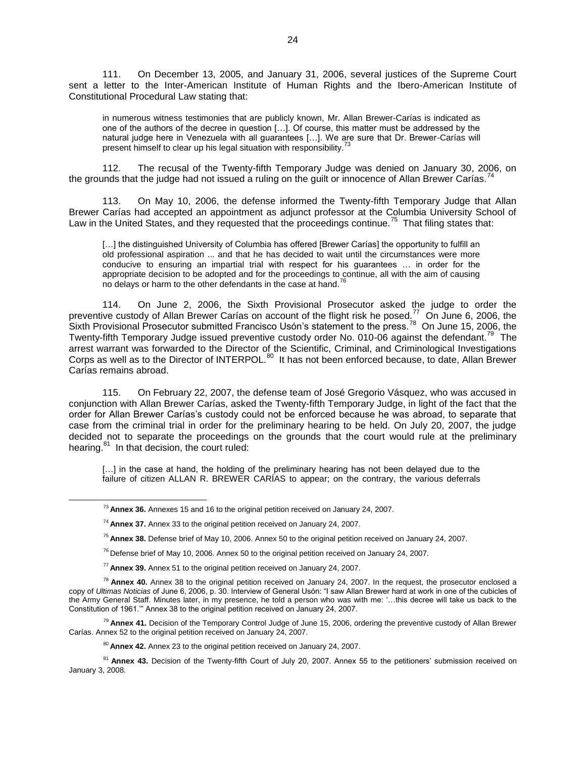111. On December 13, 2005, and January 31, 2006, several justices of the Supreme Court sent a letter to the Inter-American Institute of Human Rights and the Ibero-American Institute of Constitutional Procedural Law stating that:

> in numerous witness testimonies that are publicly known, Mr. Allan Brewer-Carías is indicated as one of the authors of the decree in question […]. Of course, this matter must be addressed by the natural judge here in Venezuela with all guarantees […]. We are sure that Dr. Brewer-Carías will present himself to clear up his legal situation with responsibility.[73]

112. The recusal of the Twenty-fifth Temporary Judge was denied on January 30, 2006, on the grounds that the judge had not issued a ruling on the guilt or innocence of Allan Brewer Carías.[74]

113. On May 10, 2006, the defense informed the Twenty-fifth Temporary Judge that Allan Brewer Carías had accepted an appointment as adjunct professor at the Columbia University School of Law in the United States, and they requested that the proceedings continue.[75] That filing states that:

> […] the distinguished University of Columbia has offered [Brewer Carías] the opportunity to fulfill an old professional aspiration ... and that he has decided to wait until the circumstances were more conducive to ensuring an impartial trial with respect for his guarantees … in order for the appropriate decision to be adopted and for the proceedings to continue, all with the aim of causing no delays or harm to the other defendants in the case at hand.[76]

114. On June 2, 2006, the Sixth Provisional Prosecutor asked the judge to order the preventive custody of Allan Brewer Carías on account of the flight risk he posed.[77] On June 6, 2006, the Sixth Provisional Prosecutor submitted Francisco Usón's statement to the press.[78] On June 15, 2006, the Twenty-fifth Temporary Judge issued preventive custody order No. 010-06 against the defendant.[79] The arrest warrant was forwarded to the Director of the Scientific, Criminal, and Criminological Investigations Corps as well as to the Director of INTERPOL.[80] It has not been enforced because, to date, Allan Brewer Carías remains abroad.

115. On February 22, 2007, the defense team of José Gregorio Vásquez, who was accused in conjunction with Allan Brewer Carías, asked the Twenty-fifth Temporary Judge, in light of the fact that the order for Allan Brewer Carías's custody could not be enforced because he was abroad, to separate that case from the criminal trial in order for the preliminary hearing to be held. On July 20, 2007, the judge decided not to separate the proceedings on the grounds that the court would rule at the preliminary hearing.[81] In that decision, the court ruled:

> […] in the case at hand, the holding of the preliminary hearing has not been delayed due to the failure of citizen ALLAN R. BREWER CARÍAS to appear; on the contrary, the various deferrals

---

[73] **Annex 36.** Annexes 15 and 16 to the original petition received on January 24, 2007.

[74] **Annex 37.** Annex 33 to the original petition received on January 24, 2007.

[75] **Annex 38.** Defense brief of May 10, 2006. Annex 50 to the original petition received on January 24, 2007.

[76] Defense brief of May 10, 2006. Annex 50 to the original petition received on January 24, 2007.

[77] **Annex 39.** Annex 51 to the original petition received on January 24, 2007.

[78] **Annex 40.** Annex 38 to the original petition received on January 24, 2007. In the request, the prosecutor enclosed a copy of *Ultimas Noticias* of June 6, 2006, p. 30. Interview of General Usón: "I saw Allan Brewer hard at work in one of the cubicles of the Army General Staff. Minutes later, in my presence, he told a person who was with me: '…this decree will take us back to the Constitution of 1961.'" Annex 38 to the original petition received on January 24, 2007.

[79] **Annex 41.** Decision of the Temporary Control Judge of June 15, 2006, ordering the preventive custody of Allan Brewer Carías. Annex 52 to the original petition received on January 24, 2007.

[80] **Annex 42.** Annex 23 to the original petition received on January 24, 2007.

[81] **Annex 43.** Decision of the Twenty-fifth Court of July 20, 2007. Annex 55 to the petitioners' submission received on January 3, 2008.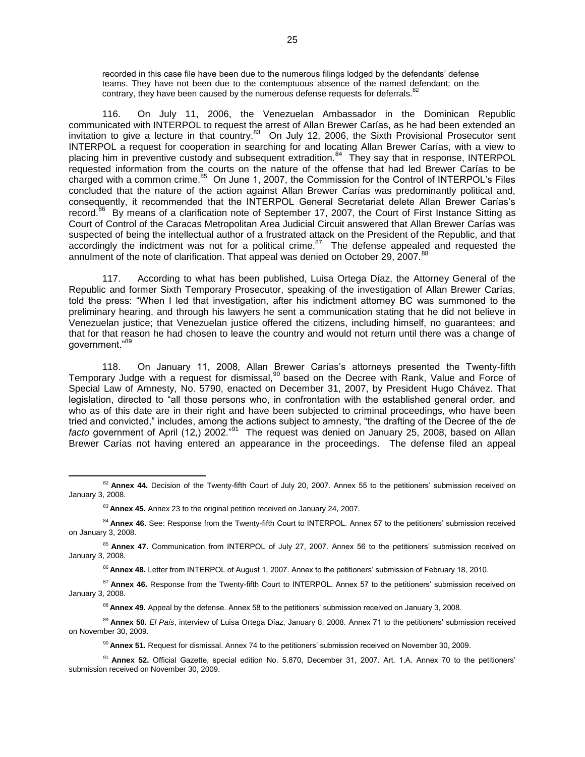recorded in this case file have been due to the numerous filings lodged by the defendants' defense teams. They have not been due to the contemptuous absence of the named defendant; on the contrary, they have been caused by the numerous defense requests for deferrals.[82]

116. On July 11, 2006, the Venezuelan Ambassador in the Dominican Republic communicated with INTERPOL to request the arrest of Allan Brewer Carías, as he had been extended an invitation to give a lecture in that country.[83] On July 12, 2006, the Sixth Provisional Prosecutor sent INTERPOL a request for cooperation in searching for and locating Allan Brewer Carías, with a view to placing him in preventive custody and subsequent extradition.[84] They say that in response, INTERPOL requested information from the courts on the nature of the offense that had led Brewer Carías to be charged with a common crime.[85] On June 1, 2007, the Commission for the Control of INTERPOL's Files concluded that the nature of the action against Allan Brewer Carías was predominantly political and, consequently, it recommended that the INTERPOL General Secretariat delete Allan Brewer Carías's record.[86] By means of a clarification note of September 17, 2007, the Court of First Instance Sitting as Court of Control of the Caracas Metropolitan Area Judicial Circuit answered that Allan Brewer Carías was suspected of being the intellectual author of a frustrated attack on the President of the Republic, and that accordingly the indictment was not for a political crime.[87] The defense appealed and requested the annulment of the note of clarification. That appeal was denied on October 29, 2007.[88]

117. According to what has been published, Luisa Ortega Díaz, the Attorney General of the Republic and former Sixth Temporary Prosecutor, speaking of the investigation of Allan Brewer Carías, told the press: "When I led that investigation, after his indictment attorney BC was summoned to the preliminary hearing, and through his lawyers he sent a communication stating that he did not believe in Venezuelan justice; that Venezuelan justice offered the citizens, including himself, no guarantees; and that for that reason he had chosen to leave the country and would not return until there was a change of government."[89]

118. On January 11, 2008, Allan Brewer Carías's attorneys presented the Twenty-fifth Temporary Judge with a request for dismissal,[90] based on the Decree with Rank, Value and Force of Special Law of Amnesty, No. 5790, enacted on December 31, 2007, by President Hugo Chávez. That legislation, directed to "all those persons who, in confrontation with the established general order, and who as of this date are in their right and have been subjected to criminal proceedings, who have been tried and convicted," includes, among the actions subject to amnesty, "the drafting of the Decree of the *de facto* government of April (12,) 2002."[91] The request was denied on January 25, 2008, based on Allan Brewer Carías not having entered an appearance in the proceedings. The defense filed an appeal

---

[82] **Annex 44.** Decision of the Twenty-fifth Court of July 20, 2007. Annex 55 to the petitioners' submission received on January 3, 2008.

[83] **Annex 45.** Annex 23 to the original petition received on January 24, 2007.

[84] **Annex 46.** See: Response from the Twenty-fifth Court to INTERPOL. Annex 57 to the petitioners' submission received on January 3, 2008.

[85] **Annex 47.** Communication from INTERPOL of July 27, 2007. Annex 56 to the petitioners' submission received on January 3, 2008.

[86] **Annex 48.** Letter from INTERPOL of August 1, 2007. Annex to the petitioners' submission of February 18, 2010.

[87] **Annex 46.** Response from the Twenty-fifth Court to INTERPOL. Annex 57 to the petitioners' submission received on January 3, 2008.

[88] **Annex 49.** Appeal by the defense. Annex 58 to the petitioners' submission received on January 3, 2008.

[89] **Annex 50.** *El País*, interview of Luisa Ortega Díaz, January 8, 2008. Annex 71 to the petitioners' submission received on November 30, 2009.

[90] **Annex 51.** Request for dismissal. Annex 74 to the petitioners' submission received on November 30, 2009.

[91] **Annex 52.** Official Gazette, special edition No. 5.870, December 31, 2007. Art. 1.A. Annex 70 to the petitioners' submission received on November 30, 2009.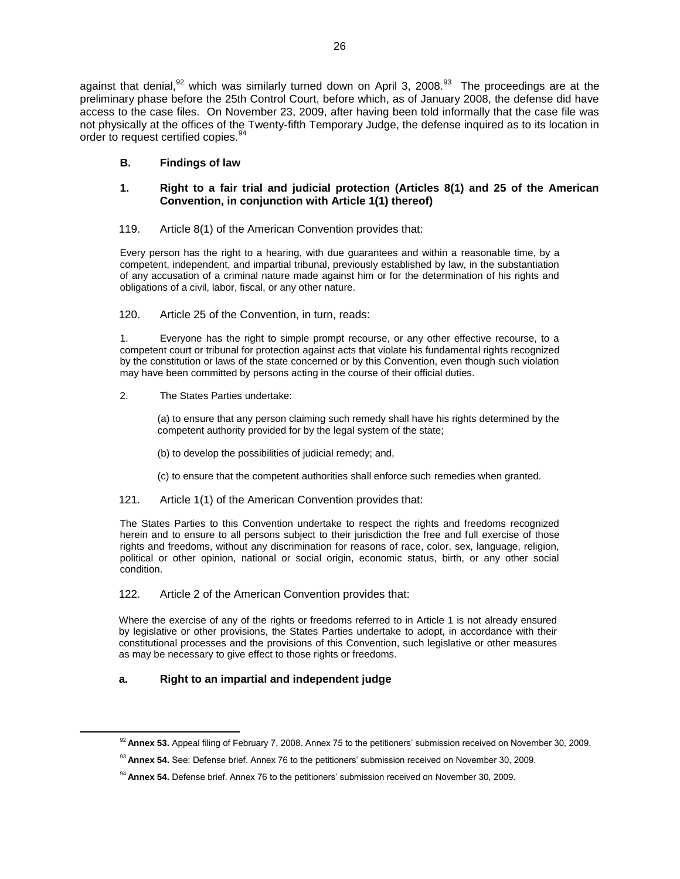against that denial,[92] which was similarly turned down on April 3, 2008.[93] The proceedings are at the preliminary phase before the 25th Control Court, before which, as of January 2008, the defense did have access to the case files. On November 23, 2009, after having been told informally that the case file was not physically at the offices of the Twenty-fifth Temporary Judge, the defense inquired as to its location in order to request certified copies.[94]

### B. Findings of law

### 1. Right to a fair trial and judicial protection (Articles 8(1) and 25 of the American Convention, in conjunction with Article 1(1) thereof)

119. Article 8(1) of the American Convention provides that:

> Every person has the right to a hearing, with due guarantees and within a reasonable time, by a competent, independent, and impartial tribunal, previously established by law, in the substantiation of any accusation of a criminal nature made against him or for the determination of his rights and obligations of a civil, labor, fiscal, or any other nature.

120. Article 25 of the Convention, in turn, reads:

> 1. Everyone has the right to simple prompt recourse, or any other effective recourse, to a competent court or tribunal for protection against acts that violate his fundamental rights recognized by the constitution or laws of the state concerned or by this Convention, even though such violation may have been committed by persons acting in the course of their official duties.
>
> 2. The States Parties undertake:
>
> (a) to ensure that any person claiming such remedy shall have his rights determined by the competent authority provided for by the legal system of the state;
>
> (b) to develop the possibilities of judicial remedy; and,
>
> (c) to ensure that the competent authorities shall enforce such remedies when granted.

121. Article 1(1) of the American Convention provides that:

> The States Parties to this Convention undertake to respect the rights and freedoms recognized herein and to ensure to all persons subject to their jurisdiction the free and full exercise of those rights and freedoms, without any discrimination for reasons of race, color, sex, language, religion, political or other opinion, national or social origin, economic status, birth, or any other social condition.

122. Article 2 of the American Convention provides that:

> Where the exercise of any of the rights or freedoms referred to in Article 1 is not already ensured by legislative or other provisions, the States Parties undertake to adopt, in accordance with their constitutional processes and the provisions of this Convention, such legislative or other measures as may be necessary to give effect to those rights or freedoms.

### a. Right to an impartial and independent judge

---

[92] **Annex 53.** Appeal filing of February 7, 2008. Annex 75 to the petitioners' submission received on November 30, 2009.

[93] **Annex 54.** See: Defense brief. Annex 76 to the petitioners' submission received on November 30, 2009.

[94] **Annex 54.** Defense brief. Annex 76 to the petitioners' submission received on November 30, 2009.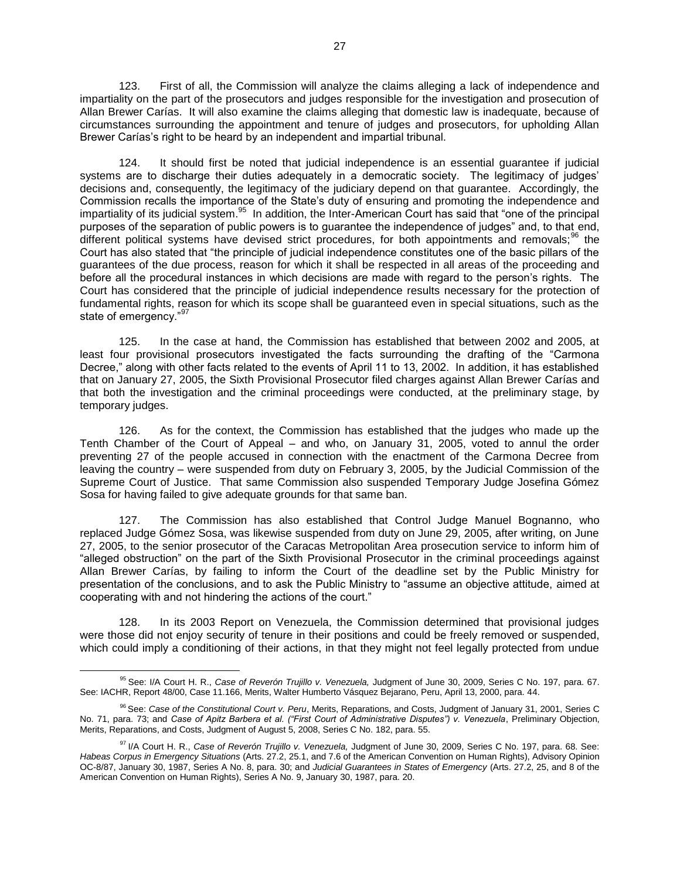123. First of all, the Commission will analyze the claims alleging a lack of independence and impartiality on the part of the prosecutors and judges responsible for the investigation and prosecution of Allan Brewer Carías. It will also examine the claims alleging that domestic law is inadequate, because of circumstances surrounding the appointment and tenure of judges and prosecutors, for upholding Allan Brewer Carías's right to be heard by an independent and impartial tribunal.

124. It should first be noted that judicial independence is an essential guarantee if judicial systems are to discharge their duties adequately in a democratic society. The legitimacy of judges' decisions and, consequently, the legitimacy of the judiciary depend on that guarantee. Accordingly, the Commission recalls the importance of the State's duty of ensuring and promoting the independence and impartiality of its judicial system.[95] In addition, the Inter-American Court has said that "one of the principal purposes of the separation of public powers is to guarantee the independence of judges" and, to that end, different political systems have devised strict procedures, for both appointments and removals;[96] the Court has also stated that "the principle of judicial independence constitutes one of the basic pillars of the guarantees of the due process, reason for which it shall be respected in all areas of the proceeding and before all the procedural instances in which decisions are made with regard to the person's rights. The Court has considered that the principle of judicial independence results necessary for the protection of fundamental rights, reason for which its scope shall be guaranteed even in special situations, such as the state of emergency."[97]

125. In the case at hand, the Commission has established that between 2002 and 2005, at least four provisional prosecutors investigated the facts surrounding the drafting of the "Carmona Decree," along with other facts related to the events of April 11 to 13, 2002. In addition, it has established that on January 27, 2005, the Sixth Provisional Prosecutor filed charges against Allan Brewer Carías and that both the investigation and the criminal proceedings were conducted, at the preliminary stage, by temporary judges.

126. As for the context, the Commission has established that the judges who made up the Tenth Chamber of the Court of Appeal – and who, on January 31, 2005, voted to annul the order preventing 27 of the people accused in connection with the enactment of the Carmona Decree from leaving the country – were suspended from duty on February 3, 2005, by the Judicial Commission of the Supreme Court of Justice. That same Commission also suspended Temporary Judge Josefina Gómez Sosa for having failed to give adequate grounds for that same ban.

127. The Commission has also established that Control Judge Manuel Bognanno, who replaced Judge Gómez Sosa, was likewise suspended from duty on June 29, 2005, after writing, on June 27, 2005, to the senior prosecutor of the Caracas Metropolitan Area prosecution service to inform him of "alleged obstruction" on the part of the Sixth Provisional Prosecutor in the criminal proceedings against Allan Brewer Carías, by failing to inform the Court of the deadline set by the Public Ministry for presentation of the conclusions, and to ask the Public Ministry to "assume an objective attitude, aimed at cooperating with and not hindering the actions of the court."

128. In its 2003 Report on Venezuela, the Commission determined that provisional judges were those did not enjoy security of tenure in their positions and could be freely removed or suspended, which could imply a conditioning of their actions, in that they might not feel legally protected from undue

---

[95] See: I/A Court H. R., *Case of Reverón Trujillo v. Venezuela,* Judgment of June 30, 2009, Series C No. 197, para. 67. See: IACHR, Report 48/00, Case 11.166, Merits, Walter Humberto Vásquez Bejarano, Peru, April 13, 2000, para. 44.

[96] See: *Case of the Constitutional Court v. Peru*, Merits, Reparations, and Costs, Judgment of January 31, 2001, Series C No. 71, para. 73; and *Case of Apitz Barbera et al. ("First Court of Administrative Disputes") v. Venezuela*, Preliminary Objection, Merits, Reparations, and Costs, Judgment of August 5, 2008, Series C No. 182, para. 55.

[97] I/A Court H. R., *Case of Reverón Trujillo v. Venezuela,* Judgment of June 30, 2009, Series C No. 197, para. 68. See: *Habeas Corpus in Emergency Situations* (Arts. 27.2, 25.1, and 7.6 of the American Convention on Human Rights), Advisory Opinion OC-8/87, January 30, 1987, Series A No. 8, para. 30; and *Judicial Guarantees in States of Emergency* (Arts. 27.2, 25, and 8 of the American Convention on Human Rights), Series A No. 9, January 30, 1987, para. 20.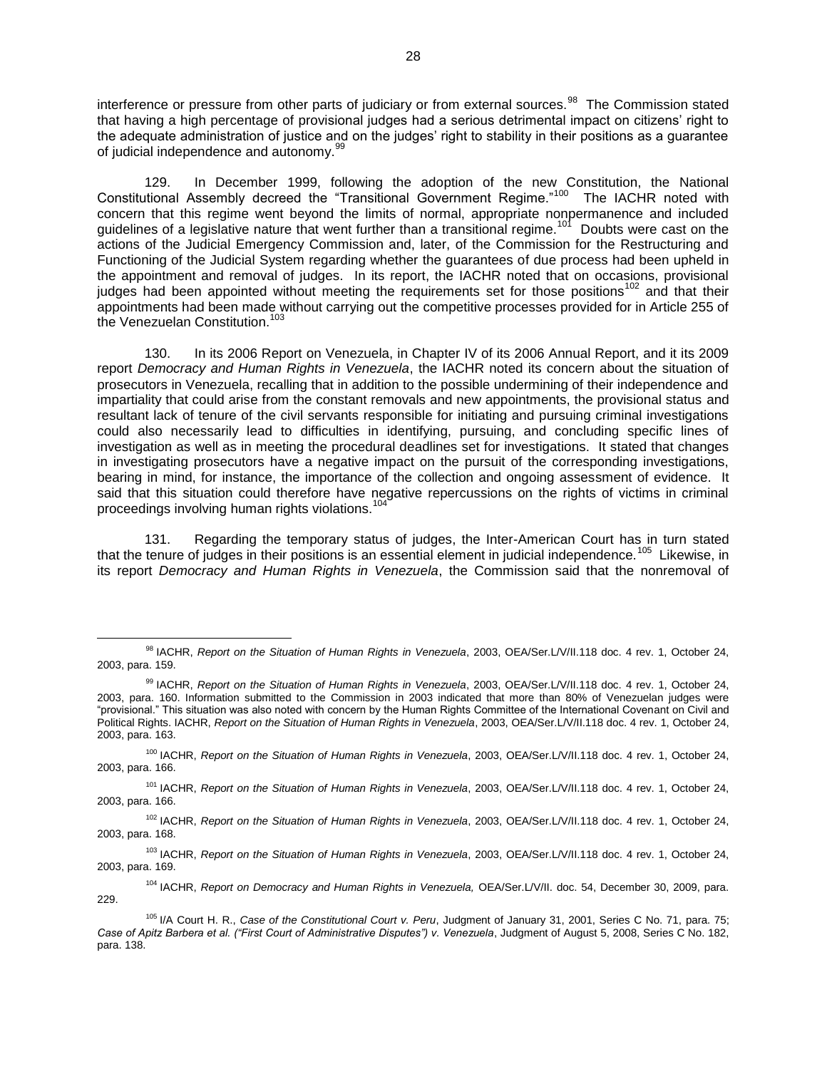interference or pressure from other parts of judiciary or from external sources.[98] The Commission stated that having a high percentage of provisional judges had a serious detrimental impact on citizens' right to the adequate administration of justice and on the judges' right to stability in their positions as a guarantee of judicial independence and autonomy.[99]

129. In December 1999, following the adoption of the new Constitution, the National Constitutional Assembly decreed the "Transitional Government Regime."[100] The IACHR noted with concern that this regime went beyond the limits of normal, appropriate nonpermanence and included guidelines of a legislative nature that went further than a transitional regime.[101] Doubts were cast on the actions of the Judicial Emergency Commission and, later, of the Commission for the Restructuring and Functioning of the Judicial System regarding whether the guarantees of due process had been upheld in the appointment and removal of judges. In its report, the IACHR noted that on occasions, provisional judges had been appointed without meeting the requirements set for those positions[102] and that their appointments had been made without carrying out the competitive processes provided for in Article 255 of the Venezuelan Constitution.[103]

130. In its 2006 Report on Venezuela, in Chapter IV of its 2006 Annual Report, and it its 2009 report *Democracy and Human Rights in Venezuela*, the IACHR noted its concern about the situation of prosecutors in Venezuela, recalling that in addition to the possible undermining of their independence and impartiality that could arise from the constant removals and new appointments, the provisional status and resultant lack of tenure of the civil servants responsible for initiating and pursuing criminal investigations could also necessarily lead to difficulties in identifying, pursuing, and concluding specific lines of investigation as well as in meeting the procedural deadlines set for investigations. It stated that changes in investigating prosecutors have a negative impact on the pursuit of the corresponding investigations, bearing in mind, for instance, the importance of the collection and ongoing assessment of evidence. It said that this situation could therefore have negative repercussions on the rights of victims in criminal proceedings involving human rights violations.[104]

131. Regarding the temporary status of judges, the Inter-American Court has in turn stated that the tenure of judges in their positions is an essential element in judicial independence.[105] Likewise, in its report *Democracy and Human Rights in Venezuela*, the Commission said that the nonremoval of

---

[98] IACHR, *Report on the Situation of Human Rights in Venezuela*, 2003, OEA/Ser.L/V/II.118 doc. 4 rev. 1, October 24, 2003, para. 159.

[99] IACHR, *Report on the Situation of Human Rights in Venezuela*, 2003, OEA/Ser.L/V/II.118 doc. 4 rev. 1, October 24, 2003, para. 160. Information submitted to the Commission in 2003 indicated that more than 80% of Venezuelan judges were "provisional." This situation was also noted with concern by the Human Rights Committee of the International Covenant on Civil and Political Rights. IACHR, *Report on the Situation of Human Rights in Venezuela*, 2003, OEA/Ser.L/V/II.118 doc. 4 rev. 1, October 24, 2003, para. 163.

[100] IACHR, *Report on the Situation of Human Rights in Venezuela*, 2003, OEA/Ser.L/V/II.118 doc. 4 rev. 1, October 24, 2003, para. 166.

[101] IACHR, *Report on the Situation of Human Rights in Venezuela*, 2003, OEA/Ser.L/V/II.118 doc. 4 rev. 1, October 24, 2003, para. 166.

[102] IACHR, *Report on the Situation of Human Rights in Venezuela*, 2003, OEA/Ser.L/V/II.118 doc. 4 rev. 1, October 24, 2003, para. 168.

[103] IACHR, *Report on the Situation of Human Rights in Venezuela*, 2003, OEA/Ser.L/V/II.118 doc. 4 rev. 1, October 24, 2003, para. 169.

[104] IACHR, *Report on Democracy and Human Rights in Venezuela,* OEA/Ser.L/V/II. doc. 54, December 30, 2009, para. 229.

[105] I/A Court H. R., *Case of the Constitutional Court v. Peru*, Judgment of January 31, 2001, Series C No. 71, para. 75; *Case of Apitz Barbera et al. ("First Court of Administrative Disputes") v. Venezuela*, Judgment of August 5, 2008, Series C No. 182, para. 138.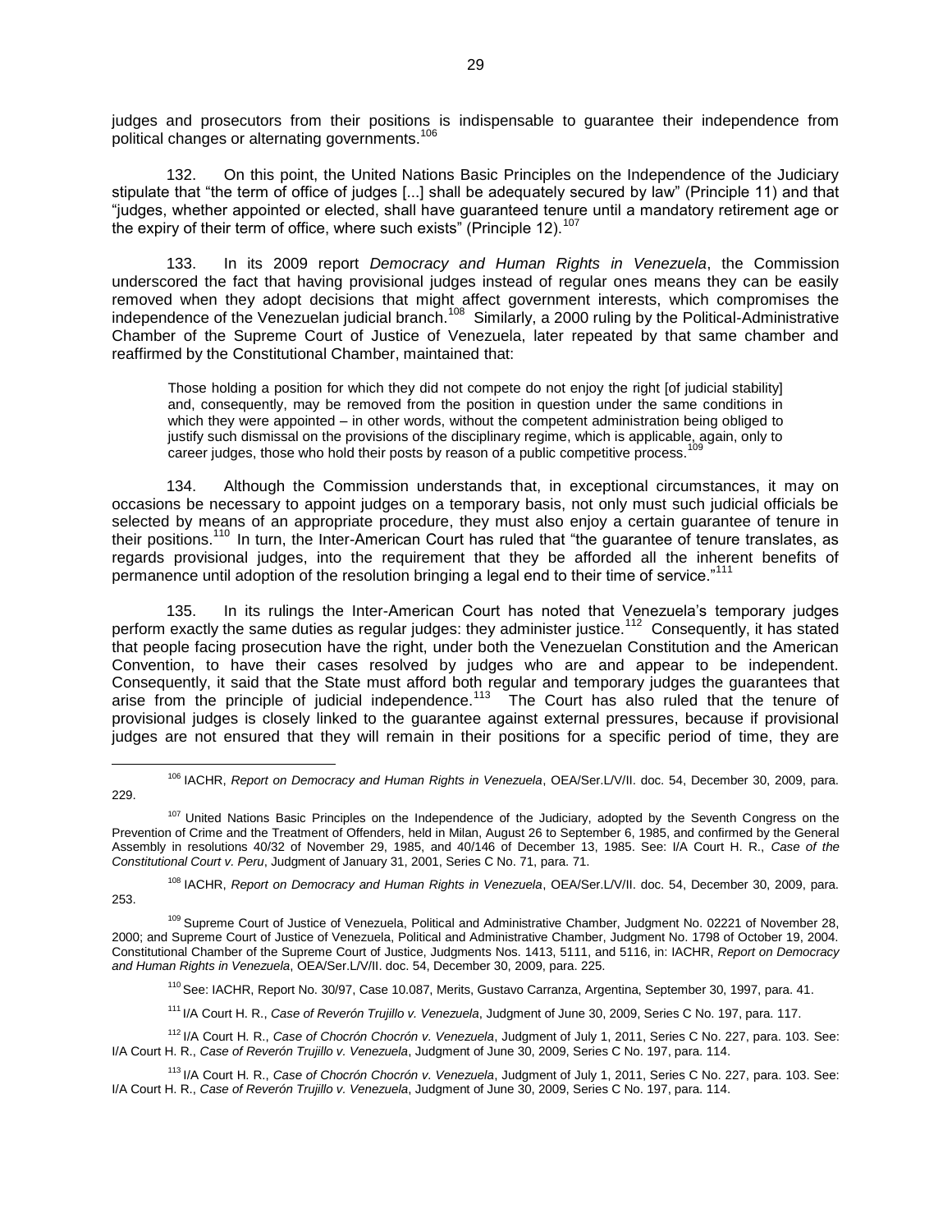judges and prosecutors from their positions is indispensable to guarantee their independence from political changes or alternating governments.[106]

132. On this point, the United Nations Basic Principles on the Independence of the Judiciary stipulate that "the term of office of judges [...] shall be adequately secured by law" (Principle 11) and that "judges, whether appointed or elected, shall have guaranteed tenure until a mandatory retirement age or the expiry of their term of office, where such exists" (Principle 12).[107]

133. In its 2009 report *Democracy and Human Rights in Venezuela*, the Commission underscored the fact that having provisional judges instead of regular ones means they can be easily removed when they adopt decisions that might affect government interests, which compromises the independence of the Venezuelan judicial branch.[108] Similarly, a 2000 ruling by the Political-Administrative Chamber of the Supreme Court of Justice of Venezuela, later repeated by that same chamber and reaffirmed by the Constitutional Chamber, maintained that:

> Those holding a position for which they did not compete do not enjoy the right [of judicial stability] and, consequently, may be removed from the position in question under the same conditions in which they were appointed – in other words, without the competent administration being obliged to justify such dismissal on the provisions of the disciplinary regime, which is applicable, again, only to career judges, those who hold their posts by reason of a public competitive process.[109]

134. Although the Commission understands that, in exceptional circumstances, it may on occasions be necessary to appoint judges on a temporary basis, not only must such judicial officials be selected by means of an appropriate procedure, they must also enjoy a certain guarantee of tenure in their positions.[110] In turn, the Inter-American Court has ruled that "the guarantee of tenure translates, as regards provisional judges, into the requirement that they be afforded all the inherent benefits of permanence until adoption of the resolution bringing a legal end to their time of service."[111]

135. In its rulings the Inter-American Court has noted that Venezuela's temporary judges perform exactly the same duties as regular judges: they administer justice.[112] Consequently, it has stated that people facing prosecution have the right, under both the Venezuelan Constitution and the American Convention, to have their cases resolved by judges who are and appear to be independent. Consequently, it said that the State must afford both regular and temporary judges the guarantees that arise from the principle of judicial independence.[113] The Court has also ruled that the tenure of provisional judges is closely linked to the guarantee against external pressures, because if provisional judges are not ensured that they will remain in their positions for a specific period of time, they are

---

[106] IACHR, *Report on Democracy and Human Rights in Venezuela*, OEA/Ser.L/V/II. doc. 54, December 30, 2009, para. 229.

[107] United Nations Basic Principles on the Independence of the Judiciary, adopted by the Seventh Congress on the Prevention of Crime and the Treatment of Offenders, held in Milan, August 26 to September 6, 1985, and confirmed by the General Assembly in resolutions 40/32 of November 29, 1985, and 40/146 of December 13, 1985. See: I/A Court H. R., *Case of the Constitutional Court v. Peru*, Judgment of January 31, 2001, Series C No. 71, para. 71.

[108] IACHR, *Report on Democracy and Human Rights in Venezuela*, OEA/Ser.L/V/II. doc. 54, December 30, 2009, para. 253.

[109] Supreme Court of Justice of Venezuela, Political and Administrative Chamber, Judgment No. 02221 of November 28, 2000; and Supreme Court of Justice of Venezuela, Political and Administrative Chamber, Judgment No. 1798 of October 19, 2004. Constitutional Chamber of the Supreme Court of Justice, Judgments Nos. 1413, 5111, and 5116, in: IACHR, *Report on Democracy and Human Rights in Venezuela*, OEA/Ser.L/V/II. doc. 54, December 30, 2009, para. 225.

[110] See: IACHR, Report No. 30/97, Case 10.087, Merits, Gustavo Carranza, Argentina, September 30, 1997, para. 41.

[111] I/A Court H. R., *Case of Reverón Trujillo v. Venezuela*, Judgment of June 30, 2009, Series C No. 197, para. 117.

[112] I/A Court H. R., *Case of Chocrón Chocrón v. Venezuela*, Judgment of July 1, 2011, Series C No. 227, para. 103. See: I/A Court H. R., *Case of Reverón Trujillo v. Venezuela*, Judgment of June 30, 2009, Series C No. 197, para. 114.

[113] I/A Court H. R., *Case of Chocrón Chocrón v. Venezuela*, Judgment of July 1, 2011, Series C No. 227, para. 103. See: I/A Court H. R., *Case of Reverón Trujillo v. Venezuela*, Judgment of June 30, 2009, Series C No. 197, para. 114.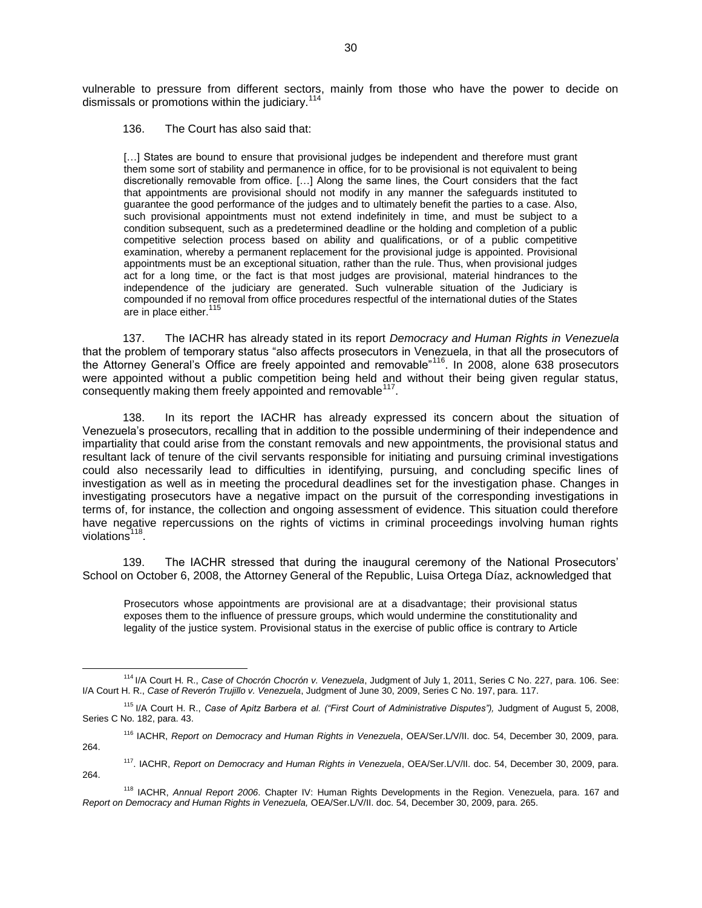vulnerable to pressure from different sectors, mainly from those who have the power to decide on dismissals or promotions within the judiciary.[114]

136. The Court has also said that:

> [...] States are bound to ensure that provisional judges be independent and therefore must grant them some sort of stability and permanence in office, for to be provisional is not equivalent to being discretionally removable from office. [...] Along the same lines, the Court considers that the fact that appointments are provisional should not modify in any manner the safeguards instituted to guarantee the good performance of the judges and to ultimately benefit the parties to a case. Also, such provisional appointments must not extend indefinitely in time, and must be subject to a condition subsequent, such as a predetermined deadline or the holding and completion of a public competitive selection process based on ability and qualifications, or of a public competitive examination, whereby a permanent replacement for the provisional judge is appointed. Provisional appointments must be an exceptional situation, rather than the rule. Thus, when provisional judges act for a long time, or the fact is that most judges are provisional, material hindrances to the independence of the judiciary are generated. Such vulnerable situation of the Judiciary is compounded if no removal from office procedures respectful of the international duties of the States are in place either.[115]

137. The IACHR has already stated in its report *Democracy and Human Rights in Venezuela* that the problem of temporary status "also affects prosecutors in Venezuela, in that all the prosecutors of the Attorney General's Office are freely appointed and removable"[116]. In 2008, alone 638 prosecutors were appointed without a public competition being held and without their being given regular status, consequently making them freely appointed and removable[117].

138. In its report the IACHR has already expressed its concern about the situation of Venezuela's prosecutors, recalling that in addition to the possible undermining of their independence and impartiality that could arise from the constant removals and new appointments, the provisional status and resultant lack of tenure of the civil servants responsible for initiating and pursuing criminal investigations could also necessarily lead to difficulties in identifying, pursuing, and concluding specific lines of investigation as well as in meeting the procedural deadlines set for the investigation phase. Changes in investigating prosecutors have a negative impact on the pursuit of the corresponding investigations in terms of, for instance, the collection and ongoing assessment of evidence. This situation could therefore have negative repercussions on the rights of victims in criminal proceedings involving human rights violations[118].

139. The IACHR stressed that during the inaugural ceremony of the National Prosecutors' School on October 6, 2008, the Attorney General of the Republic, Luisa Ortega Díaz, acknowledged that

> Prosecutors whose appointments are provisional are at a disadvantage; their provisional status exposes them to the influence of pressure groups, which would undermine the constitutionality and legality of the justice system. Provisional status in the exercise of public office is contrary to Article

---

[114] I/A Court H. R., *Case of Chocrón Chocrón v. Venezuela*, Judgment of July 1, 2011, Series C No. 227, para. 106. See: I/A Court H. R., *Case of Reverón Trujillo v. Venezuela*, Judgment of June 30, 2009, Series C No. 197, para. 117.

[115] I/A Court H. R., *Case of Apitz Barbera et al. ("First Court of Administrative Disputes"),* Judgment of August 5, 2008, Series C No. 182, para. 43.

[116] IACHR, *Report on Democracy and Human Rights in Venezuela*, OEA/Ser.L/V/II. doc. 54, December 30, 2009, para. 264.

[117]. IACHR, *Report on Democracy and Human Rights in Venezuela*, OEA/Ser.L/V/II. doc. 54, December 30, 2009, para. 264.

[118] IACHR, *Annual Report 2006*. Chapter IV: Human Rights Developments in the Region. Venezuela, para. 167 and *Report on Democracy and Human Rights in Venezuela,* OEA/Ser.L/V/II. doc. 54, December 30, 2009, para. 265.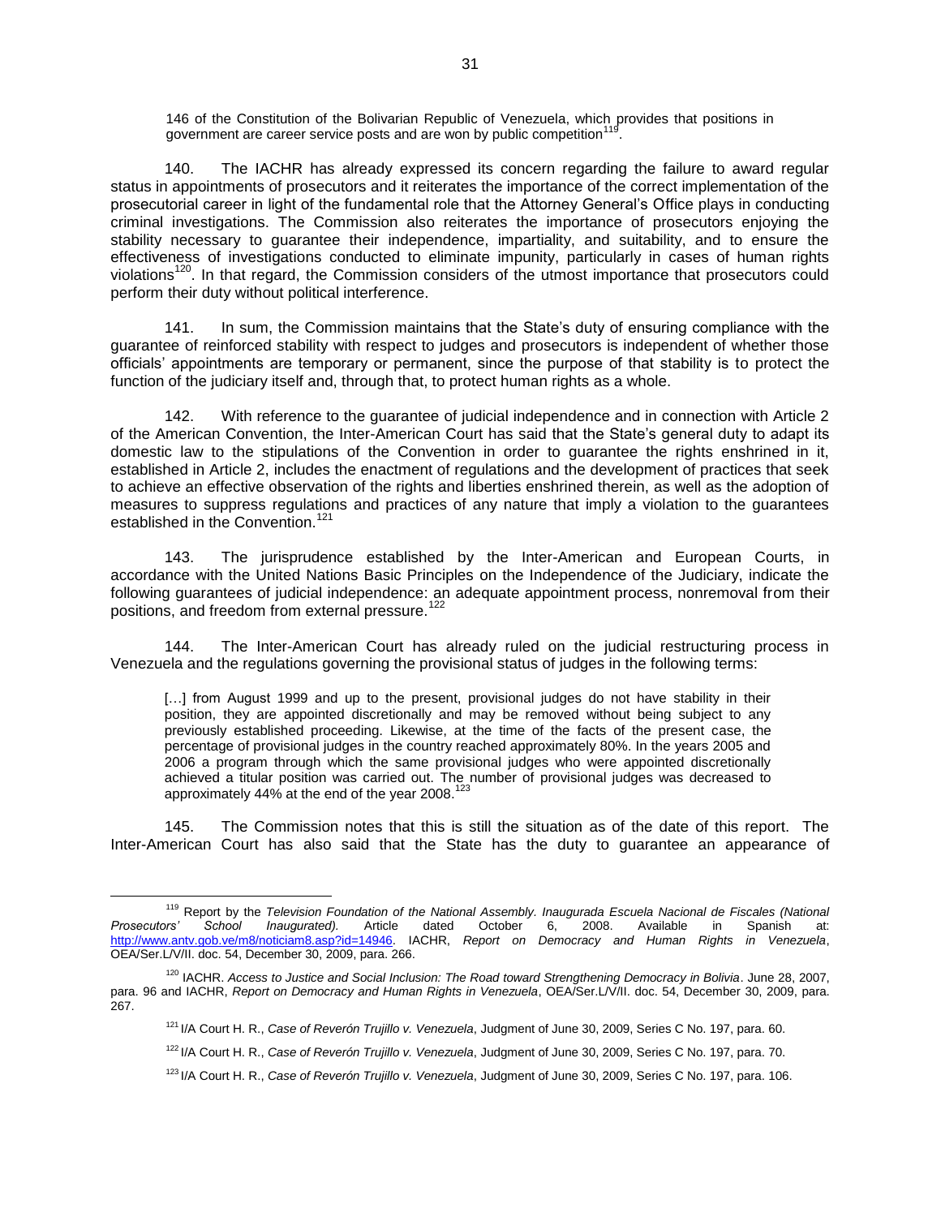146 of the Constitution of the Bolivarian Republic of Venezuela, which provides that positions in government are career service posts and are won by public competition[119].

140. The IACHR has already expressed its concern regarding the failure to award regular status in appointments of prosecutors and it reiterates the importance of the correct implementation of the prosecutorial career in light of the fundamental role that the Attorney General's Office plays in conducting criminal investigations. The Commission also reiterates the importance of prosecutors enjoying the stability necessary to guarantee their independence, impartiality, and suitability, and to ensure the effectiveness of investigations conducted to eliminate impunity, particularly in cases of human rights violations[120]. In that regard, the Commission considers of the utmost importance that prosecutors could perform their duty without political interference.

141. In sum, the Commission maintains that the State's duty of ensuring compliance with the guarantee of reinforced stability with respect to judges and prosecutors is independent of whether those officials' appointments are temporary or permanent, since the purpose of that stability is to protect the function of the judiciary itself and, through that, to protect human rights as a whole.

142. With reference to the guarantee of judicial independence and in connection with Article 2 of the American Convention, the Inter-American Court has said that the State's general duty to adapt its domestic law to the stipulations of the Convention in order to guarantee the rights enshrined in it, established in Article 2, includes the enactment of regulations and the development of practices that seek to achieve an effective observation of the rights and liberties enshrined therein, as well as the adoption of measures to suppress regulations and practices of any nature that imply a violation to the guarantees established in the Convention.[121]

143. The jurisprudence established by the Inter-American and European Courts, in accordance with the United Nations Basic Principles on the Independence of the Judiciary, indicate the following guarantees of judicial independence: an adequate appointment process, nonremoval from their positions, and freedom from external pressure.[122]

144. The Inter-American Court has already ruled on the judicial restructuring process in Venezuela and the regulations governing the provisional status of judges in the following terms:

> […] from August 1999 and up to the present, provisional judges do not have stability in their position, they are appointed discretionally and may be removed without being subject to any previously established proceeding. Likewise, at the time of the facts of the present case, the percentage of provisional judges in the country reached approximately 80%. In the years 2005 and 2006 a program through which the same provisional judges who were appointed discretionally achieved a titular position was carried out. The number of provisional judges was decreased to approximately 44% at the end of the year 2008.[123]

145. The Commission notes that this is still the situation as of the date of this report. The Inter-American Court has also said that the State has the duty to guarantee an appearance of

---

[119] Report by the *Television Foundation of the National Assembly. Inaugurada Escuela Nacional de Fiscales (National Prosecutors' School Inaugurated).* Article dated October 6, 2008. Available in Spanish at: http://www.antv.gob.ve/m8/noticiam8.asp?id=14946. IACHR, *Report on Democracy and Human Rights in Venezuela*, OEA/Ser.L/V/II. doc. 54, December 30, 2009, para. 266.

[120] IACHR. *Access to Justice and Social Inclusion: The Road toward Strengthening Democracy in Bolivia*. June 28, 2007, para. 96 and IACHR, *Report on Democracy and Human Rights in Venezuela*, OEA/Ser.L/V/II. doc. 54, December 30, 2009, para. 267.

[121] I/A Court H. R., *Case of Reverón Trujillo v. Venezuela*, Judgment of June 30, 2009, Series C No. 197, para. 60.

[122] I/A Court H. R., *Case of Reverón Trujillo v. Venezuela*, Judgment of June 30, 2009, Series C No. 197, para. 70.

[123] I/A Court H. R., *Case of Reverón Trujillo v. Venezuela*, Judgment of June 30, 2009, Series C No. 197, para. 106.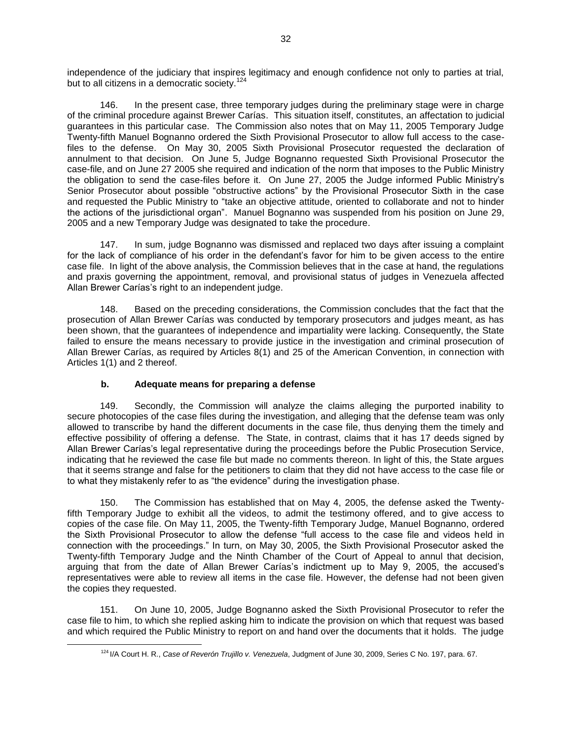independence of the judiciary that inspires legitimacy and enough confidence not only to parties at trial, but to all citizens in a democratic society.[124]

146. In the present case, three temporary judges during the preliminary stage were in charge of the criminal procedure against Brewer Carías. This situation itself, constitutes, an affectation to judicial guarantees in this particular case. The Commission also notes that on May 11, 2005 Temporary Judge Twenty-fifth Manuel Bognanno ordered the Sixth Provisional Prosecutor to allow full access to the case-files to the defense. On May 30, 2005 Sixth Provisional Prosecutor requested the declaration of annulment to that decision. On June 5, Judge Bognanno requested Sixth Provisional Prosecutor the case-file, and on June 27 2005 she required and indication of the norm that imposes to the Public Ministry the obligation to send the case-files before it. On June 27, 2005 the Judge informed Public Ministry's Senior Prosecutor about possible "obstructive actions" by the Provisional Prosecutor Sixth in the case and requested the Public Ministry to "take an objective attitude, oriented to collaborate and not to hinder the actions of the jurisdictional organ". Manuel Bognanno was suspended from his position on June 29, 2005 and a new Temporary Judge was designated to take the procedure.

147. In sum, judge Bognanno was dismissed and replaced two days after issuing a complaint for the lack of compliance of his order in the defendant's favor for him to be given access to the entire case file. In light of the above analysis, the Commission believes that in the case at hand, the regulations and praxis governing the appointment, removal, and provisional status of judges in Venezuela affected Allan Brewer Carías's right to an independent judge.

148. Based on the preceding considerations, the Commission concludes that the fact that the prosecution of Allan Brewer Carías was conducted by temporary prosecutors and judges meant, as has been shown, that the guarantees of independence and impartiality were lacking. Consequently, the State failed to ensure the means necessary to provide justice in the investigation and criminal prosecution of Allan Brewer Carías, as required by Articles 8(1) and 25 of the American Convention, in connection with Articles 1(1) and 2 thereof.

### b. Adequate means for preparing a defense

149. Secondly, the Commission will analyze the claims alleging the purported inability to secure photocopies of the case files during the investigation, and alleging that the defense team was only allowed to transcribe by hand the different documents in the case file, thus denying them the timely and effective possibility of offering a defense. The State, in contrast, claims that it has 17 deeds signed by Allan Brewer Carías's legal representative during the proceedings before the Public Prosecution Service, indicating that he reviewed the case file but made no comments thereon. In light of this, the State argues that it seems strange and false for the petitioners to claim that they did not have access to the case file or to what they mistakenly refer to as "the evidence" during the investigation phase.

150. The Commission has established that on May 4, 2005, the defense asked the Twenty-fifth Temporary Judge to exhibit all the videos, to admit the testimony offered, and to give access to copies of the case file. On May 11, 2005, the Twenty-fifth Temporary Judge, Manuel Bognanno, ordered the Sixth Provisional Prosecutor to allow the defense "full access to the case file and videos held in connection with the proceedings." In turn, on May 30, 2005, the Sixth Provisional Prosecutor asked the Twenty-fifth Temporary Judge and the Ninth Chamber of the Court of Appeal to annul that decision, arguing that from the date of Allan Brewer Carías's indictment up to May 9, 2005, the accused's representatives were able to review all items in the case file. However, the defense had not been given the copies they requested.

151. On June 10, 2005, Judge Bognanno asked the Sixth Provisional Prosecutor to refer the case file to him, to which she replied asking him to indicate the provision on which that request was based and which required the Public Ministry to report on and hand over the documents that it holds. The judge

[124] I/A Court H. R., *Case of Reverón Trujillo v. Venezuela*, Judgment of June 30, 2009, Series C No. 197, para. 67.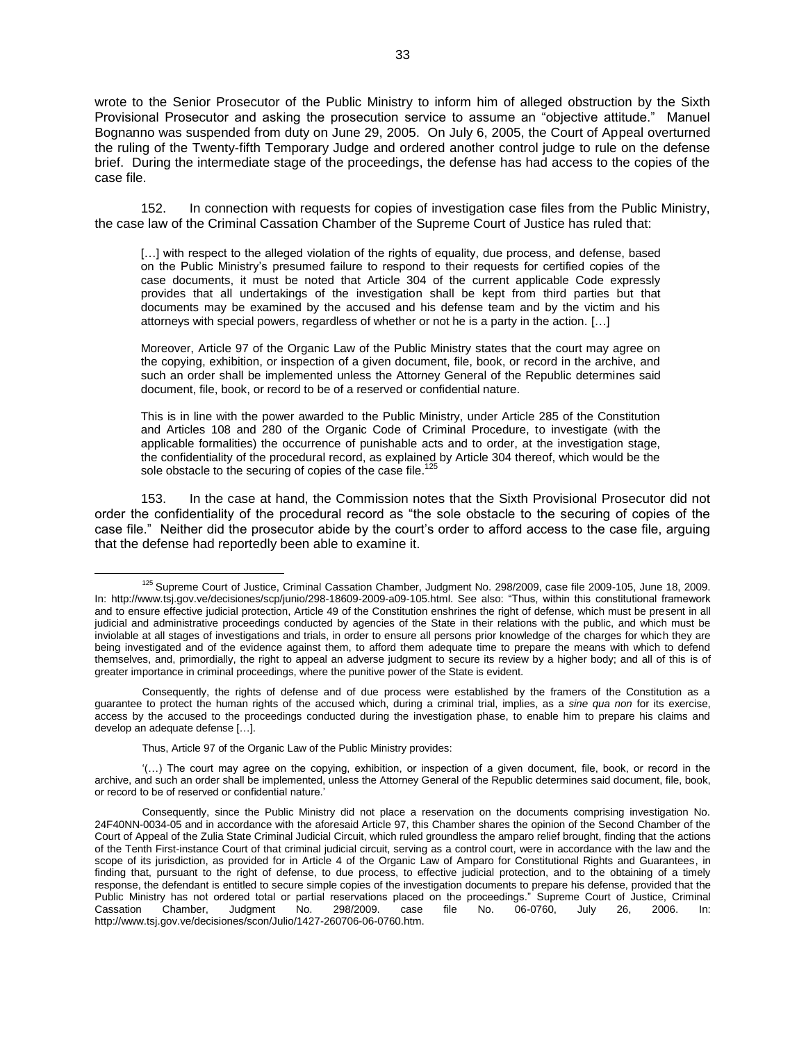wrote to the Senior Prosecutor of the Public Ministry to inform him of alleged obstruction by the Sixth Provisional Prosecutor and asking the prosecution service to assume an "objective attitude." Manuel Bognanno was suspended from duty on June 29, 2005. On July 6, 2005, the Court of Appeal overturned the ruling of the Twenty-fifth Temporary Judge and ordered another control judge to rule on the defense brief. During the intermediate stage of the proceedings, the defense has had access to the copies of the case file.

152. In connection with requests for copies of investigation case files from the Public Ministry, the case law of the Criminal Cassation Chamber of the Supreme Court of Justice has ruled that:

> […] with respect to the alleged violation of the rights of equality, due process, and defense, based on the Public Ministry's presumed failure to respond to their requests for certified copies of the case documents, it must be noted that Article 304 of the current applicable Code expressly provides that all undertakings of the investigation shall be kept from third parties but that documents may be examined by the accused and his defense team and by the victim and his attorneys with special powers, regardless of whether or not he is a party in the action. […]
>
> Moreover, Article 97 of the Organic Law of the Public Ministry states that the court may agree on the copying, exhibition, or inspection of a given document, file, book, or record in the archive, and such an order shall be implemented unless the Attorney General of the Republic determines said document, file, book, or record to be of a reserved or confidential nature.
>
> This is in line with the power awarded to the Public Ministry, under Article 285 of the Constitution and Articles 108 and 280 of the Organic Code of Criminal Procedure, to investigate (with the applicable formalities) the occurrence of punishable acts and to order, at the investigation stage, the confidentiality of the procedural record, as explained by Article 304 thereof, which would be the sole obstacle to the securing of copies of the case file.[125]

153. In the case at hand, the Commission notes that the Sixth Provisional Prosecutor did not order the confidentiality of the procedural record as "the sole obstacle to the securing of copies of the case file." Neither did the prosecutor abide by the court's order to afford access to the case file, arguing that the defense had reportedly been able to examine it.

---

[125] Supreme Court of Justice, Criminal Cassation Chamber, Judgment No. 298/2009, case file 2009-105, June 18, 2009. In: http://www.tsj.gov.ve/decisiones/scp/junio/298-18609-2009-a09-105.html. See also: "Thus, within this constitutional framework and to ensure effective judicial protection, Article 49 of the Constitution enshrines the right of defense, which must be present in all judicial and administrative proceedings conducted by agencies of the State in their relations with the public, and which must be inviolable at all stages of investigations and trials, in order to ensure all persons prior knowledge of the charges for which they are being investigated and of the evidence against them, to afford them adequate time to prepare the means with which to defend themselves, and, primordially, the right to appeal an adverse judgment to secure its review by a higher body; and all of this is of greater importance in criminal proceedings, where the punitive power of the State is evident.

Consequently, the rights of defense and of due process were established by the framers of the Constitution as a guarantee to protect the human rights of the accused which, during a criminal trial, implies, as a *sine qua non* for its exercise, access by the accused to the proceedings conducted during the investigation phase, to enable him to prepare his claims and develop an adequate defense […].

Thus, Article 97 of the Organic Law of the Public Ministry provides:

'(…) The court may agree on the copying, exhibition, or inspection of a given document, file, book, or record in the archive, and such an order shall be implemented, unless the Attorney General of the Republic determines said document, file, book, or record to be of reserved or confidential nature.'

Consequently, since the Public Ministry did not place a reservation on the documents comprising investigation No. 24F40NN-0034-05 and in accordance with the aforesaid Article 97, this Chamber shares the opinion of the Second Chamber of the Court of Appeal of the Zulia State Criminal Judicial Circuit, which ruled groundless the amparo relief brought, finding that the actions of the Tenth First-instance Court of that criminal judicial circuit, serving as a control court, were in accordance with the law and the scope of its jurisdiction, as provided for in Article 4 of the Organic Law of Amparo for Constitutional Rights and Guarantees, in finding that, pursuant to the right of defense, to due process, to effective judicial protection, and to the obtaining of a timely response, the defendant is entitled to secure simple copies of the investigation documents to prepare his defense, provided that the Public Ministry has not ordered total or partial reservations placed on the proceedings." Supreme Court of Justice, Criminal Cassation Chamber, Judgment No. 298/2009. case file No. 06-0760, July 26, 2006. In: http://www.tsj.gov.ve/decisiones/scon/Julio/1427-260706-06-0760.htm.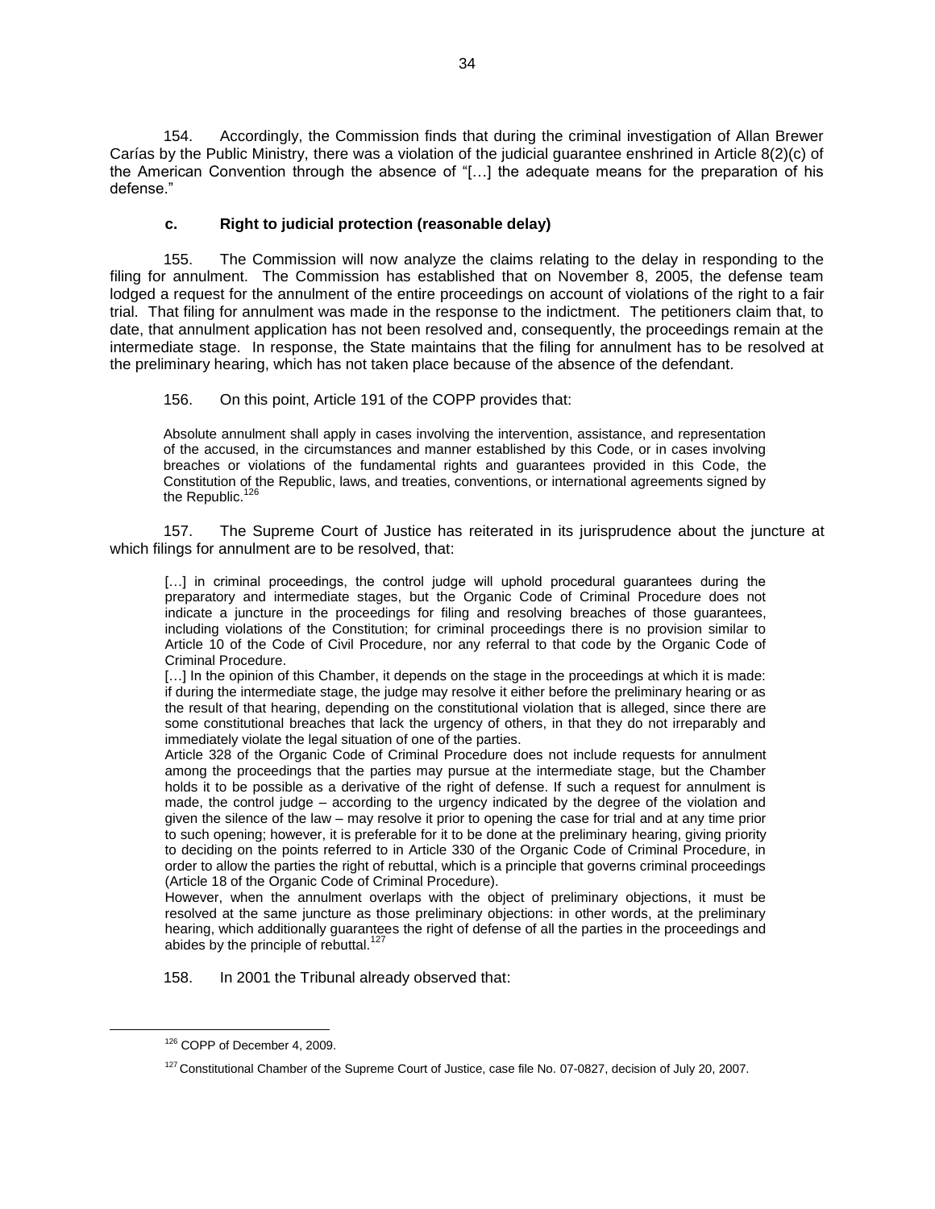154. Accordingly, the Commission finds that during the criminal investigation of Allan Brewer Carías by the Public Ministry, there was a violation of the judicial guarantee enshrined in Article 8(2)(c) of the American Convention through the absence of "[…] the adequate means for the preparation of his defense."

### c. Right to judicial protection (reasonable delay)

155. The Commission will now analyze the claims relating to the delay in responding to the filing for annulment. The Commission has established that on November 8, 2005, the defense team lodged a request for the annulment of the entire proceedings on account of violations of the right to a fair trial. That filing for annulment was made in the response to the indictment. The petitioners claim that, to date, that annulment application has not been resolved and, consequently, the proceedings remain at the intermediate stage. In response, the State maintains that the filing for annulment has to be resolved at the preliminary hearing, which has not taken place because of the absence of the defendant.

156. On this point, Article 191 of the COPP provides that:

> Absolute annulment shall apply in cases involving the intervention, assistance, and representation of the accused, in the circumstances and manner established by this Code, or in cases involving breaches or violations of the fundamental rights and guarantees provided in this Code, the Constitution of the Republic, laws, and treaties, conventions, or international agreements signed by the Republic.[126]

157. The Supreme Court of Justice has reiterated in its jurisprudence about the juncture at which filings for annulment are to be resolved, that:

> […] in criminal proceedings, the control judge will uphold procedural guarantees during the preparatory and intermediate stages, but the Organic Code of Criminal Procedure does not indicate a juncture in the proceedings for filing and resolving breaches of those guarantees, including violations of the Constitution; for criminal proceedings there is no provision similar to Article 10 of the Code of Civil Procedure, nor any referral to that code by the Organic Code of Criminal Procedure.
>
> […] In the opinion of this Chamber, it depends on the stage in the proceedings at which it is made: if during the intermediate stage, the judge may resolve it either before the preliminary hearing or as the result of that hearing, depending on the constitutional violation that is alleged, since there are some constitutional breaches that lack the urgency of others, in that they do not irreparably and immediately violate the legal situation of one of the parties.
>
> Article 328 of the Organic Code of Criminal Procedure does not include requests for annulment among the proceedings that the parties may pursue at the intermediate stage, but the Chamber holds it to be possible as a derivative of the right of defense. If such a request for annulment is made, the control judge – according to the urgency indicated by the degree of the violation and given the silence of the law – may resolve it prior to opening the case for trial and at any time prior to such opening; however, it is preferable for it to be done at the preliminary hearing, giving priority to deciding on the points referred to in Article 330 of the Organic Code of Criminal Procedure, in order to allow the parties the right of rebuttal, which is a principle that governs criminal proceedings (Article 18 of the Organic Code of Criminal Procedure).
>
> However, when the annulment overlaps with the object of preliminary objections, it must be resolved at the same juncture as those preliminary objections: in other words, at the preliminary hearing, which additionally guarantees the right of defense of all the parties in the proceedings and abides by the principle of rebuttal.[127]

158. In 2001 the Tribunal already observed that:

---

[126] COPP of December 4, 2009.

[127] Constitutional Chamber of the Supreme Court of Justice, case file No. 07-0827, decision of July 20, 2007.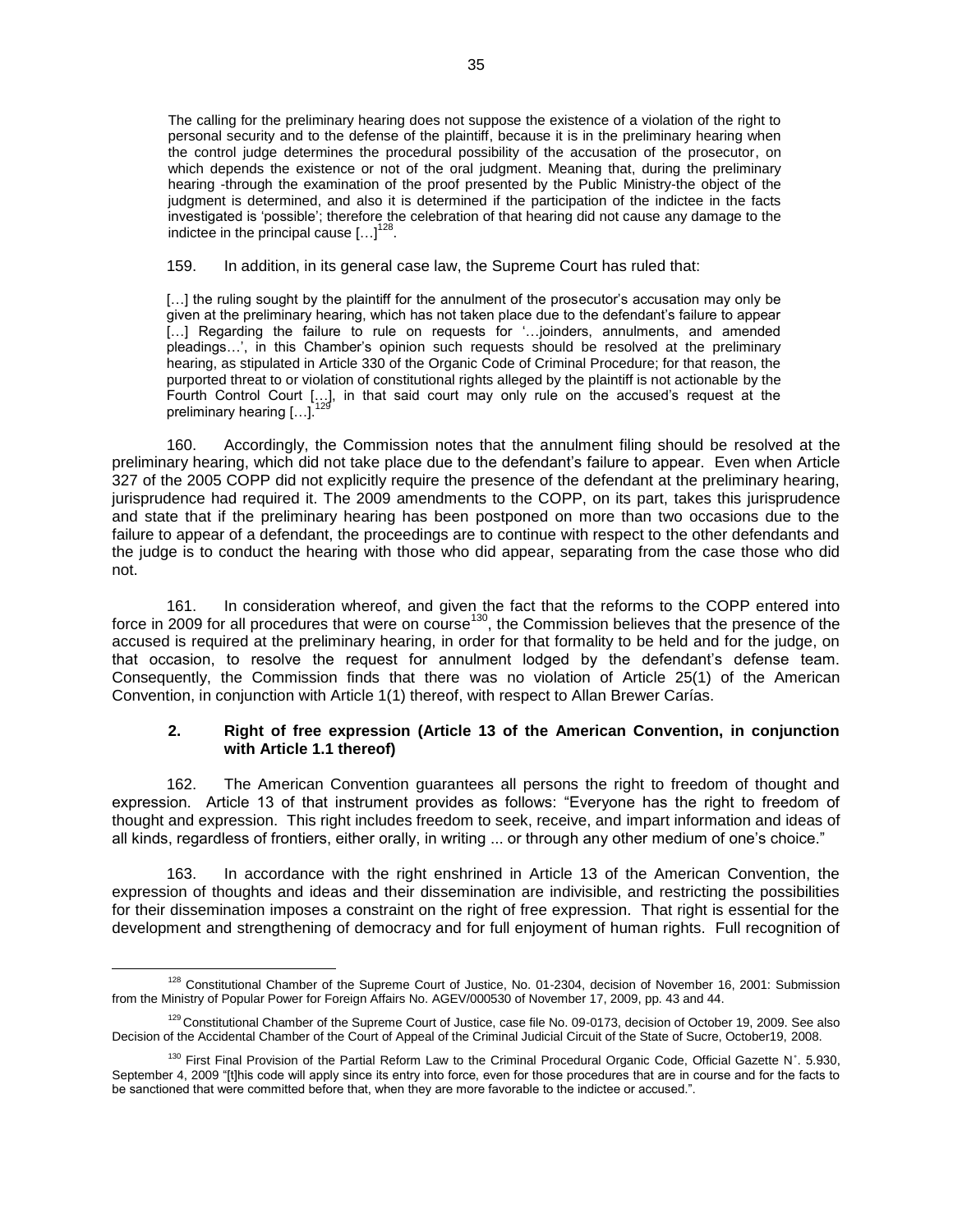> The calling for the preliminary hearing does not suppose the existence of a violation of the right to personal security and to the defense of the plaintiff, because it is in the preliminary hearing when the control judge determines the procedural possibility of the accusation of the prosecutor, on which depends the existence or not of the oral judgment. Meaning that, during the preliminary hearing -through the examination of the proof presented by the Public Ministry-the object of the judgment is determined, and also it is determined if the participation of the indictee in the facts investigated is 'possible'; therefore the celebration of that hearing did not cause any damage to the indictee in the principal cause […][128].

159. In addition, in its general case law, the Supreme Court has ruled that:

> […] the ruling sought by the plaintiff for the annulment of the prosecutor's accusation may only be given at the preliminary hearing, which has not taken place due to the defendant's failure to appear […] Regarding the failure to rule on requests for '…joinders, annulments, and amended pleadings…', in this Chamber's opinion such requests should be resolved at the preliminary hearing, as stipulated in Article 330 of the Organic Code of Criminal Procedure; for that reason, the purported threat to or violation of constitutional rights alleged by the plaintiff is not actionable by the Fourth Control Court […], in that said court may only rule on the accused's request at the preliminary hearing […].[129]

160. Accordingly, the Commission notes that the annulment filing should be resolved at the preliminary hearing, which did not take place due to the defendant's failure to appear. Even when Article 327 of the 2005 COPP did not explicitly require the presence of the defendant at the preliminary hearing, jurisprudence had required it. The 2009 amendments to the COPP, on its part, takes this jurisprudence and state that if the preliminary hearing has been postponed on more than two occasions due to the failure to appear of a defendant, the proceedings are to continue with respect to the other defendants and the judge is to conduct the hearing with those who did appear, separating from the case those who did not.

161. In consideration whereof, and given the fact that the reforms to the COPP entered into force in 2009 for all procedures that were on course[130], the Commission believes that the presence of the accused is required at the preliminary hearing, in order for that formality to be held and for the judge, on that occasion, to resolve the request for annulment lodged by the defendant's defense team. Consequently, the Commission finds that there was no violation of Article 25(1) of the American Convention, in conjunction with Article 1(1) thereof, with respect to Allan Brewer Carías.

### 2. Right of free expression (Article 13 of the American Convention, in conjunction with Article 1.1 thereof)

162. The American Convention guarantees all persons the right to freedom of thought and expression. Article 13 of that instrument provides as follows: "Everyone has the right to freedom of thought and expression. This right includes freedom to seek, receive, and impart information and ideas of all kinds, regardless of frontiers, either orally, in writing ... or through any other medium of one's choice."

163. In accordance with the right enshrined in Article 13 of the American Convention, the expression of thoughts and ideas and their dissemination are indivisible, and restricting the possibilities for their dissemination imposes a constraint on the right of free expression. That right is essential for the development and strengthening of democracy and for full enjoyment of human rights. Full recognition of

---

[128] Constitutional Chamber of the Supreme Court of Justice, No. 01-2304, decision of November 16, 2001: Submission from the Ministry of Popular Power for Foreign Affairs No. AGEV/000530 of November 17, 2009, pp. 43 and 44.

[129] Constitutional Chamber of the Supreme Court of Justice, case file No. 09-0173, decision of October 19, 2009. See also Decision of the Accidental Chamber of the Court of Appeal of the Criminal Judicial Circuit of the State of Sucre, October19, 2008.

[130] First Final Provision of the Partial Reform Law to the Criminal Procedural Organic Code, Official Gazette N°. 5.930, September 4, 2009 "[t]his code will apply since its entry into force, even for those procedures that are in course and for the facts to be sanctioned that were committed before that, when they are more favorable to the indictee or accused.".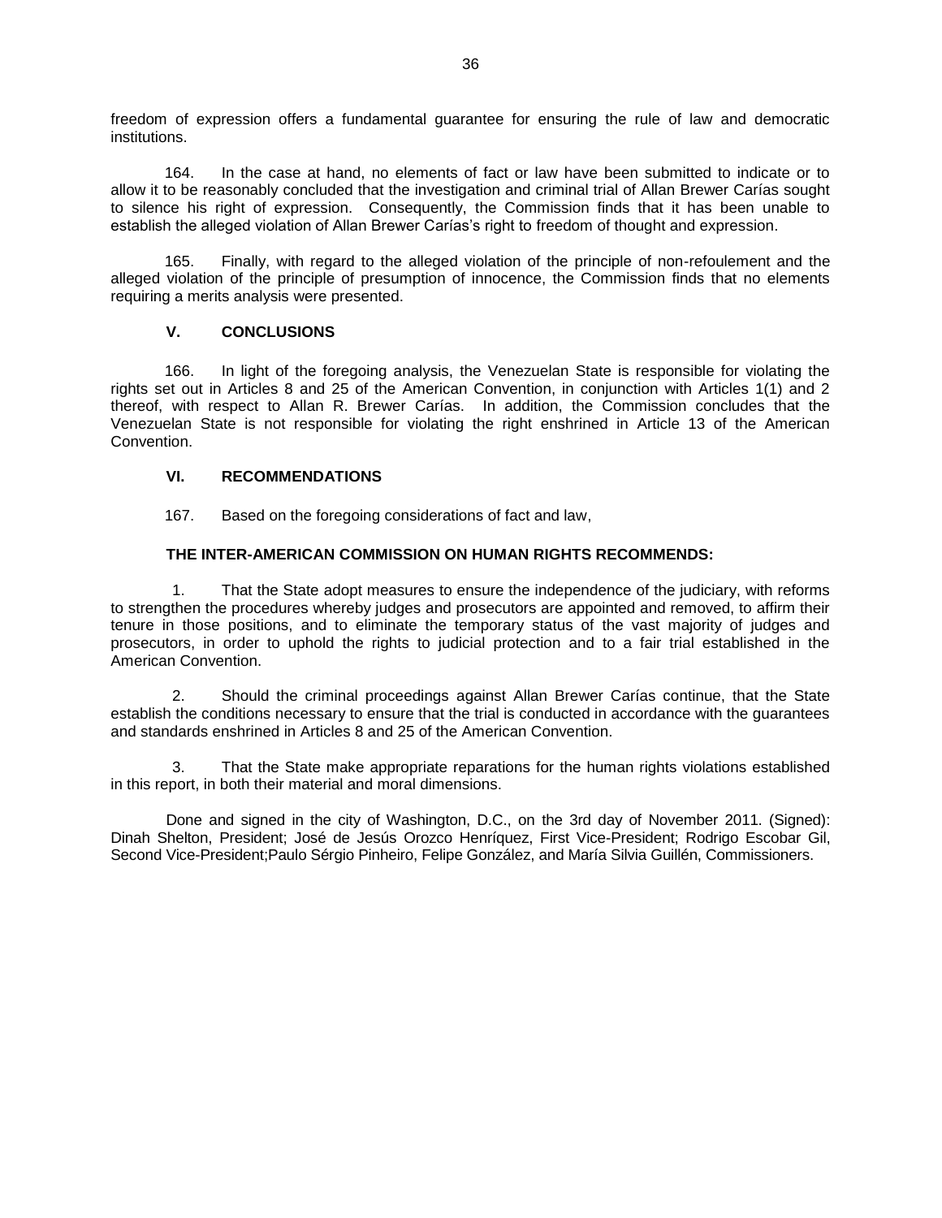freedom of expression offers a fundamental guarantee for ensuring the rule of law and democratic institutions.

164. In the case at hand, no elements of fact or law have been submitted to indicate or to allow it to be reasonably concluded that the investigation and criminal trial of Allan Brewer Carías sought to silence his right of expression. Consequently, the Commission finds that it has been unable to establish the alleged violation of Allan Brewer Carías's right to freedom of thought and expression.

165. Finally, with regard to the alleged violation of the principle of non-refoulement and the alleged violation of the principle of presumption of innocence, the Commission finds that no elements requiring a merits analysis were presented.

## V. CONCLUSIONS

166. In light of the foregoing analysis, the Venezuelan State is responsible for violating the rights set out in Articles 8 and 25 of the American Convention, in conjunction with Articles 1(1) and 2 thereof, with respect to Allan R. Brewer Carías. In addition, the Commission concludes that the Venezuelan State is not responsible for violating the right enshrined in Article 13 of the American Convention.

## VI. RECOMMENDATIONS

167. Based on the foregoing considerations of fact and law,

### THE INTER-AMERICAN COMMISSION ON HUMAN RIGHTS RECOMMENDS:

1. That the State adopt measures to ensure the independence of the judiciary, with reforms to strengthen the procedures whereby judges and prosecutors are appointed and removed, to affirm their tenure in those positions, and to eliminate the temporary status of the vast majority of judges and prosecutors, in order to uphold the rights to judicial protection and to a fair trial established in the American Convention.

2. Should the criminal proceedings against Allan Brewer Carías continue, that the State establish the conditions necessary to ensure that the trial is conducted in accordance with the guarantees and standards enshrined in Articles 8 and 25 of the American Convention.

3. That the State make appropriate reparations for the human rights violations established in this report, in both their material and moral dimensions.

Done and signed in the city of Washington, D.C., on the 3rd day of November 2011. (Signed): Dinah Shelton, President; José de Jesús Orozco Henríquez, First Vice-President; Rodrigo Escobar Gil, Second Vice-President;Paulo Sérgio Pinheiro, Felipe González, and María Silvia Guillén, Commissioners.